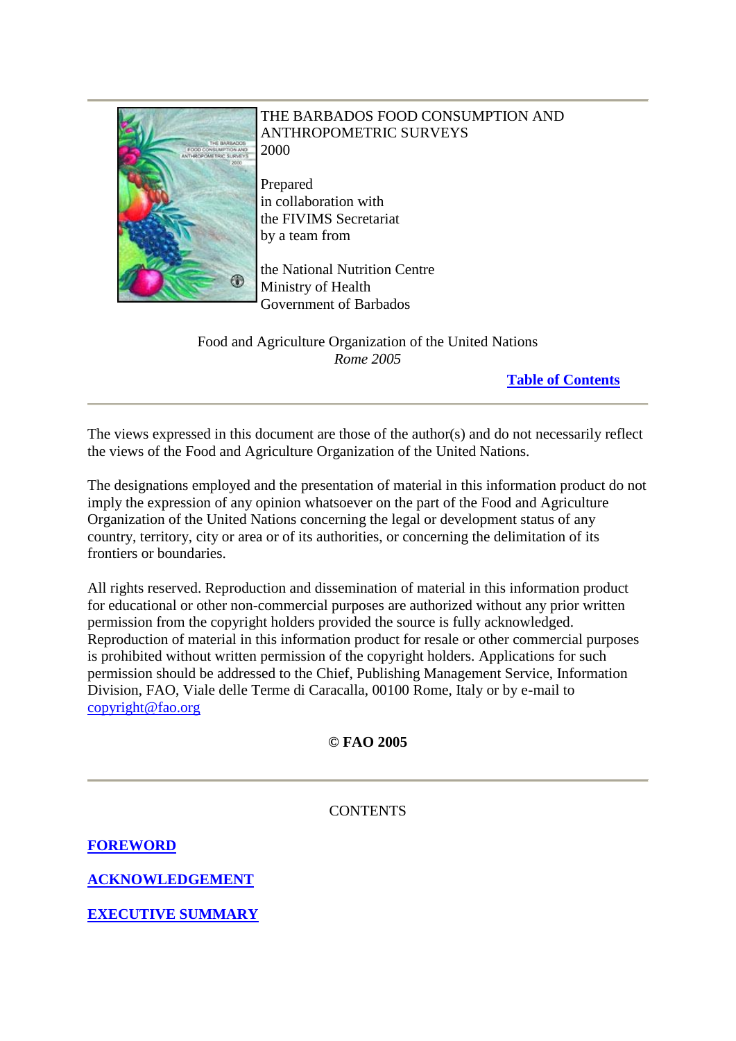# THE BARBADOS FOOD CONSUMPTION AND ANTHROPOMETRIC SURVEYS 2000

Prepared
in collaboration with
the FIVIMS Secretariat
by a team from

the National Nutrition Centre
Ministry of Health
Government of Barbados

Food and Agriculture Organization of the United Nations
*Rome 2005*

**Table of Contents**

---

The views expressed in this document are those of the author(s) and do not necessarily reflect the views of the Food and Agriculture Organization of the United Nations.

The designations employed and the presentation of material in this information product do not imply the expression of any opinion whatsoever on the part of the Food and Agriculture Organization of the United Nations concerning the legal or development status of any country, territory, city or area or of its authorities, or concerning the delimitation of its frontiers or boundaries.

All rights reserved. Reproduction and dissemination of material in this information product for educational or other non-commercial purposes are authorized without any prior written permission from the copyright holders provided the source is fully acknowledged. Reproduction of material in this information product for resale or other commercial purposes is prohibited without written permission of the copyright holders. Applications for such permission should be addressed to the Chief, Publishing Management Service, Information Division, FAO, Viale delle Terme di Caracalla, 00100 Rome, Italy or by e-mail to copyright@fao.org

**© FAO 2005**

---

CONTENTS

**FOREWORD**

**ACKNOWLEDGEMENT**

**EXECUTIVE SUMMARY**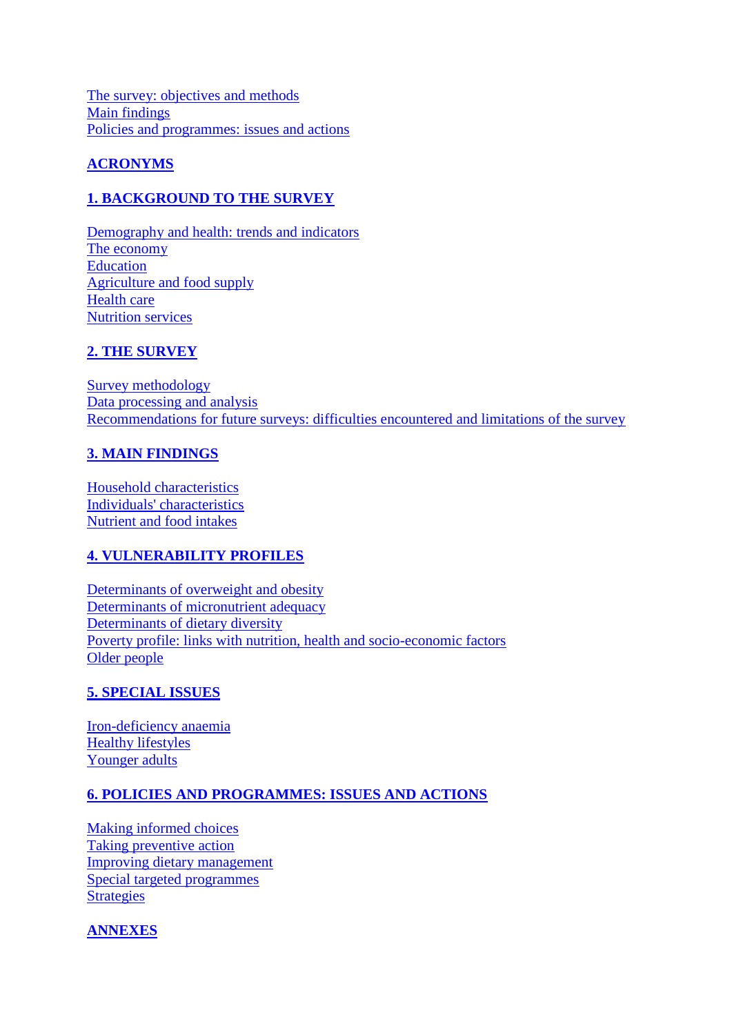The survey: objectives and methods
Main findings
Policies and programmes: issues and actions

**ACRONYMS**

**1. BACKGROUND TO THE SURVEY**

Demography and health: trends and indicators
The economy
Education
Agriculture and food supply
Health care
Nutrition services

**2. THE SURVEY**

Survey methodology
Data processing and analysis
Recommendations for future surveys: difficulties encountered and limitations of the survey

**3. MAIN FINDINGS**

Household characteristics
Individuals' characteristics
Nutrient and food intakes

**4. VULNERABILITY PROFILES**

Determinants of overweight and obesity
Determinants of micronutrient adequacy
Determinants of dietary diversity
Poverty profile: links with nutrition, health and socio-economic factors
Older people

**5. SPECIAL ISSUES**

Iron-deficiency anaemia
Healthy lifestyles
Younger adults

**6. POLICIES AND PROGRAMMES: ISSUES AND ACTIONS**

Making informed choices
Taking preventive action
Improving dietary management
Special targeted programmes
Strategies

**ANNEXES**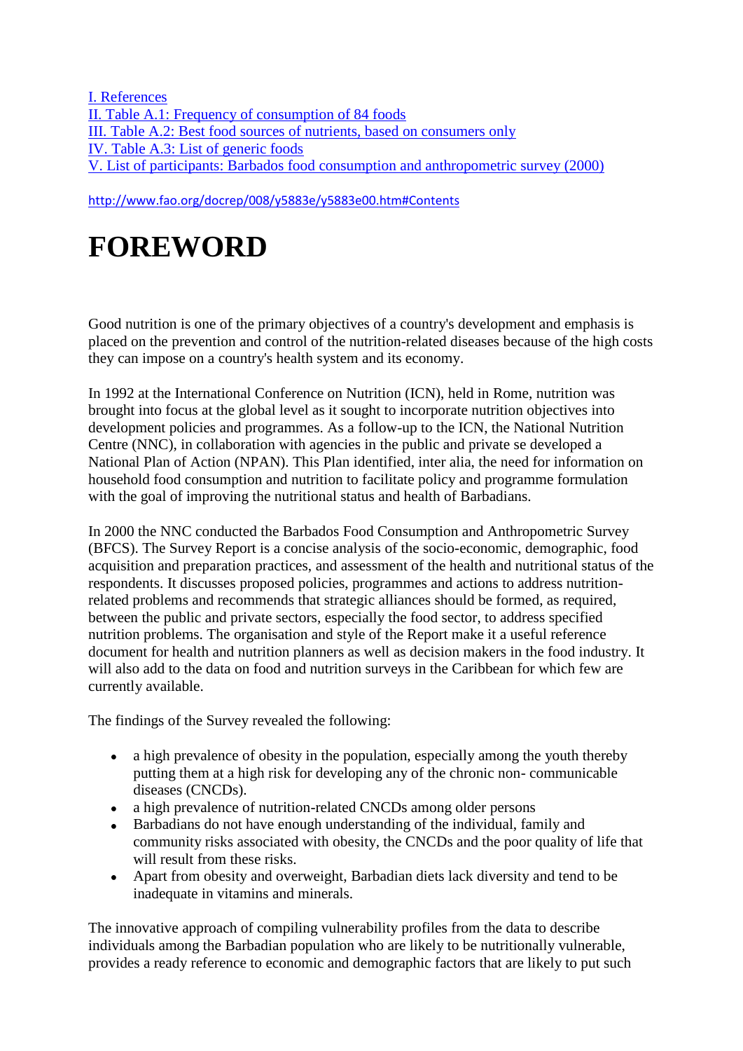I. References
II. Table A.1: Frequency of consumption of 84 foods
III. Table A.2: Best food sources of nutrients, based on consumers only
IV. Table A.3: List of generic foods
V. List of participants: Barbados food consumption and anthropometric survey (2000)

http://www.fao.org/docrep/008/y5883e/y5883e00.htm#Contents

# FOREWORD

Good nutrition is one of the primary objectives of a country's development and emphasis is placed on the prevention and control of the nutrition-related diseases because of the high costs they can impose on a country's health system and its economy.

In 1992 at the International Conference on Nutrition (ICN), held in Rome, nutrition was brought into focus at the global level as it sought to incorporate nutrition objectives into development policies and programmes. As a follow-up to the ICN, the National Nutrition Centre (NNC), in collaboration with agencies in the public and private se developed a National Plan of Action (NPAN). This Plan identified, inter alia, the need for information on household food consumption and nutrition to facilitate policy and programme formulation with the goal of improving the nutritional status and health of Barbadians.

In 2000 the NNC conducted the Barbados Food Consumption and Anthropometric Survey (BFCS). The Survey Report is a concise analysis of the socio-economic, demographic, food acquisition and preparation practices, and assessment of the health and nutritional status of the respondents. It discusses proposed policies, programmes and actions to address nutrition-related problems and recommends that strategic alliances should be formed, as required, between the public and private sectors, especially the food sector, to address specified nutrition problems. The organisation and style of the Report make it a useful reference document for health and nutrition planners as well as decision makers in the food industry. It will also add to the data on food and nutrition surveys in the Caribbean for which few are currently available.

The findings of the Survey revealed the following:

- a high prevalence of obesity in the population, especially among the youth thereby putting them at a high risk for developing any of the chronic non- communicable diseases (CNCDs).
- a high prevalence of nutrition-related CNCDs among older persons
- Barbadians do not have enough understanding of the individual, family and community risks associated with obesity, the CNCDs and the poor quality of life that will result from these risks.
- Apart from obesity and overweight, Barbadian diets lack diversity and tend to be inadequate in vitamins and minerals.

The innovative approach of compiling vulnerability profiles from the data to describe individuals among the Barbadian population who are likely to be nutritionally vulnerable, provides a ready reference to economic and demographic factors that are likely to put such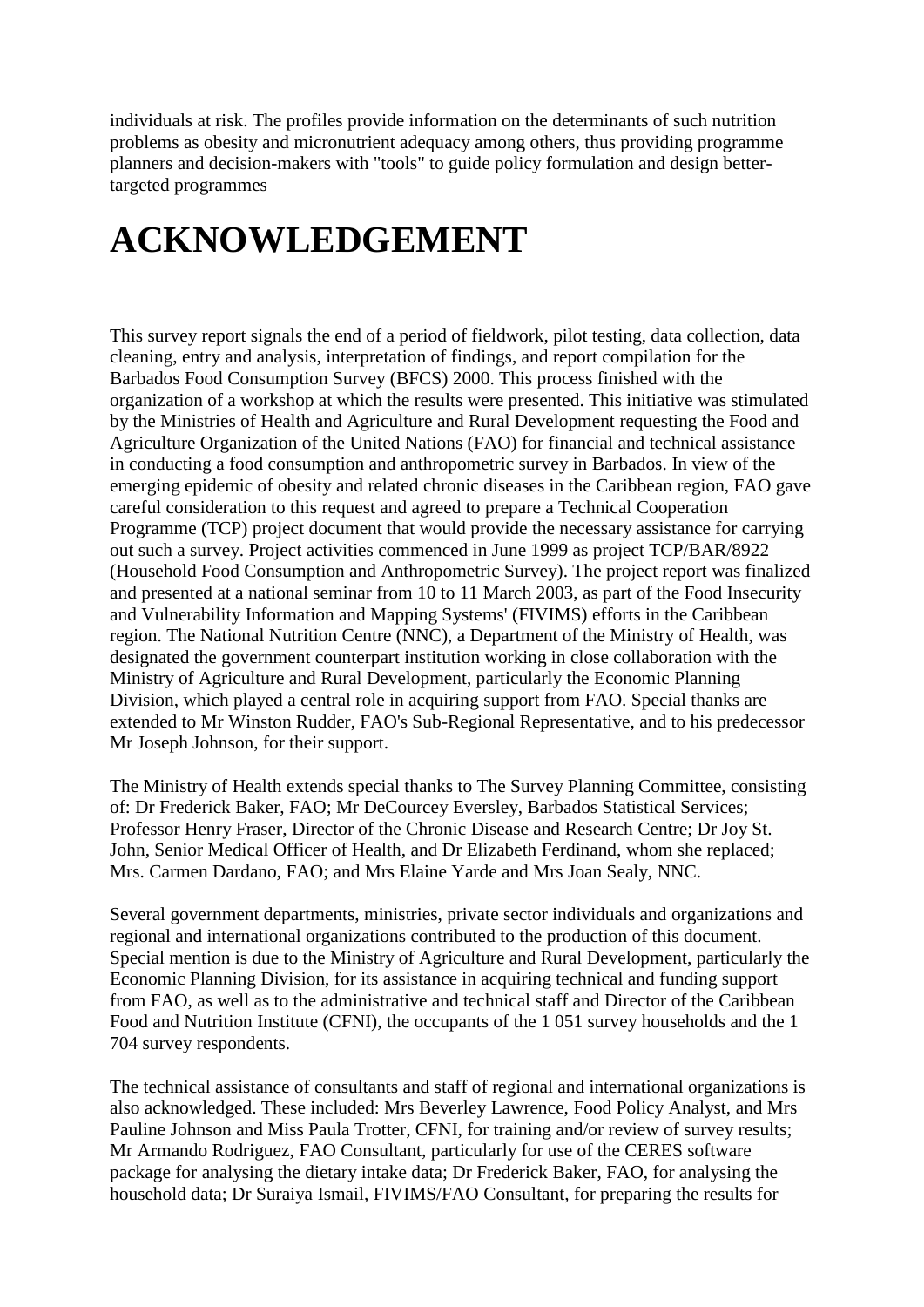individuals at risk. The profiles provide information on the determinants of such nutrition problems as obesity and micronutrient adequacy among others, thus providing programme planners and decision-makers with "tools" to guide policy formulation and design better-targeted programmes

# ACKNOWLEDGEMENT

This survey report signals the end of a period of fieldwork, pilot testing, data collection, data cleaning, entry and analysis, interpretation of findings, and report compilation for the Barbados Food Consumption Survey (BFCS) 2000. This process finished with the organization of a workshop at which the results were presented. This initiative was stimulated by the Ministries of Health and Agriculture and Rural Development requesting the Food and Agriculture Organization of the United Nations (FAO) for financial and technical assistance in conducting a food consumption and anthropometric survey in Barbados. In view of the emerging epidemic of obesity and related chronic diseases in the Caribbean region, FAO gave careful consideration to this request and agreed to prepare a Technical Cooperation Programme (TCP) project document that would provide the necessary assistance for carrying out such a survey. Project activities commenced in June 1999 as project TCP/BAR/8922 (Household Food Consumption and Anthropometric Survey). The project report was finalized and presented at a national seminar from 10 to 11 March 2003, as part of the Food Insecurity and Vulnerability Information and Mapping Systems' (FIVIMS) efforts in the Caribbean region. The National Nutrition Centre (NNC), a Department of the Ministry of Health, was designated the government counterpart institution working in close collaboration with the Ministry of Agriculture and Rural Development, particularly the Economic Planning Division, which played a central role in acquiring support from FAO. Special thanks are extended to Mr Winston Rudder, FAO's Sub-Regional Representative, and to his predecessor Mr Joseph Johnson, for their support.

The Ministry of Health extends special thanks to The Survey Planning Committee, consisting of: Dr Frederick Baker, FAO; Mr DeCourcey Eversley, Barbados Statistical Services; Professor Henry Fraser, Director of the Chronic Disease and Research Centre; Dr Joy St. John, Senior Medical Officer of Health, and Dr Elizabeth Ferdinand, whom she replaced; Mrs. Carmen Dardano, FAO; and Mrs Elaine Yarde and Mrs Joan Sealy, NNC.

Several government departments, ministries, private sector individuals and organizations and regional and international organizations contributed to the production of this document. Special mention is due to the Ministry of Agriculture and Rural Development, particularly the Economic Planning Division, for its assistance in acquiring technical and funding support from FAO, as well as to the administrative and technical staff and Director of the Caribbean Food and Nutrition Institute (CFNI), the occupants of the 1 051 survey households and the 1 704 survey respondents.

The technical assistance of consultants and staff of regional and international organizations is also acknowledged. These included: Mrs Beverley Lawrence, Food Policy Analyst, and Mrs Pauline Johnson and Miss Paula Trotter, CFNI, for training and/or review of survey results; Mr Armando Rodriguez, FAO Consultant, particularly for use of the CERES software package for analysing the dietary intake data; Dr Frederick Baker, FAO, for analysing the household data; Dr Suraiya Ismail, FIVIMS/FAO Consultant, for preparing the results for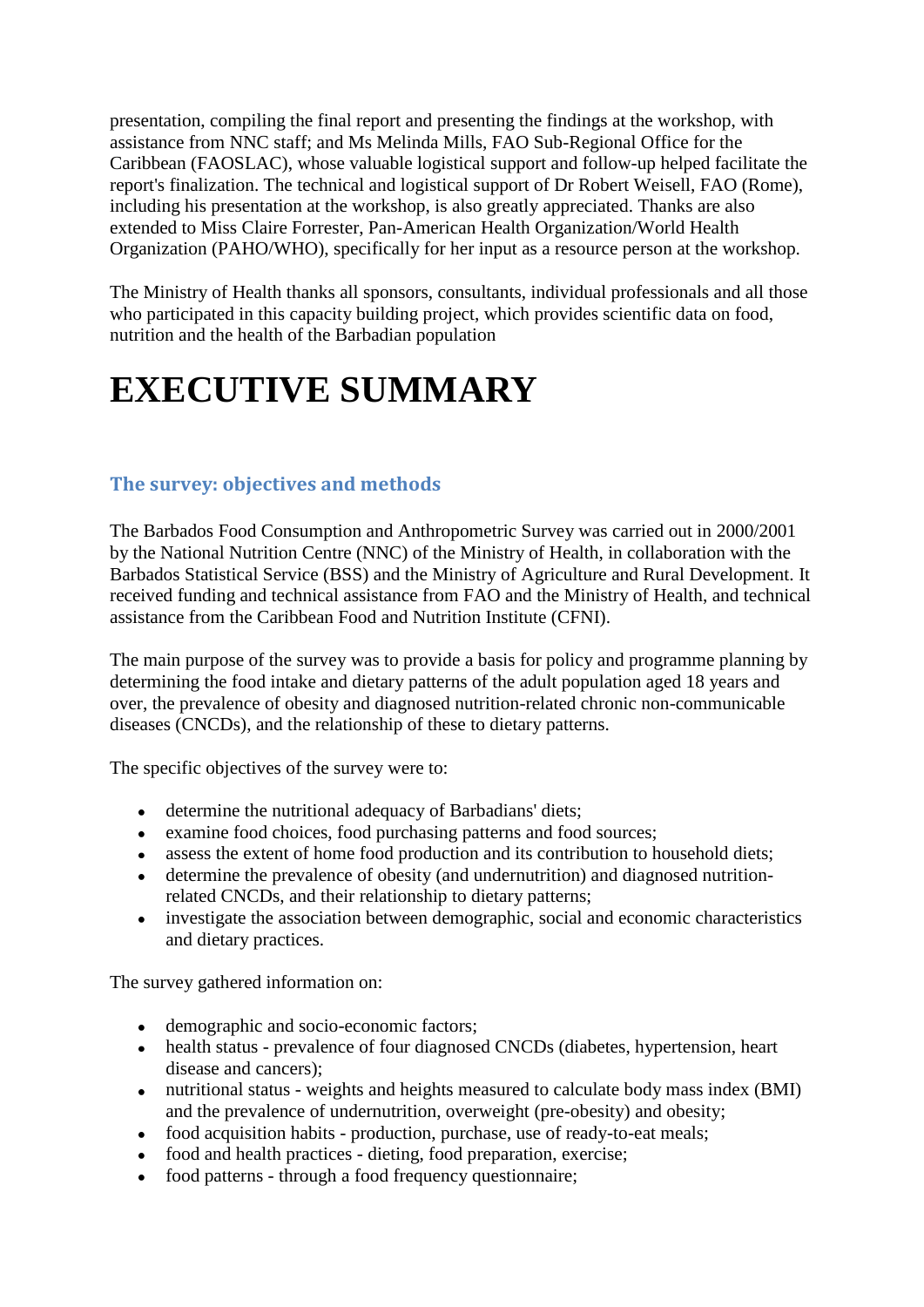presentation, compiling the final report and presenting the findings at the workshop, with assistance from NNC staff; and Ms Melinda Mills, FAO Sub-Regional Office for the Caribbean (FAOSLAC), whose valuable logistical support and follow-up helped facilitate the report's finalization. The technical and logistical support of Dr Robert Weisell, FAO (Rome), including his presentation at the workshop, is also greatly appreciated. Thanks are also extended to Miss Claire Forrester, Pan-American Health Organization/World Health Organization (PAHO/WHO), specifically for her input as a resource person at the workshop.

The Ministry of Health thanks all sponsors, consultants, individual professionals and all those who participated in this capacity building project, which provides scientific data on food, nutrition and the health of the Barbadian population

# EXECUTIVE SUMMARY

### The survey: objectives and methods

The Barbados Food Consumption and Anthropometric Survey was carried out in 2000/2001 by the National Nutrition Centre (NNC) of the Ministry of Health, in collaboration with the Barbados Statistical Service (BSS) and the Ministry of Agriculture and Rural Development. It received funding and technical assistance from FAO and the Ministry of Health, and technical assistance from the Caribbean Food and Nutrition Institute (CFNI).

The main purpose of the survey was to provide a basis for policy and programme planning by determining the food intake and dietary patterns of the adult population aged 18 years and over, the prevalence of obesity and diagnosed nutrition-related chronic non-communicable diseases (CNCDs), and the relationship of these to dietary patterns.

The specific objectives of the survey were to:

- determine the nutritional adequacy of Barbadians' diets;
- examine food choices, food purchasing patterns and food sources;
- assess the extent of home food production and its contribution to household diets;
- determine the prevalence of obesity (and undernutrition) and diagnosed nutrition-related CNCDs, and their relationship to dietary patterns;
- investigate the association between demographic, social and economic characteristics and dietary practices.

The survey gathered information on:

- demographic and socio-economic factors;
- health status - prevalence of four diagnosed CNCDs (diabetes, hypertension, heart disease and cancers);
- nutritional status - weights and heights measured to calculate body mass index (BMI) and the prevalence of undernutrition, overweight (pre-obesity) and obesity;
- food acquisition habits - production, purchase, use of ready-to-eat meals;
- food and health practices - dieting, food preparation, exercise;
- food patterns - through a food frequency questionnaire;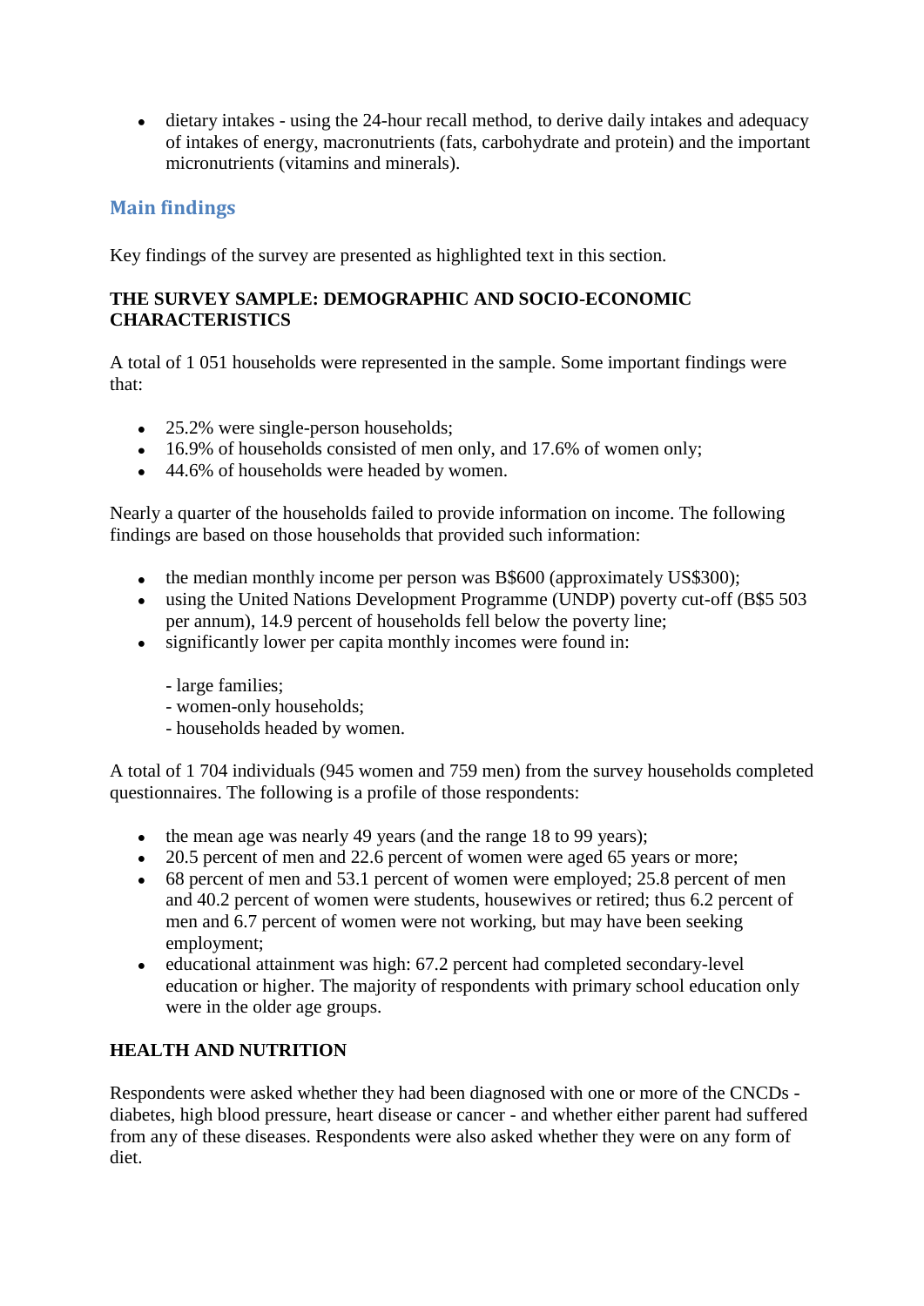- dietary intakes - using the 24-hour recall method, to derive daily intakes and adequacy of intakes of energy, macronutrients (fats, carbohydrate and protein) and the important micronutrients (vitamins and minerals).

## Main findings

Key findings of the survey are presented as highlighted text in this section.

### THE SURVEY SAMPLE: DEMOGRAPHIC AND SOCIO-ECONOMIC CHARACTERISTICS

A total of 1 051 households were represented in the sample. Some important findings were that:

- 25.2% were single-person households;
- 16.9% of households consisted of men only, and 17.6% of women only;
- 44.6% of households were headed by women.

Nearly a quarter of the households failed to provide information on income. The following findings are based on those households that provided such information:

- the median monthly income per person was B$600 (approximately US$300);
- using the United Nations Development Programme (UNDP) poverty cut-off (B$5 503 per annum), 14.9 percent of households fell below the poverty line;
- significantly lower per capita monthly incomes were found in:

  - large families;
  - women-only households;
  - households headed by women.

A total of 1 704 individuals (945 women and 759 men) from the survey households completed questionnaires. The following is a profile of those respondents:

- the mean age was nearly 49 years (and the range 18 to 99 years);
- 20.5 percent of men and 22.6 percent of women were aged 65 years or more;
- 68 percent of men and 53.1 percent of women were employed; 25.8 percent of men and 40.2 percent of women were students, housewives or retired; thus 6.2 percent of men and 6.7 percent of women were not working, but may have been seeking employment;
- educational attainment was high: 67.2 percent had completed secondary-level education or higher. The majority of respondents with primary school education only were in the older age groups.

### HEALTH AND NUTRITION

Respondents were asked whether they had been diagnosed with one or more of the CNCDs - diabetes, high blood pressure, heart disease or cancer - and whether either parent had suffered from any of these diseases. Respondents were also asked whether they were on any form of diet.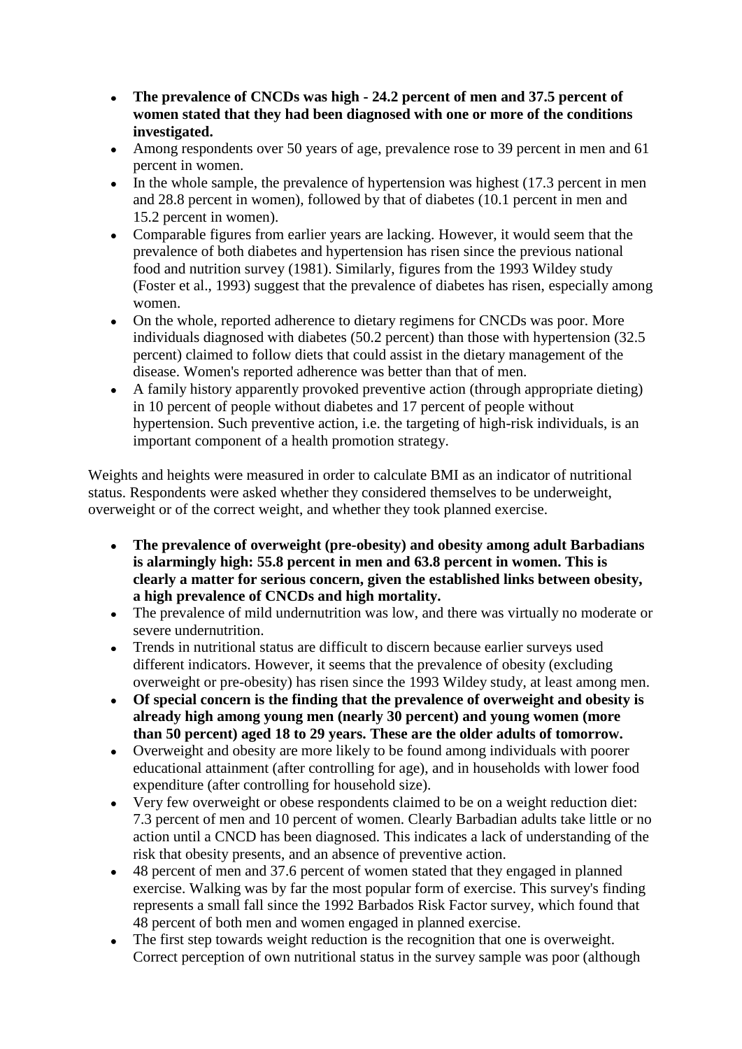- **The prevalence of CNCDs was high - 24.2 percent of men and 37.5 percent of women stated that they had been diagnosed with one or more of the conditions investigated.**
- Among respondents over 50 years of age, prevalence rose to 39 percent in men and 61 percent in women.
- In the whole sample, the prevalence of hypertension was highest (17.3 percent in men and 28.8 percent in women), followed by that of diabetes (10.1 percent in men and 15.2 percent in women).
- Comparable figures from earlier years are lacking. However, it would seem that the prevalence of both diabetes and hypertension has risen since the previous national food and nutrition survey (1981). Similarly, figures from the 1993 Wildey study (Foster et al., 1993) suggest that the prevalence of diabetes has risen, especially among women.
- On the whole, reported adherence to dietary regimens for CNCDs was poor. More individuals diagnosed with diabetes (50.2 percent) than those with hypertension (32.5 percent) claimed to follow diets that could assist in the dietary management of the disease. Women's reported adherence was better than that of men.
- A family history apparently provoked preventive action (through appropriate dieting) in 10 percent of people without diabetes and 17 percent of people without hypertension. Such preventive action, i.e. the targeting of high-risk individuals, is an important component of a health promotion strategy.

Weights and heights were measured in order to calculate BMI as an indicator of nutritional status. Respondents were asked whether they considered themselves to be underweight, overweight or of the correct weight, and whether they took planned exercise.

- **The prevalence of overweight (pre-obesity) and obesity among adult Barbadians is alarmingly high: 55.8 percent in men and 63.8 percent in women. This is clearly a matter for serious concern, given the established links between obesity, a high prevalence of CNCDs and high mortality.**
- The prevalence of mild undernutrition was low, and there was virtually no moderate or severe undernutrition.
- Trends in nutritional status are difficult to discern because earlier surveys used different indicators. However, it seems that the prevalence of obesity (excluding overweight or pre-obesity) has risen since the 1993 Wildey study, at least among men.
- **Of special concern is the finding that the prevalence of overweight and obesity is already high among young men (nearly 30 percent) and young women (more than 50 percent) aged 18 to 29 years. These are the older adults of tomorrow.**
- Overweight and obesity are more likely to be found among individuals with poorer educational attainment (after controlling for age), and in households with lower food expenditure (after controlling for household size).
- Very few overweight or obese respondents claimed to be on a weight reduction diet: 7.3 percent of men and 10 percent of women. Clearly Barbadian adults take little or no action until a CNCD has been diagnosed. This indicates a lack of understanding of the risk that obesity presents, and an absence of preventive action.
- 48 percent of men and 37.6 percent of women stated that they engaged in planned exercise. Walking was by far the most popular form of exercise. This survey's finding represents a small fall since the 1992 Barbados Risk Factor survey, which found that 48 percent of both men and women engaged in planned exercise.
- The first step towards weight reduction is the recognition that one is overweight. Correct perception of own nutritional status in the survey sample was poor (although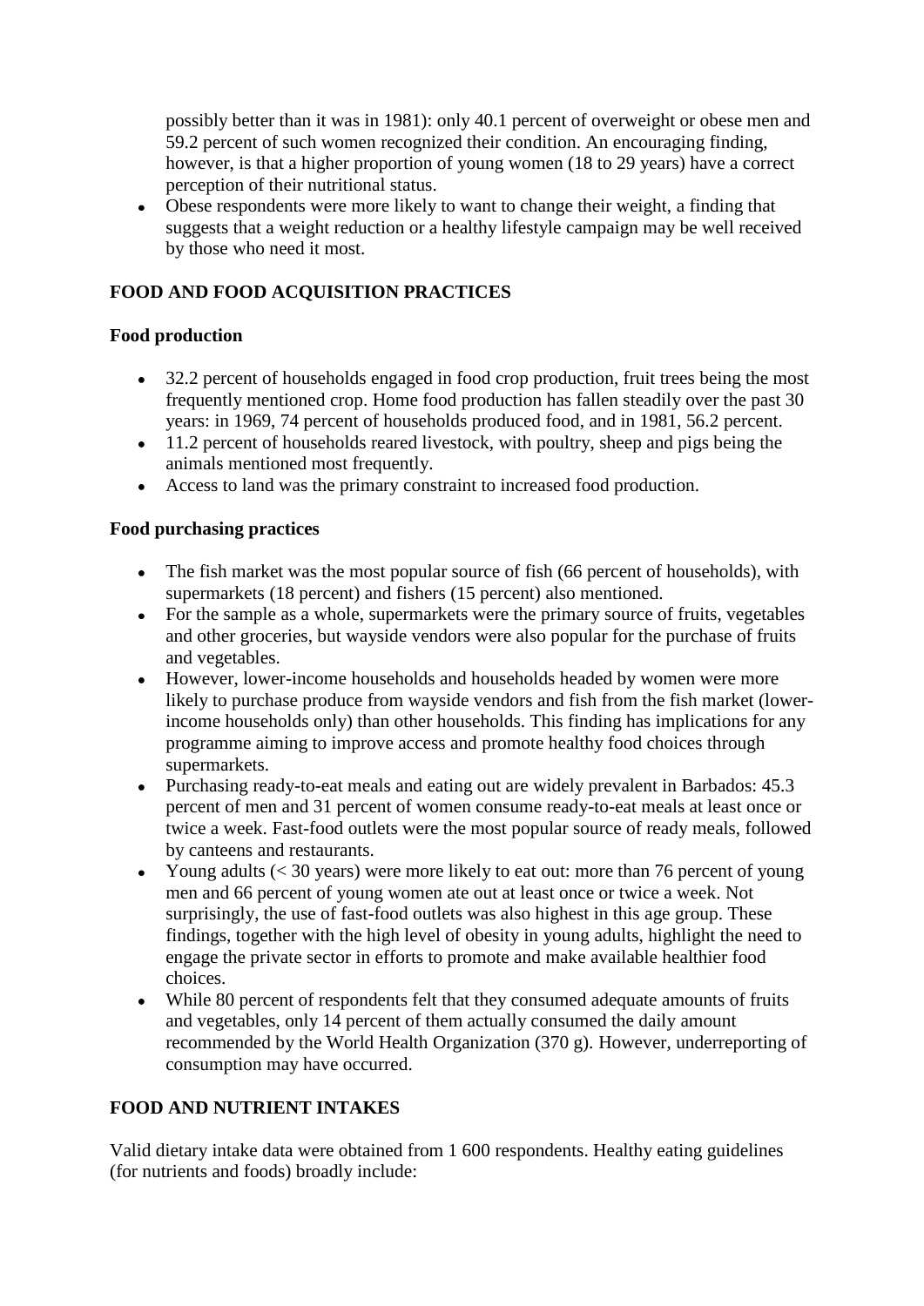possibly better than it was in 1981): only 40.1 percent of overweight or obese men and 59.2 percent of such women recognized their condition. An encouraging finding, however, is that a higher proportion of young women (18 to 29 years) have a correct perception of their nutritional status.

- Obese respondents were more likely to want to change their weight, a finding that suggests that a weight reduction or a healthy lifestyle campaign may be well received by those who need it most.

## FOOD AND FOOD ACQUISITION PRACTICES

### Food production

- 32.2 percent of households engaged in food crop production, fruit trees being the most frequently mentioned crop. Home food production has fallen steadily over the past 30 years: in 1969, 74 percent of households produced food, and in 1981, 56.2 percent.
- 11.2 percent of households reared livestock, with poultry, sheep and pigs being the animals mentioned most frequently.
- Access to land was the primary constraint to increased food production.

### Food purchasing practices

- The fish market was the most popular source of fish (66 percent of households), with supermarkets (18 percent) and fishers (15 percent) also mentioned.
- For the sample as a whole, supermarkets were the primary source of fruits, vegetables and other groceries, but wayside vendors were also popular for the purchase of fruits and vegetables.
- However, lower-income households and households headed by women were more likely to purchase produce from wayside vendors and fish from the fish market (lower-income households only) than other households. This finding has implications for any programme aiming to improve access and promote healthy food choices through supermarkets.
- Purchasing ready-to-eat meals and eating out are widely prevalent in Barbados: 45.3 percent of men and 31 percent of women consume ready-to-eat meals at least once or twice a week. Fast-food outlets were the most popular source of ready meals, followed by canteens and restaurants.
- Young adults (< 30 years) were more likely to eat out: more than 76 percent of young men and 66 percent of young women ate out at least once or twice a week. Not surprisingly, the use of fast-food outlets was also highest in this age group. These findings, together with the high level of obesity in young adults, highlight the need to engage the private sector in efforts to promote and make available healthier food choices.
- While 80 percent of respondents felt that they consumed adequate amounts of fruits and vegetables, only 14 percent of them actually consumed the daily amount recommended by the World Health Organization (370 g). However, underreporting of consumption may have occurred.

## FOOD AND NUTRIENT INTAKES

Valid dietary intake data were obtained from 1 600 respondents. Healthy eating guidelines (for nutrients and foods) broadly include: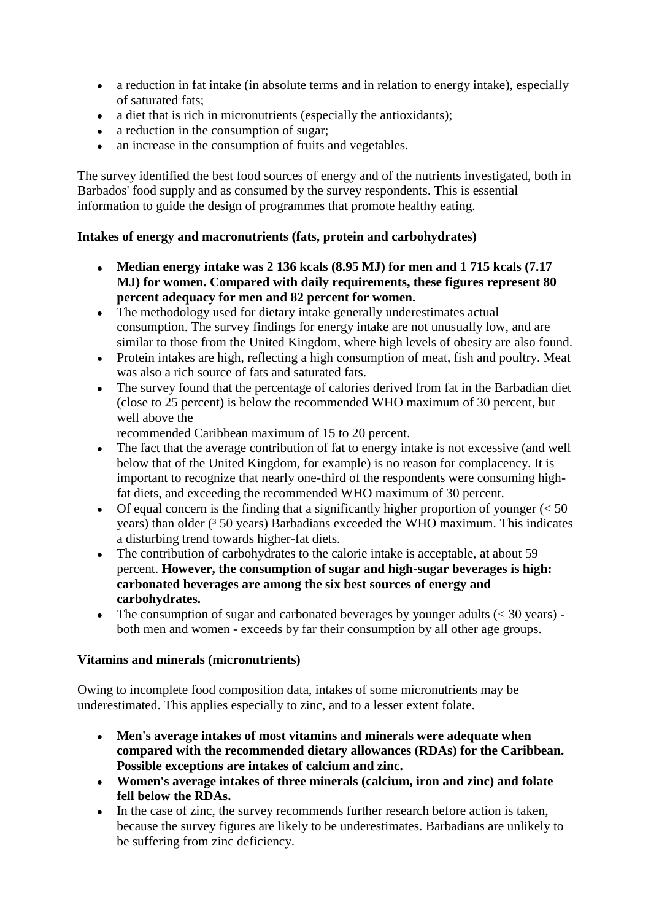- a reduction in fat intake (in absolute terms and in relation to energy intake), especially of saturated fats;
- a diet that is rich in micronutrients (especially the antioxidants);
- a reduction in the consumption of sugar;
- an increase in the consumption of fruits and vegetables.

The survey identified the best food sources of energy and of the nutrients investigated, both in Barbados' food supply and as consumed by the survey respondents. This is essential information to guide the design of programmes that promote healthy eating.

**Intakes of energy and macronutrients (fats, protein and carbohydrates)**

- **Median energy intake was 2 136 kcals (8.95 MJ) for men and 1 715 kcals (7.17 MJ) for women. Compared with daily requirements, these figures represent 80 percent adequacy for men and 82 percent for women.**
- The methodology used for dietary intake generally underestimates actual consumption. The survey findings for energy intake are not unusually low, and are similar to those from the United Kingdom, where high levels of obesity are also found.
- Protein intakes are high, reflecting a high consumption of meat, fish and poultry. Meat was also a rich source of fats and saturated fats.
- The survey found that the percentage of calories derived from fat in the Barbadian diet (close to 25 percent) is below the recommended WHO maximum of 30 percent, but well above the
  recommended Caribbean maximum of 15 to 20 percent.
- The fact that the average contribution of fat to energy intake is not excessive (and well below that of the United Kingdom, for example) is no reason for complacency. It is important to recognize that nearly one-third of the respondents were consuming high-fat diets, and exceeding the recommended WHO maximum of 30 percent.
- Of equal concern is the finding that a significantly higher proportion of younger (< 50 years) than older (³ 50 years) Barbadians exceeded the WHO maximum. This indicates a disturbing trend towards higher-fat diets.
- The contribution of carbohydrates to the calorie intake is acceptable, at about 59 percent. **However, the consumption of sugar and high-sugar beverages is high: carbonated beverages are among the six best sources of energy and carbohydrates.**
- The consumption of sugar and carbonated beverages by younger adults (< 30 years) - both men and women - exceeds by far their consumption by all other age groups.

**Vitamins and minerals (micronutrients)**

Owing to incomplete food composition data, intakes of some micronutrients may be underestimated. This applies especially to zinc, and to a lesser extent folate.

- **Men's average intakes of most vitamins and minerals were adequate when compared with the recommended dietary allowances (RDAs) for the Caribbean. Possible exceptions are intakes of calcium and zinc.**
- **Women's average intakes of three minerals (calcium, iron and zinc) and folate fell below the RDAs.**
- In the case of zinc, the survey recommends further research before action is taken, because the survey figures are likely to be underestimates. Barbadians are unlikely to be suffering from zinc deficiency.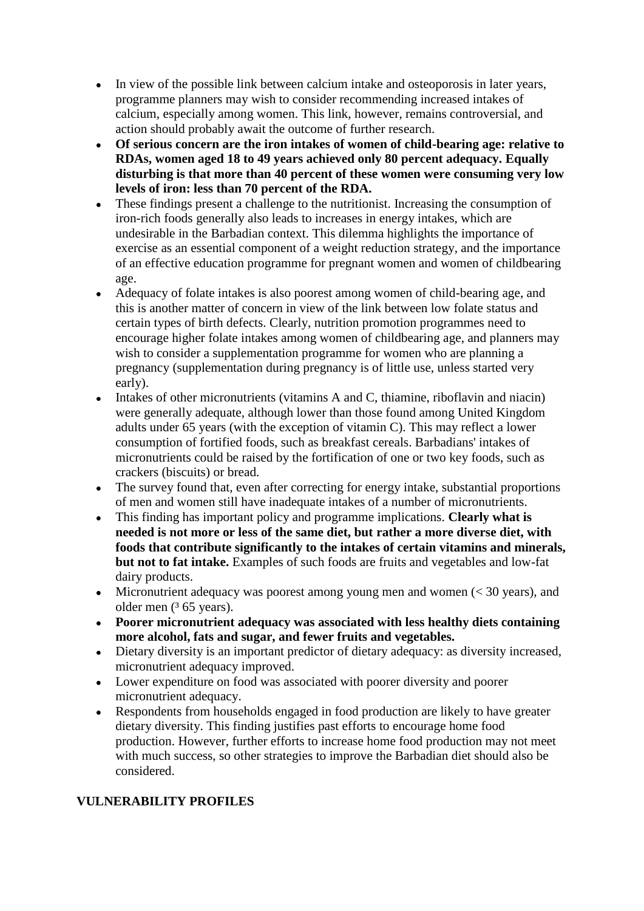- In view of the possible link between calcium intake and osteoporosis in later years, programme planners may wish to consider recommending increased intakes of calcium, especially among women. This link, however, remains controversial, and action should probably await the outcome of further research.
- **Of serious concern are the iron intakes of women of child-bearing age: relative to RDAs, women aged 18 to 49 years achieved only 80 percent adequacy. Equally disturbing is that more than 40 percent of these women were consuming very low levels of iron: less than 70 percent of the RDA.**
- These findings present a challenge to the nutritionist. Increasing the consumption of iron-rich foods generally also leads to increases in energy intakes, which are undesirable in the Barbadian context. This dilemma highlights the importance of exercise as an essential component of a weight reduction strategy, and the importance of an effective education programme for pregnant women and women of childbearing age.
- Adequacy of folate intakes is also poorest among women of child-bearing age, and this is another matter of concern in view of the link between low folate status and certain types of birth defects. Clearly, nutrition promotion programmes need to encourage higher folate intakes among women of childbearing age, and planners may wish to consider a supplementation programme for women who are planning a pregnancy (supplementation during pregnancy is of little use, unless started very early).
- Intakes of other micronutrients (vitamins A and C, thiamine, riboflavin and niacin) were generally adequate, although lower than those found among United Kingdom adults under 65 years (with the exception of vitamin C). This may reflect a lower consumption of fortified foods, such as breakfast cereals. Barbadians' intakes of micronutrients could be raised by the fortification of one or two key foods, such as crackers (biscuits) or bread.
- The survey found that, even after correcting for energy intake, substantial proportions of men and women still have inadequate intakes of a number of micronutrients.
- This finding has important policy and programme implications. **Clearly what is needed is not more or less of the same diet, but rather a more diverse diet, with foods that contribute significantly to the intakes of certain vitamins and minerals, but not to fat intake.** Examples of such foods are fruits and vegetables and low-fat dairy products.
- Micronutrient adequacy was poorest among young men and women (< 30 years), and older men (³ 65 years).
- **Poorer micronutrient adequacy was associated with less healthy diets containing more alcohol, fats and sugar, and fewer fruits and vegetables.**
- Dietary diversity is an important predictor of dietary adequacy: as diversity increased, micronutrient adequacy improved.
- Lower expenditure on food was associated with poorer diversity and poorer micronutrient adequacy.
- Respondents from households engaged in food production are likely to have greater dietary diversity. This finding justifies past efforts to encourage home food production. However, further efforts to increase home food production may not meet with much success, so other strategies to improve the Barbadian diet should also be considered.

## VULNERABILITY PROFILES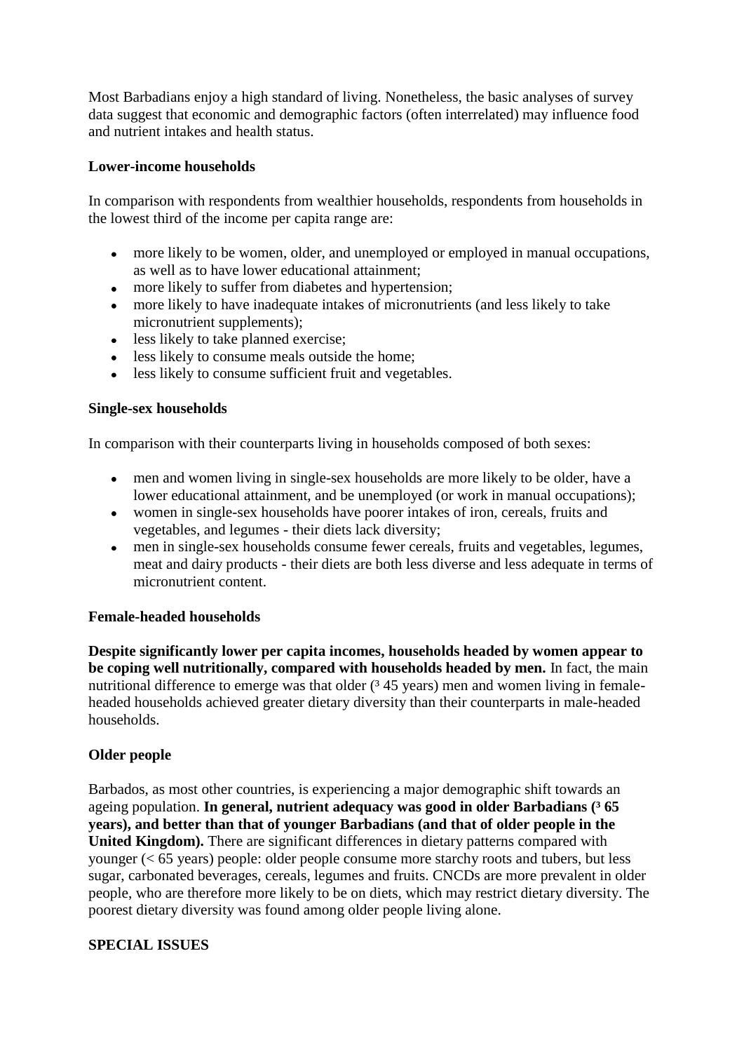Most Barbadians enjoy a high standard of living. Nonetheless, the basic analyses of survey data suggest that economic and demographic factors (often interrelated) may influence food and nutrient intakes and health status.

**Lower-income households**

In comparison with respondents from wealthier households, respondents from households in the lowest third of the income per capita range are:

- more likely to be women, older, and unemployed or employed in manual occupations, as well as to have lower educational attainment;
- more likely to suffer from diabetes and hypertension;
- more likely to have inadequate intakes of micronutrients (and less likely to take micronutrient supplements);
- less likely to take planned exercise;
- less likely to consume meals outside the home;
- less likely to consume sufficient fruit and vegetables.

**Single-sex households**

In comparison with their counterparts living in households composed of both sexes:

- men and women living in single-sex households are more likely to be older, have a lower educational attainment, and be unemployed (or work in manual occupations);
- women in single-sex households have poorer intakes of iron, cereals, fruits and vegetables, and legumes - their diets lack diversity;
- men in single-sex households consume fewer cereals, fruits and vegetables, legumes, meat and dairy products - their diets are both less diverse and less adequate in terms of micronutrient content.

**Female-headed households**

**Despite significantly lower per capita incomes, households headed by women appear to be coping well nutritionally, compared with households headed by men.** In fact, the main nutritional difference to emerge was that older (³ 45 years) men and women living in female-headed households achieved greater dietary diversity than their counterparts in male-headed households.

**Older people**

Barbados, as most other countries, is experiencing a major demographic shift towards an ageing population. **In general, nutrient adequacy was good in older Barbadians (³ 65 years), and better than that of younger Barbadians (and that of older people in the United Kingdom).** There are significant differences in dietary patterns compared with younger (< 65 years) people: older people consume more starchy roots and tubers, but less sugar, carbonated beverages, cereals, legumes and fruits. CNCDs are more prevalent in older people, who are therefore more likely to be on diets, which may restrict dietary diversity. The poorest dietary diversity was found among older people living alone.

**SPECIAL ISSUES**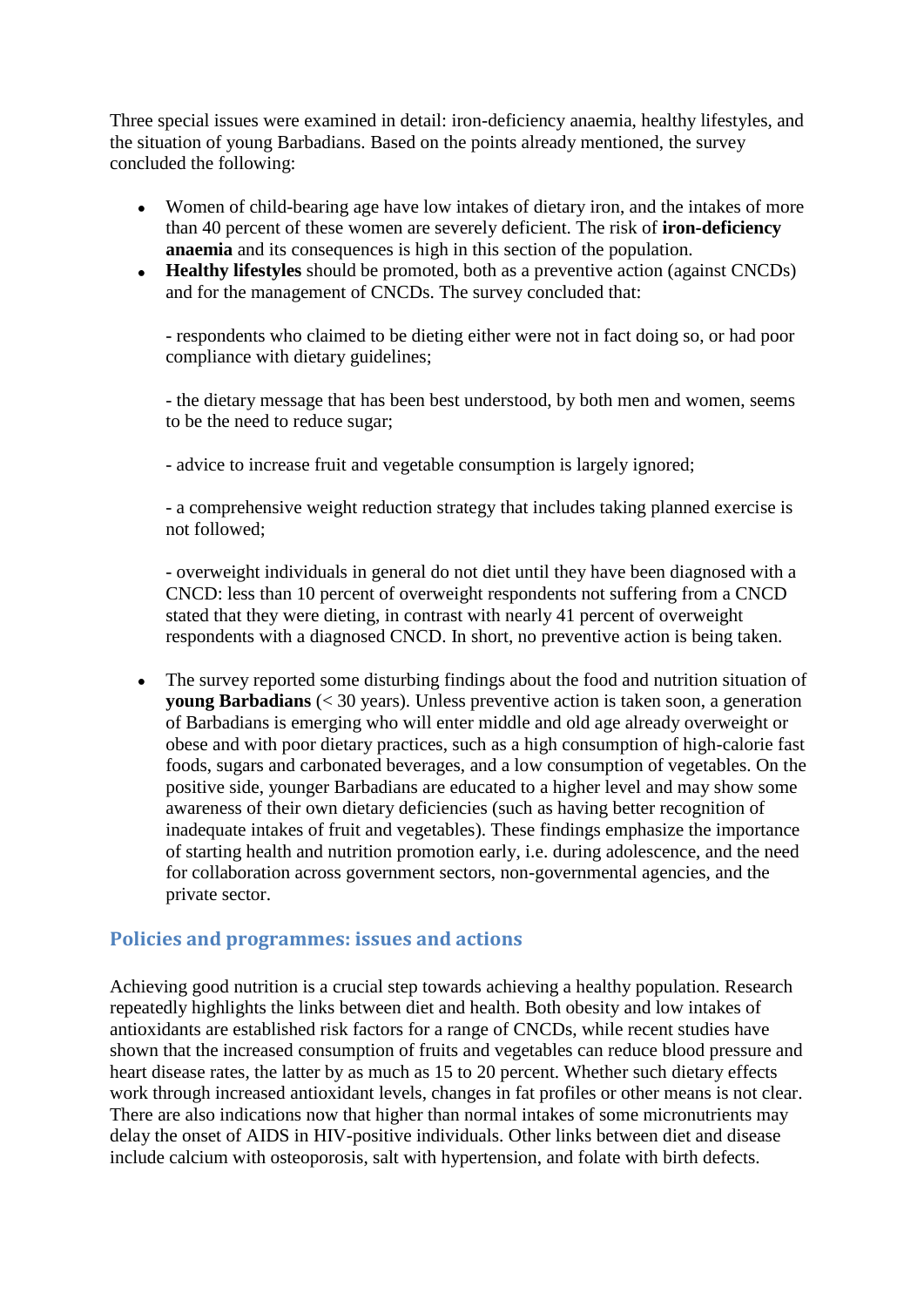Three special issues were examined in detail: iron-deficiency anaemia, healthy lifestyles, and the situation of young Barbadians. Based on the points already mentioned, the survey concluded the following:

- Women of child-bearing age have low intakes of dietary iron, and the intakes of more than 40 percent of these women are severely deficient. The risk of **iron-deficiency anaemia** and its consequences is high in this section of the population.
- **Healthy lifestyles** should be promoted, both as a preventive action (against CNCDs) and for the management of CNCDs. The survey concluded that:

  - respondents who claimed to be dieting either were not in fact doing so, or had poor compliance with dietary guidelines;

  - the dietary message that has been best understood, by both men and women, seems to be the need to reduce sugar;

  - advice to increase fruit and vegetable consumption is largely ignored;

  - a comprehensive weight reduction strategy that includes taking planned exercise is not followed;

  - overweight individuals in general do not diet until they have been diagnosed with a CNCD: less than 10 percent of overweight respondents not suffering from a CNCD stated that they were dieting, in contrast with nearly 41 percent of overweight respondents with a diagnosed CNCD. In short, no preventive action is being taken.

- The survey reported some disturbing findings about the food and nutrition situation of **young Barbadians** (< 30 years). Unless preventive action is taken soon, a generation of Barbadians is emerging who will enter middle and old age already overweight or obese and with poor dietary practices, such as a high consumption of high-calorie fast foods, sugars and carbonated beverages, and a low consumption of vegetables. On the positive side, younger Barbadians are educated to a higher level and may show some awareness of their own dietary deficiencies (such as having better recognition of inadequate intakes of fruit and vegetables). These findings emphasize the importance of starting health and nutrition promotion early, i.e. during adolescence, and the need for collaboration across government sectors, non-governmental agencies, and the private sector.

## Policies and programmes: issues and actions

Achieving good nutrition is a crucial step towards achieving a healthy population. Research repeatedly highlights the links between diet and health. Both obesity and low intakes of antioxidants are established risk factors for a range of CNCDs, while recent studies have shown that the increased consumption of fruits and vegetables can reduce blood pressure and heart disease rates, the latter by as much as 15 to 20 percent. Whether such dietary effects work through increased antioxidant levels, changes in fat profiles or other means is not clear. There are also indications now that higher than normal intakes of some micronutrients may delay the onset of AIDS in HIV-positive individuals. Other links between diet and disease include calcium with osteoporosis, salt with hypertension, and folate with birth defects.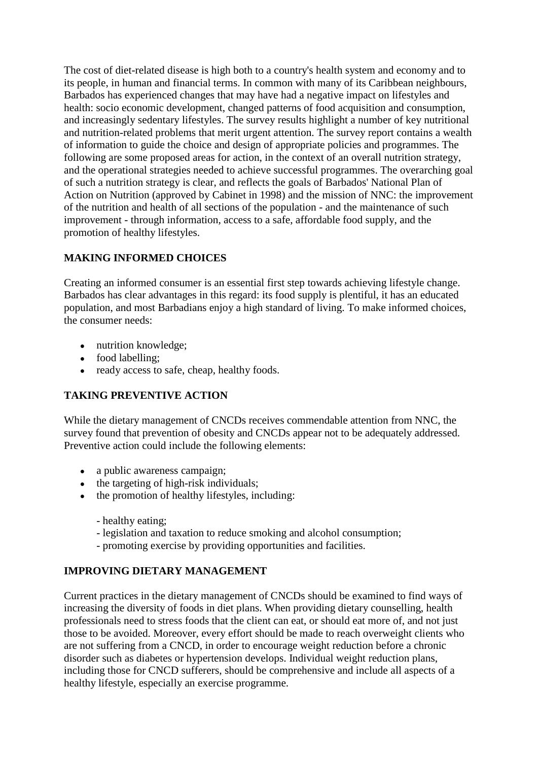The cost of diet-related disease is high both to a country's health system and economy and to its people, in human and financial terms. In common with many of its Caribbean neighbours, Barbados has experienced changes that may have had a negative impact on lifestyles and health: socio economic development, changed patterns of food acquisition and consumption, and increasingly sedentary lifestyles. The survey results highlight a number of key nutritional and nutrition-related problems that merit urgent attention. The survey report contains a wealth of information to guide the choice and design of appropriate policies and programmes. The following are some proposed areas for action, in the context of an overall nutrition strategy, and the operational strategies needed to achieve successful programmes. The overarching goal of such a nutrition strategy is clear, and reflects the goals of Barbados' National Plan of Action on Nutrition (approved by Cabinet in 1998) and the mission of NNC: the improvement of the nutrition and health of all sections of the population - and the maintenance of such improvement - through information, access to a safe, affordable food supply, and the promotion of healthy lifestyles.

## MAKING INFORMED CHOICES

Creating an informed consumer is an essential first step towards achieving lifestyle change. Barbados has clear advantages in this regard: its food supply is plentiful, it has an educated population, and most Barbadians enjoy a high standard of living. To make informed choices, the consumer needs:

- nutrition knowledge;
- food labelling;
- ready access to safe, cheap, healthy foods.

## TAKING PREVENTIVE ACTION

While the dietary management of CNCDs receives commendable attention from NNC, the survey found that prevention of obesity and CNCDs appear not to be adequately addressed. Preventive action could include the following elements:

- a public awareness campaign;
- the targeting of high-risk individuals;
- the promotion of healthy lifestyles, including:
  - healthy eating;
  - legislation and taxation to reduce smoking and alcohol consumption;
  - promoting exercise by providing opportunities and facilities.

## IMPROVING DIETARY MANAGEMENT

Current practices in the dietary management of CNCDs should be examined to find ways of increasing the diversity of foods in diet plans. When providing dietary counselling, health professionals need to stress foods that the client can eat, or should eat more of, and not just those to be avoided. Moreover, every effort should be made to reach overweight clients who are not suffering from a CNCD, in order to encourage weight reduction before a chronic disorder such as diabetes or hypertension develops. Individual weight reduction plans, including those for CNCD sufferers, should be comprehensive and include all aspects of a healthy lifestyle, especially an exercise programme.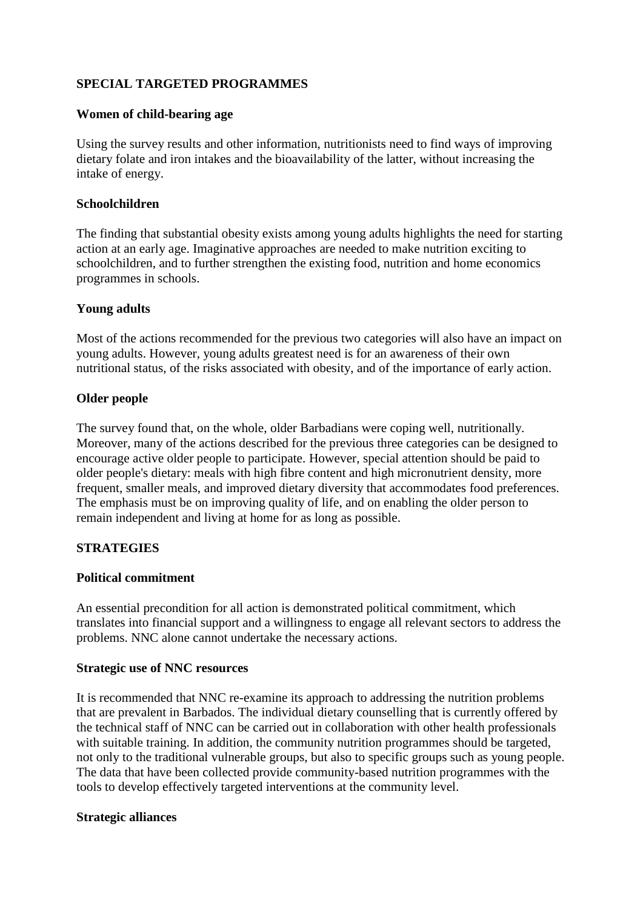## SPECIAL TARGETED PROGRAMMES

### Women of child-bearing age

Using the survey results and other information, nutritionists need to find ways of improving dietary folate and iron intakes and the bioavailability of the latter, without increasing the intake of energy.

### Schoolchildren

The finding that substantial obesity exists among young adults highlights the need for starting action at an early age. Imaginative approaches are needed to make nutrition exciting to schoolchildren, and to further strengthen the existing food, nutrition and home economics programmes in schools.

### Young adults

Most of the actions recommended for the previous two categories will also have an impact on young adults. However, young adults greatest need is for an awareness of their own nutritional status, of the risks associated with obesity, and of the importance of early action.

### Older people

The survey found that, on the whole, older Barbadians were coping well, nutritionally. Moreover, many of the actions described for the previous three categories can be designed to encourage active older people to participate. However, special attention should be paid to older people's dietary: meals with high fibre content and high micronutrient density, more frequent, smaller meals, and improved dietary diversity that accommodates food preferences. The emphasis must be on improving quality of life, and on enabling the older person to remain independent and living at home for as long as possible.

## STRATEGIES

### Political commitment

An essential precondition for all action is demonstrated political commitment, which translates into financial support and a willingness to engage all relevant sectors to address the problems. NNC alone cannot undertake the necessary actions.

### Strategic use of NNC resources

It is recommended that NNC re-examine its approach to addressing the nutrition problems that are prevalent in Barbados. The individual dietary counselling that is currently offered by the technical staff of NNC can be carried out in collaboration with other health professionals with suitable training. In addition, the community nutrition programmes should be targeted, not only to the traditional vulnerable groups, but also to specific groups such as young people. The data that have been collected provide community-based nutrition programmes with the tools to develop effectively targeted interventions at the community level.

### Strategic alliances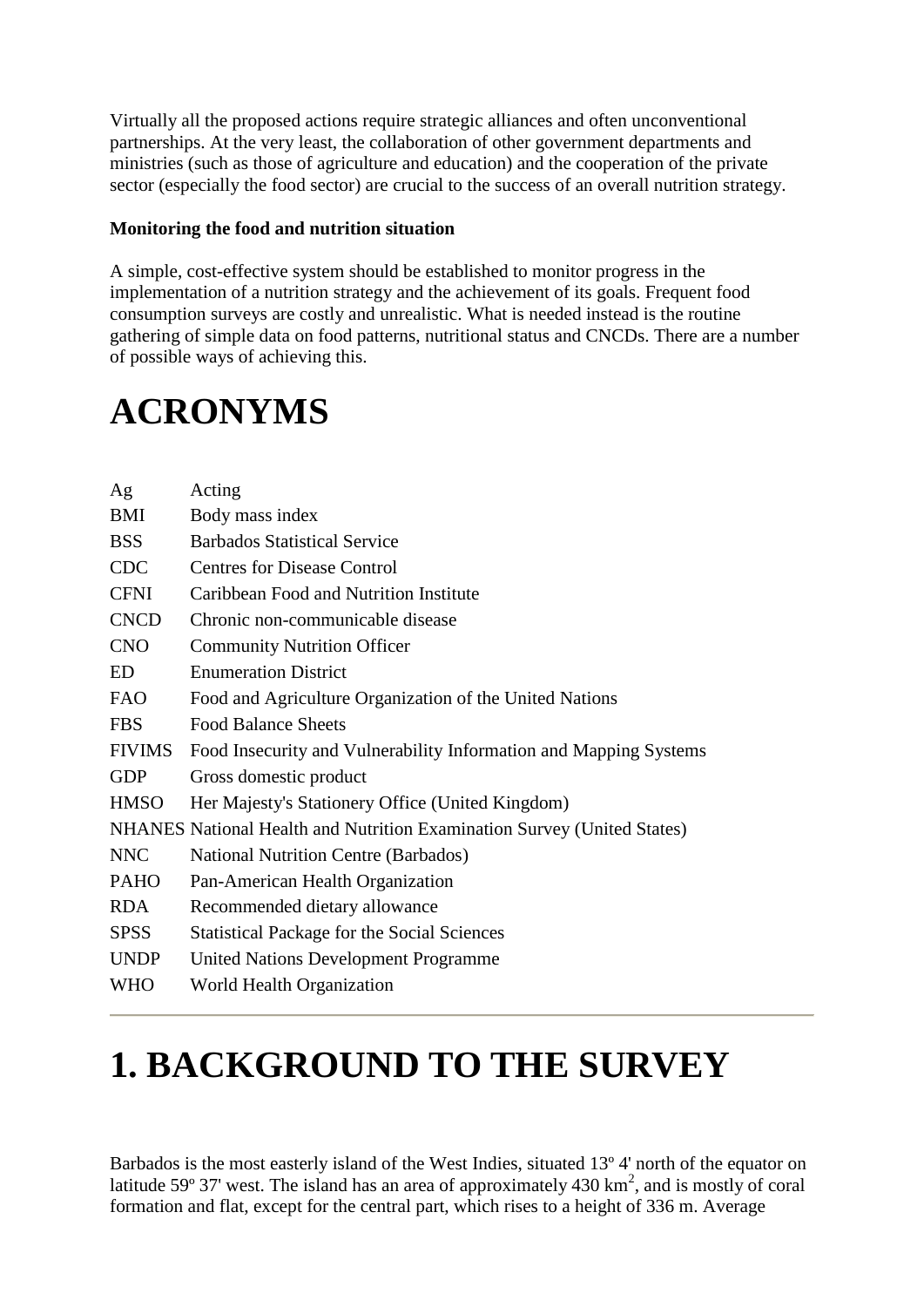Virtually all the proposed actions require strategic alliances and often unconventional partnerships. At the very least, the collaboration of other government departments and ministries (such as those of agriculture and education) and the cooperation of the private sector (especially the food sector) are crucial to the success of an overall nutrition strategy.

**Monitoring the food and nutrition situation**

A simple, cost-effective system should be established to monitor progress in the implementation of a nutrition strategy and the achievement of its goals. Frequent food consumption surveys are costly and unrealistic. What is needed instead is the routine gathering of simple data on food patterns, nutritional status and CNCDs. There are a number of possible ways of achieving this.

# ACRONYMS

| | |
|---|---|
| Ag | Acting |
| BMI | Body mass index |
| BSS | Barbados Statistical Service |
| CDC | Centres for Disease Control |
| CFNI | Caribbean Food and Nutrition Institute |
| CNCD | Chronic non-communicable disease |
| CNO | Community Nutrition Officer |
| ED | Enumeration District |
| FAO | Food and Agriculture Organization of the United Nations |
| FBS | Food Balance Sheets |
| FIVIMS | Food Insecurity and Vulnerability Information and Mapping Systems |
| GDP | Gross domestic product |
| HMSO | Her Majesty's Stationery Office (United Kingdom) |
| NHANES | National Health and Nutrition Examination Survey (United States) |
| NNC | National Nutrition Centre (Barbados) |
| PAHO | Pan-American Health Organization |
| RDA | Recommended dietary allowance |
| SPSS | Statistical Package for the Social Sciences |
| UNDP | United Nations Development Programme |
| WHO | World Health Organization |

# 1. BACKGROUND TO THE SURVEY

Barbados is the most easterly island of the West Indies, situated 13º 4' north of the equator on latitude 59º 37' west. The island has an area of approximately 430 $km^2$, and is mostly of coral formation and flat, except for the central part, which rises to a height of 336 m. Average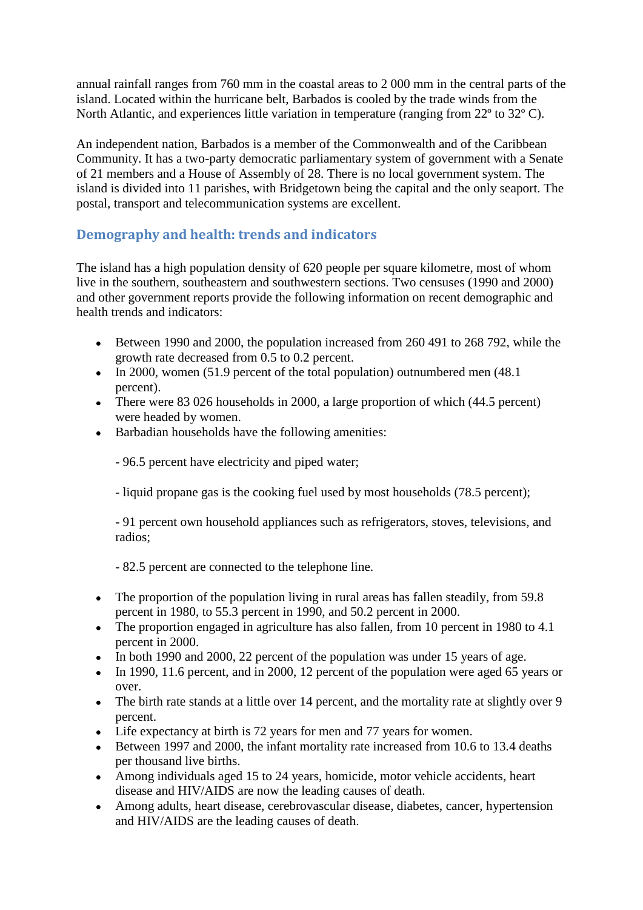annual rainfall ranges from 760 mm in the coastal areas to 2 000 mm in the central parts of the island. Located within the hurricane belt, Barbados is cooled by the trade winds from the North Atlantic, and experiences little variation in temperature (ranging from 22º to 32º C).

An independent nation, Barbados is a member of the Commonwealth and of the Caribbean Community. It has a two-party democratic parliamentary system of government with a Senate of 21 members and a House of Assembly of 28. There is no local government system. The island is divided into 11 parishes, with Bridgetown being the capital and the only seaport. The postal, transport and telecommunication systems are excellent.

## Demography and health: trends and indicators

The island has a high population density of 620 people per square kilometre, most of whom live in the southern, southeastern and southwestern sections. Two censuses (1990 and 2000) and other government reports provide the following information on recent demographic and health trends and indicators:

- Between 1990 and 2000, the population increased from 260 491 to 268 792, while the growth rate decreased from 0.5 to 0.2 percent.
- In 2000, women (51.9 percent of the total population) outnumbered men (48.1 percent).
- There were 83 026 households in 2000, a large proportion of which (44.5 percent) were headed by women.
- Barbadian households have the following amenities:

  - 96.5 percent have electricity and piped water;

  - liquid propane gas is the cooking fuel used by most households (78.5 percent);

  - 91 percent own household appliances such as refrigerators, stoves, televisions, and radios;

  - 82.5 percent are connected to the telephone line.

- The proportion of the population living in rural areas has fallen steadily, from 59.8 percent in 1980, to 55.3 percent in 1990, and 50.2 percent in 2000.
- The proportion engaged in agriculture has also fallen, from 10 percent in 1980 to 4.1 percent in 2000.
- In both 1990 and 2000, 22 percent of the population was under 15 years of age.
- In 1990, 11.6 percent, and in 2000, 12 percent of the population were aged 65 years or over.
- The birth rate stands at a little over 14 percent, and the mortality rate at slightly over 9 percent.
- Life expectancy at birth is 72 years for men and 77 years for women.
- Between 1997 and 2000, the infant mortality rate increased from 10.6 to 13.4 deaths per thousand live births.
- Among individuals aged 15 to 24 years, homicide, motor vehicle accidents, heart disease and HIV/AIDS are now the leading causes of death.
- Among adults, heart disease, cerebrovascular disease, diabetes, cancer, hypertension and HIV/AIDS are the leading causes of death.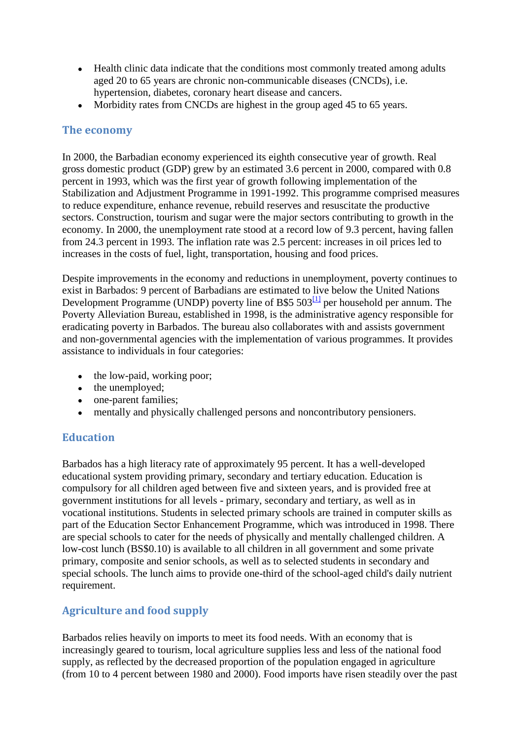- Health clinic data indicate that the conditions most commonly treated among adults aged 20 to 65 years are chronic non-communicable diseases (CNCDs), i.e. hypertension, diabetes, coronary heart disease and cancers.
- Morbidity rates from CNCDs are highest in the group aged 45 to 65 years.

## The economy

In 2000, the Barbadian economy experienced its eighth consecutive year of growth. Real gross domestic product (GDP) grew by an estimated 3.6 percent in 2000, compared with 0.8 percent in 1993, which was the first year of growth following implementation of the Stabilization and Adjustment Programme in 1991-1992. This programme comprised measures to reduce expenditure, enhance revenue, rebuild reserves and resuscitate the productive sectors. Construction, tourism and sugar were the major sectors contributing to growth in the economy. In 2000, the unemployment rate stood at a record low of 9.3 percent, having fallen from 24.3 percent in 1993. The inflation rate was 2.5 percent: increases in oil prices led to increases in the costs of fuel, light, transportation, housing and food prices.

Despite improvements in the economy and reductions in unemployment, poverty continues to exist in Barbados: 9 percent of Barbadians are estimated to live below the United Nations Development Programme (UNDP) poverty line of B$5 503[1] per household per annum. The Poverty Alleviation Bureau, established in 1998, is the administrative agency responsible for eradicating poverty in Barbados. The bureau also collaborates with and assists government and non-governmental agencies with the implementation of various programmes. It provides assistance to individuals in four categories:

- the low-paid, working poor;
- the unemployed;
- one-parent families;
- mentally and physically challenged persons and noncontributory pensioners.

## Education

Barbados has a high literacy rate of approximately 95 percent. It has a well-developed educational system providing primary, secondary and tertiary education. Education is compulsory for all children aged between five and sixteen years, and is provided free at government institutions for all levels - primary, secondary and tertiary, as well as in vocational institutions. Students in selected primary schools are trained in computer skills as part of the Education Sector Enhancement Programme, which was introduced in 1998. There are special schools to cater for the needs of physically and mentally challenged children. A low-cost lunch (BS$0.10) is available to all children in all government and some private primary, composite and senior schools, as well as to selected students in secondary and special schools. The lunch aims to provide one-third of the school-aged child's daily nutrient requirement.

## Agriculture and food supply

Barbados relies heavily on imports to meet its food needs. With an economy that is increasingly geared to tourism, local agriculture supplies less and less of the national food supply, as reflected by the decreased proportion of the population engaged in agriculture (from 10 to 4 percent between 1980 and 2000). Food imports have risen steadily over the past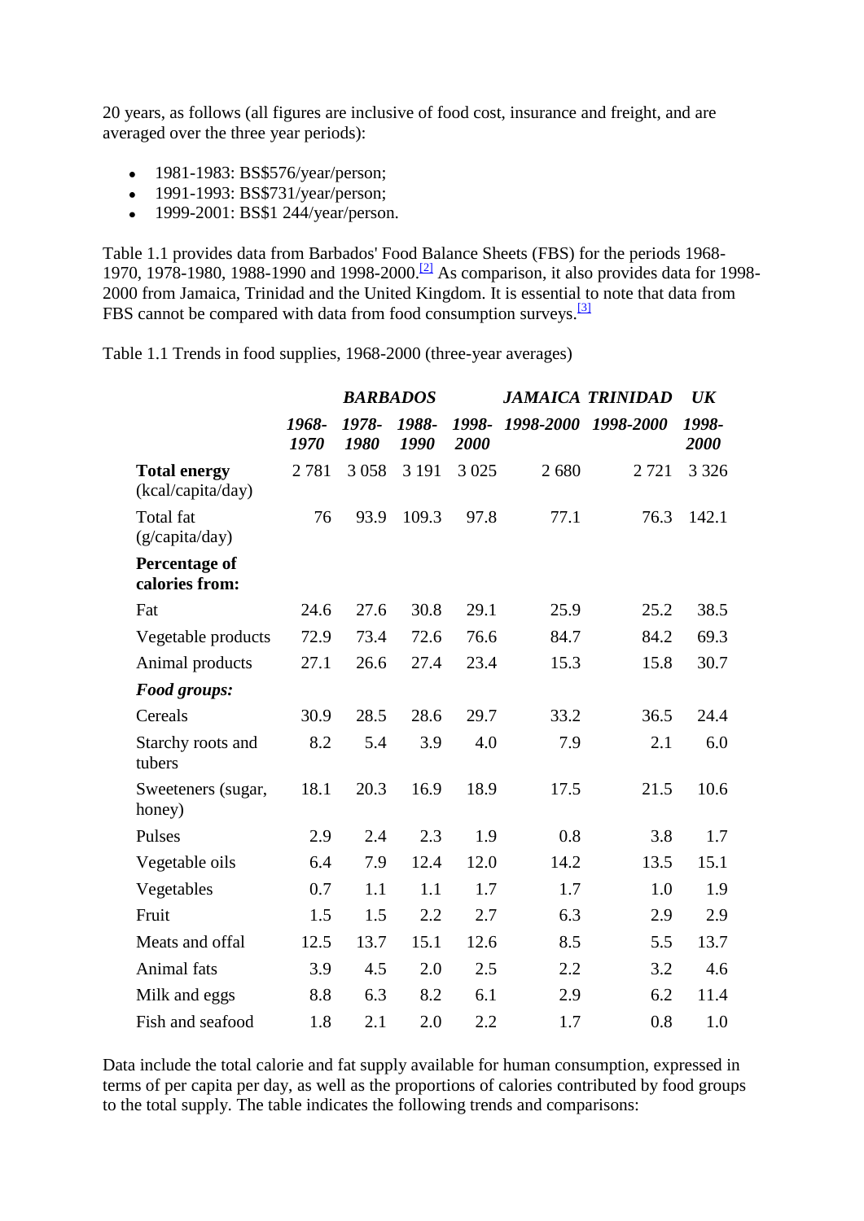20 years, as follows (all figures are inclusive of food cost, insurance and freight, and are averaged over the three year periods):

- 1981-1983: BS$576/year/person;
- 1991-1993: BS$731/year/person;
- 1999-2001: BS$1 244/year/person.

Table 1.1 provides data from Barbados' Food Balance Sheets (FBS) for the periods 1968-1970, 1978-1980, 1988-1990 and 1998-2000.[2] As comparison, it also provides data for 1998-2000 from Jamaica, Trinidad and the United Kingdom. It is essential to note that data from FBS cannot be compared with data from food consumption surveys.[3]

Table 1.1 Trends in food supplies, 1968-2000 (three-year averages)

| | ***BARBADOS*** | | | | ***JAMAICA*** | ***TRINIDAD*** | ***UK*** |
|---|---|---|---|---|---|---|---|
| | ***1968-1970*** | ***1978-1980*** | ***1988-1990*** | ***1998-2000*** | ***1998-2000*** | ***1998-2000*** | ***1998-2000*** |
| **Total energy** (kcal/capita/day) | 2 781 | 3 058 | 3 191 | 3 025 | 2 680 | 2 721 | 3 326 |
| Total fat (g/capita/day) | 76 | 93.9 | 109.3 | 97.8 | 77.1 | 76.3 | 142.1 |
| **Percentage of calories from:** | | | | | | | |
| Fat | 24.6 | 27.6 | 30.8 | 29.1 | 25.9 | 25.2 | 38.5 |
| Vegetable products | 72.9 | 73.4 | 72.6 | 76.6 | 84.7 | 84.2 | 69.3 |
| Animal products | 27.1 | 26.6 | 27.4 | 23.4 | 15.3 | 15.8 | 30.7 |
| ***Food groups:*** | | | | | | | |
| Cereals | 30.9 | 28.5 | 28.6 | 29.7 | 33.2 | 36.5 | 24.4 |
| Starchy roots and tubers | 8.2 | 5.4 | 3.9 | 4.0 | 7.9 | 2.1 | 6.0 |
| Sweeteners (sugar, honey) | 18.1 | 20.3 | 16.9 | 18.9 | 17.5 | 21.5 | 10.6 |
| Pulses | 2.9 | 2.4 | 2.3 | 1.9 | 0.8 | 3.8 | 1.7 |
| Vegetable oils | 6.4 | 7.9 | 12.4 | 12.0 | 14.2 | 13.5 | 15.1 |
| Vegetables | 0.7 | 1.1 | 1.1 | 1.7 | 1.7 | 1.0 | 1.9 |
| Fruit | 1.5 | 1.5 | 2.2 | 2.7 | 6.3 | 2.9 | 2.9 |
| Meats and offal | 12.5 | 13.7 | 15.1 | 12.6 | 8.5 | 5.5 | 13.7 |
| Animal fats | 3.9 | 4.5 | 2.0 | 2.5 | 2.2 | 3.2 | 4.6 |
| Milk and eggs | 8.8 | 6.3 | 8.2 | 6.1 | 2.9 | 6.2 | 11.4 |
| Fish and seafood | 1.8 | 2.1 | 2.0 | 2.2 | 1.7 | 0.8 | 1.0 |

Data include the total calorie and fat supply available for human consumption, expressed in terms of per capita per day, as well as the proportions of calories contributed by food groups to the total supply. The table indicates the following trends and comparisons: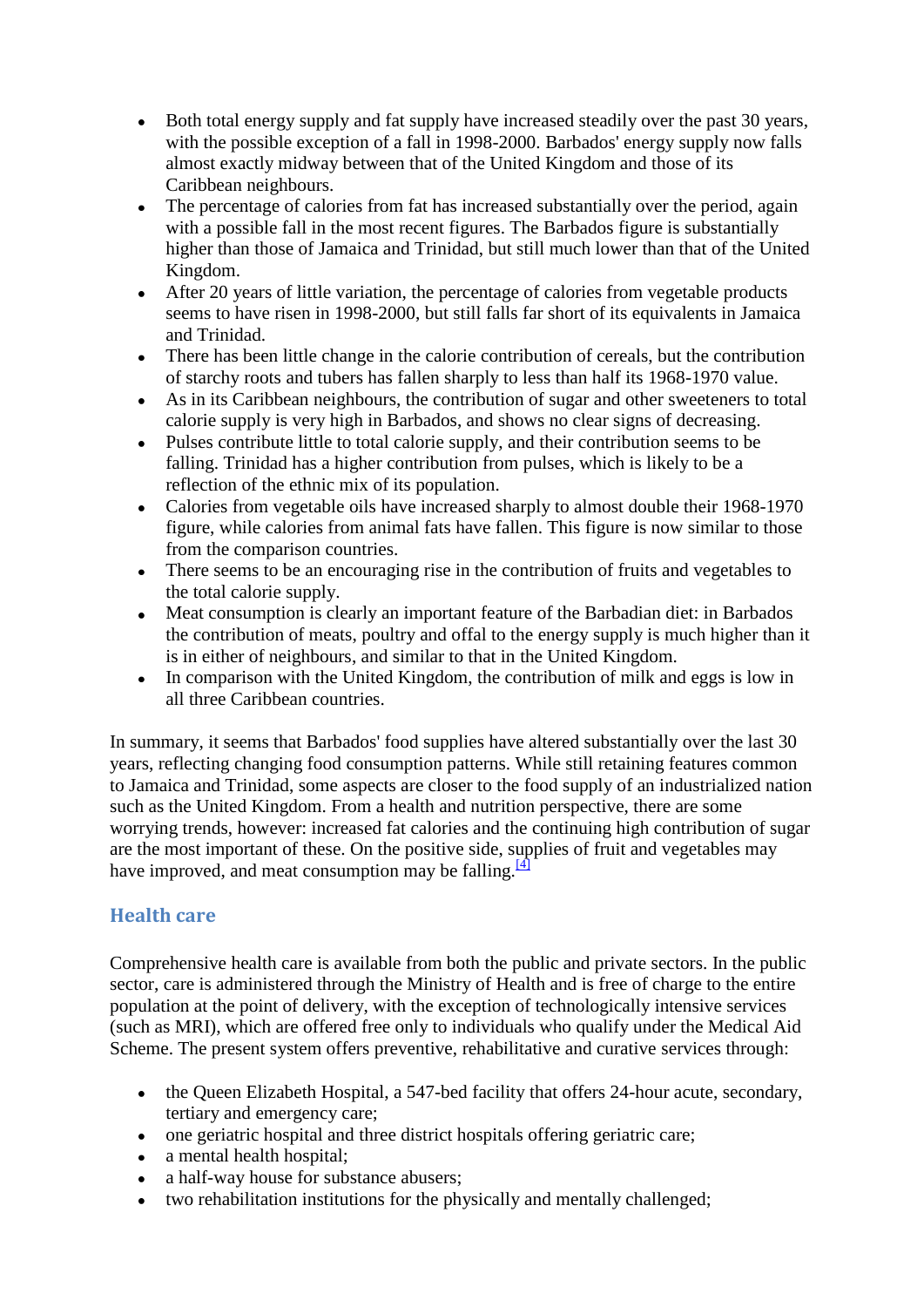- Both total energy supply and fat supply have increased steadily over the past 30 years, with the possible exception of a fall in 1998-2000. Barbados' energy supply now falls almost exactly midway between that of the United Kingdom and those of its Caribbean neighbours.
- The percentage of calories from fat has increased substantially over the period, again with a possible fall in the most recent figures. The Barbados figure is substantially higher than those of Jamaica and Trinidad, but still much lower than that of the United Kingdom.
- After 20 years of little variation, the percentage of calories from vegetable products seems to have risen in 1998-2000, but still falls far short of its equivalents in Jamaica and Trinidad.
- There has been little change in the calorie contribution of cereals, but the contribution of starchy roots and tubers has fallen sharply to less than half its 1968-1970 value.
- As in its Caribbean neighbours, the contribution of sugar and other sweeteners to total calorie supply is very high in Barbados, and shows no clear signs of decreasing.
- Pulses contribute little to total calorie supply, and their contribution seems to be falling. Trinidad has a higher contribution from pulses, which is likely to be a reflection of the ethnic mix of its population.
- Calories from vegetable oils have increased sharply to almost double their 1968-1970 figure, while calories from animal fats have fallen. This figure is now similar to those from the comparison countries.
- There seems to be an encouraging rise in the contribution of fruits and vegetables to the total calorie supply.
- Meat consumption is clearly an important feature of the Barbadian diet: in Barbados the contribution of meats, poultry and offal to the energy supply is much higher than it is in either of neighbours, and similar to that in the United Kingdom.
- In comparison with the United Kingdom, the contribution of milk and eggs is low in all three Caribbean countries.

In summary, it seems that Barbados' food supplies have altered substantially over the last 30 years, reflecting changing food consumption patterns. While still retaining features common to Jamaica and Trinidad, some aspects are closer to the food supply of an industrialized nation such as the United Kingdom. From a health and nutrition perspective, there are some worrying trends, however: increased fat calories and the continuing high contribution of sugar are the most important of these. On the positive side, supplies of fruit and vegetables may have improved, and meat consumption may be falling.[4]

## Health care

Comprehensive health care is available from both the public and private sectors. In the public sector, care is administered through the Ministry of Health and is free of charge to the entire population at the point of delivery, with the exception of technologically intensive services (such as MRI), which are offered free only to individuals who qualify under the Medical Aid Scheme. The present system offers preventive, rehabilitative and curative services through:

- the Queen Elizabeth Hospital, a 547-bed facility that offers 24-hour acute, secondary, tertiary and emergency care;
- one geriatric hospital and three district hospitals offering geriatric care;
- a mental health hospital;
- a half-way house for substance abusers;
- two rehabilitation institutions for the physically and mentally challenged;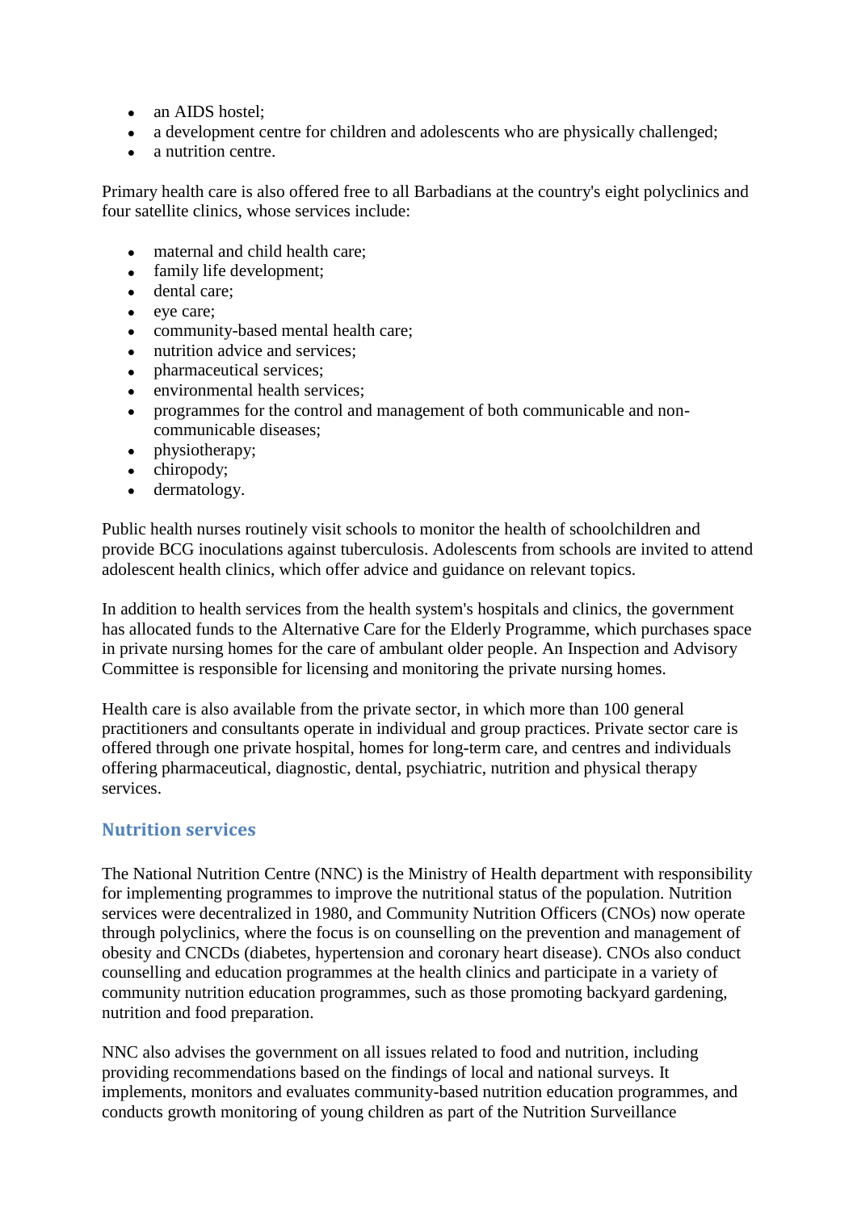- an AIDS hostel;
- a development centre for children and adolescents who are physically challenged;
- a nutrition centre.

Primary health care is also offered free to all Barbadians at the country's eight polyclinics and four satellite clinics, whose services include:

- maternal and child health care;
- family life development;
- dental care;
- eye care;
- community-based mental health care;
- nutrition advice and services;
- pharmaceutical services;
- environmental health services;
- programmes for the control and management of both communicable and non-communicable diseases;
- physiotherapy;
- chiropody;
- dermatology.

Public health nurses routinely visit schools to monitor the health of schoolchildren and provide BCG inoculations against tuberculosis. Adolescents from schools are invited to attend adolescent health clinics, which offer advice and guidance on relevant topics.

In addition to health services from the health system's hospitals and clinics, the government has allocated funds to the Alternative Care for the Elderly Programme, which purchases space in private nursing homes for the care of ambulant older people. An Inspection and Advisory Committee is responsible for licensing and monitoring the private nursing homes.

Health care is also available from the private sector, in which more than 100 general practitioners and consultants operate in individual and group practices. Private sector care is offered through one private hospital, homes for long-term care, and centres and individuals offering pharmaceutical, diagnostic, dental, psychiatric, nutrition and physical therapy services.

## Nutrition services

The National Nutrition Centre (NNC) is the Ministry of Health department with responsibility for implementing programmes to improve the nutritional status of the population. Nutrition services were decentralized in 1980, and Community Nutrition Officers (CNOs) now operate through polyclinics, where the focus is on counselling on the prevention and management of obesity and CNCDs (diabetes, hypertension and coronary heart disease). CNOs also conduct counselling and education programmes at the health clinics and participate in a variety of community nutrition education programmes, such as those promoting backyard gardening, nutrition and food preparation.

NNC also advises the government on all issues related to food and nutrition, including providing recommendations based on the findings of local and national surveys. It implements, monitors and evaluates community-based nutrition education programmes, and conducts growth monitoring of young children as part of the Nutrition Surveillance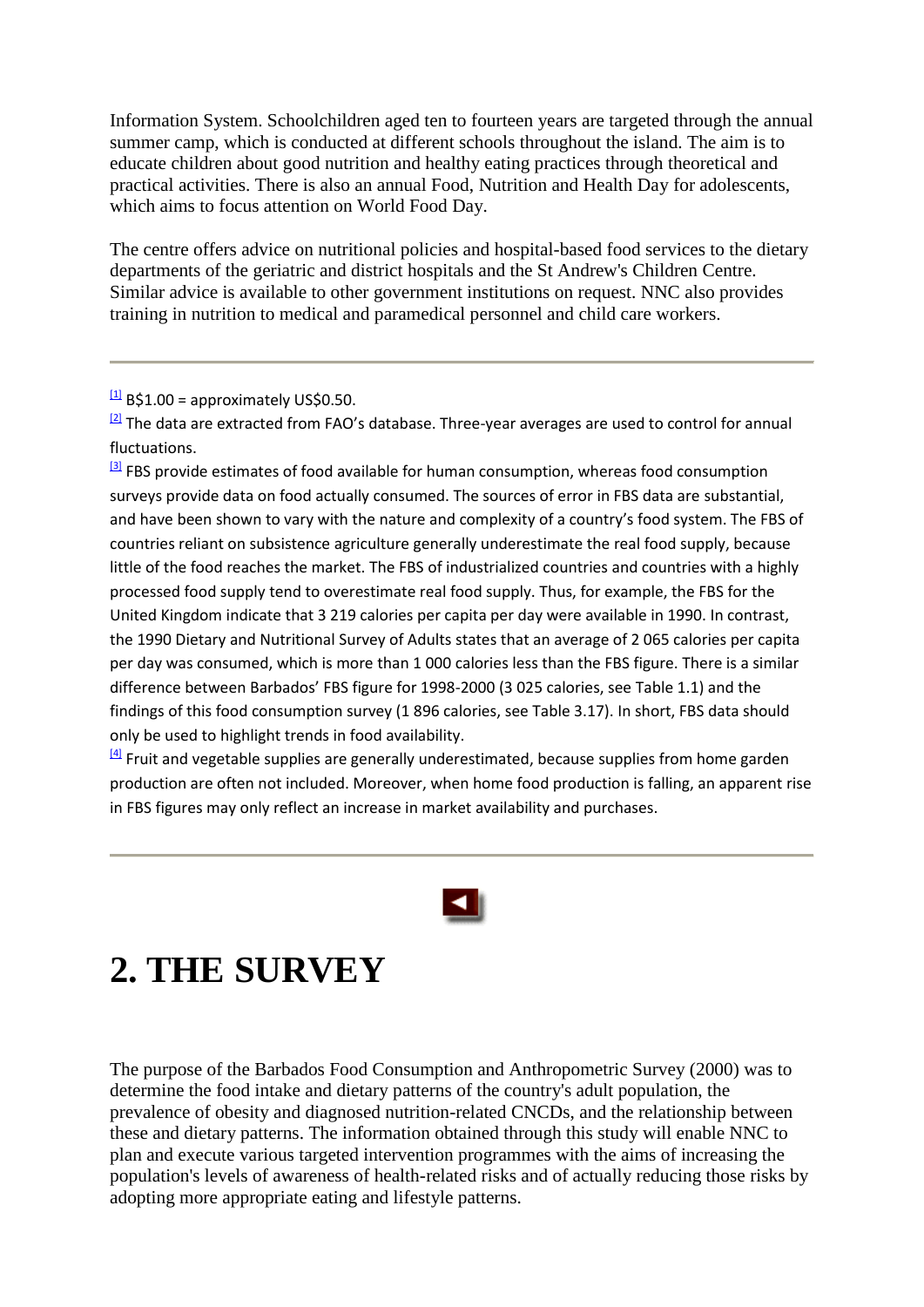Information System. Schoolchildren aged ten to fourteen years are targeted through the annual summer camp, which is conducted at different schools throughout the island. The aim is to educate children about good nutrition and healthy eating practices through theoretical and practical activities. There is also an annual Food, Nutrition and Health Day for adolescents, which aims to focus attention on World Food Day.

The centre offers advice on nutritional policies and hospital-based food services to the dietary departments of the geriatric and district hospitals and the St Andrew's Children Centre. Similar advice is available to other government institutions on request. NNC also provides training in nutrition to medical and paramedical personnel and child care workers.

---

[1] B$1.00 = approximately US$0.50.

[2] The data are extracted from FAO's database. Three-year averages are used to control for annual fluctuations.

[3] FBS provide estimates of food available for human consumption, whereas food consumption surveys provide data on food actually consumed. The sources of error in FBS data are substantial, and have been shown to vary with the nature and complexity of a country's food system. The FBS of countries reliant on subsistence agriculture generally underestimate the real food supply, because little of the food reaches the market. The FBS of industrialized countries and countries with a highly processed food supply tend to overestimate real food supply. Thus, for example, the FBS for the United Kingdom indicate that 3 219 calories per capita per day were available in 1990. In contrast, the 1990 Dietary and Nutritional Survey of Adults states that an average of 2 065 calories per capita per day was consumed, which is more than 1 000 calories less than the FBS figure. There is a similar difference between Barbados' FBS figure for 1998-2000 (3 025 calories, see Table 1.1) and the findings of this food consumption survey (1 896 calories, see Table 3.17). In short, FBS data should only be used to highlight trends in food availability.

[4] Fruit and vegetable supplies are generally underestimated, because supplies from home garden production are often not included. Moreover, when home food production is falling, an apparent rise in FBS figures may only reflect an increase in market availability and purchases.

---

# 2. THE SURVEY

The purpose of the Barbados Food Consumption and Anthropometric Survey (2000) was to determine the food intake and dietary patterns of the country's adult population, the prevalence of obesity and diagnosed nutrition-related CNCDs, and the relationship between these and dietary patterns. The information obtained through this study will enable NNC to plan and execute various targeted intervention programmes with the aims of increasing the population's levels of awareness of health-related risks and of actually reducing those risks by adopting more appropriate eating and lifestyle patterns.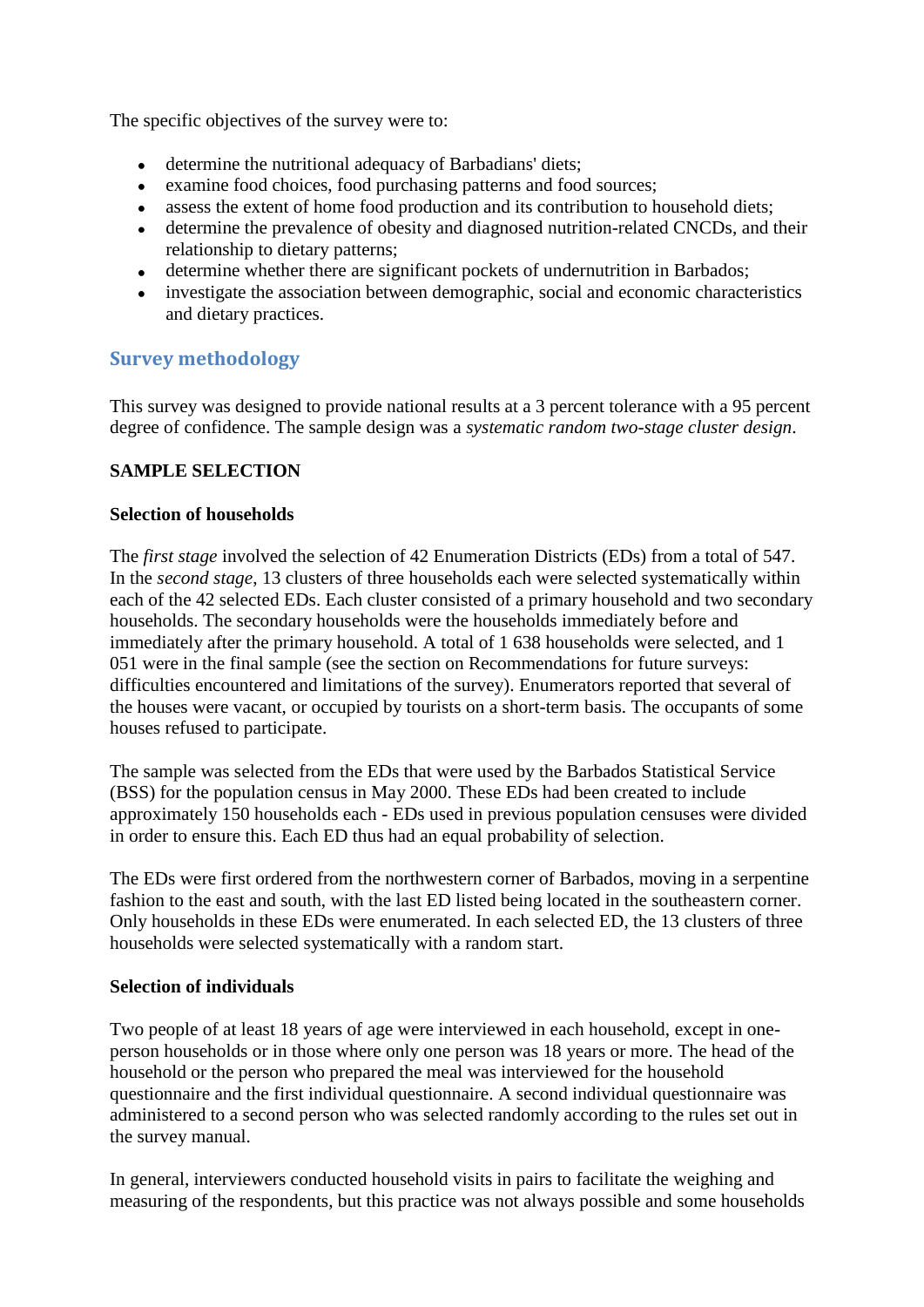The specific objectives of the survey were to:

- determine the nutritional adequacy of Barbadians' diets;
- examine food choices, food purchasing patterns and food sources;
- assess the extent of home food production and its contribution to household diets;
- determine the prevalence of obesity and diagnosed nutrition-related CNCDs, and their relationship to dietary patterns;
- determine whether there are significant pockets of undernutrition in Barbados;
- investigate the association between demographic, social and economic characteristics and dietary practices.

## Survey methodology

This survey was designed to provide national results at a 3 percent tolerance with a 95 percent degree of confidence. The sample design was a *systematic random two-stage cluster design*.

**SAMPLE SELECTION**

**Selection of households**

The *first stage* involved the selection of 42 Enumeration Districts (EDs) from a total of 547. In the *second stage*, 13 clusters of three households each were selected systematically within each of the 42 selected EDs. Each cluster consisted of a primary household and two secondary households. The secondary households were the households immediately before and immediately after the primary household. A total of 1 638 households were selected, and 1 051 were in the final sample (see the section on Recommendations for future surveys: difficulties encountered and limitations of the survey). Enumerators reported that several of the houses were vacant, or occupied by tourists on a short-term basis. The occupants of some houses refused to participate.

The sample was selected from the EDs that were used by the Barbados Statistical Service (BSS) for the population census in May 2000. These EDs had been created to include approximately 150 households each - EDs used in previous population censuses were divided in order to ensure this. Each ED thus had an equal probability of selection.

The EDs were first ordered from the northwestern corner of Barbados, moving in a serpentine fashion to the east and south, with the last ED listed being located in the southeastern corner. Only households in these EDs were enumerated. In each selected ED, the 13 clusters of three households were selected systematically with a random start.

**Selection of individuals**

Two people of at least 18 years of age were interviewed in each household, except in one-person households or in those where only one person was 18 years or more. The head of the household or the person who prepared the meal was interviewed for the household questionnaire and the first individual questionnaire. A second individual questionnaire was administered to a second person who was selected randomly according to the rules set out in the survey manual.

In general, interviewers conducted household visits in pairs to facilitate the weighing and measuring of the respondents, but this practice was not always possible and some households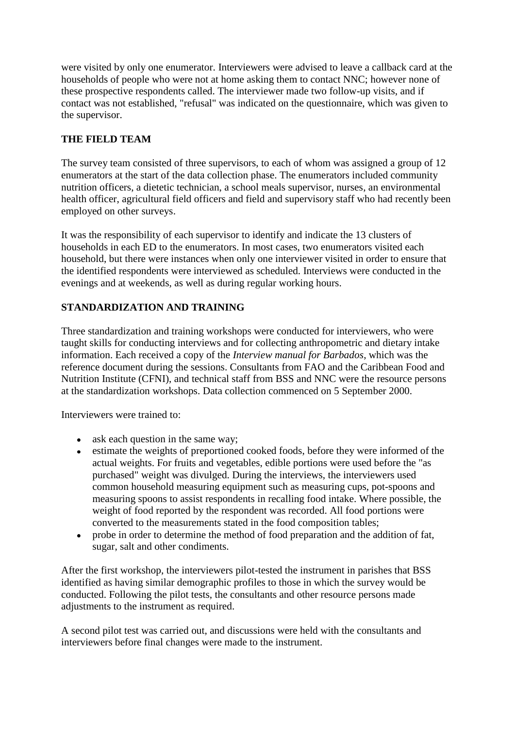were visited by only one enumerator. Interviewers were advised to leave a callback card at the households of people who were not at home asking them to contact NNC; however none of these prospective respondents called. The interviewer made two follow-up visits, and if contact was not established, "refusal" was indicated on the questionnaire, which was given to the supervisor.

## THE FIELD TEAM

The survey team consisted of three supervisors, to each of whom was assigned a group of 12 enumerators at the start of the data collection phase. The enumerators included community nutrition officers, a dietetic technician, a school meals supervisor, nurses, an environmental health officer, agricultural field officers and field and supervisory staff who had recently been employed on other surveys.

It was the responsibility of each supervisor to identify and indicate the 13 clusters of households in each ED to the enumerators. In most cases, two enumerators visited each household, but there were instances when only one interviewer visited in order to ensure that the identified respondents were interviewed as scheduled. Interviews were conducted in the evenings and at weekends, as well as during regular working hours.

## STANDARDIZATION AND TRAINING

Three standardization and training workshops were conducted for interviewers, who were taught skills for conducting interviews and for collecting anthropometric and dietary intake information. Each received a copy of the *Interview manual for Barbados*, which was the reference document during the sessions. Consultants from FAO and the Caribbean Food and Nutrition Institute (CFNI), and technical staff from BSS and NNC were the resource persons at the standardization workshops. Data collection commenced on 5 September 2000.

Interviewers were trained to:

- ask each question in the same way;
- estimate the weights of preportioned cooked foods, before they were informed of the actual weights. For fruits and vegetables, edible portions were used before the "as purchased" weight was divulged. During the interviews, the interviewers used common household measuring equipment such as measuring cups, pot-spoons and measuring spoons to assist respondents in recalling food intake. Where possible, the weight of food reported by the respondent was recorded. All food portions were converted to the measurements stated in the food composition tables;
- probe in order to determine the method of food preparation and the addition of fat, sugar, salt and other condiments.

After the first workshop, the interviewers pilot-tested the instrument in parishes that BSS identified as having similar demographic profiles to those in which the survey would be conducted. Following the pilot tests, the consultants and other resource persons made adjustments to the instrument as required.

A second pilot test was carried out, and discussions were held with the consultants and interviewers before final changes were made to the instrument.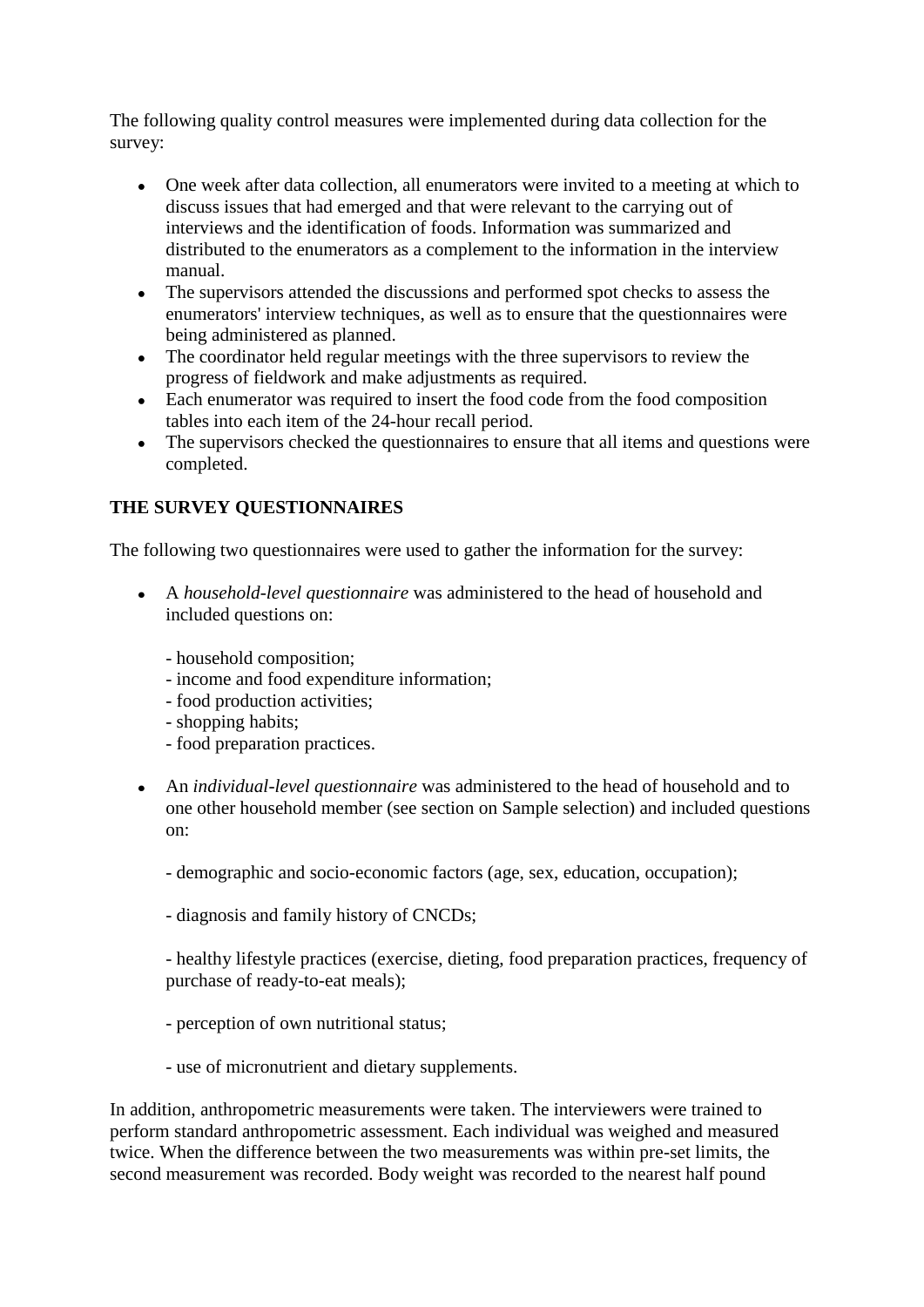The following quality control measures were implemented during data collection for the survey:

- One week after data collection, all enumerators were invited to a meeting at which to discuss issues that had emerged and that were relevant to the carrying out of interviews and the identification of foods. Information was summarized and distributed to the enumerators as a complement to the information in the interview manual.
- The supervisors attended the discussions and performed spot checks to assess the enumerators' interview techniques, as well as to ensure that the questionnaires were being administered as planned.
- The coordinator held regular meetings with the three supervisors to review the progress of fieldwork and make adjustments as required.
- Each enumerator was required to insert the food code from the food composition tables into each item of the 24-hour recall period.
- The supervisors checked the questionnaires to ensure that all items and questions were completed.

**THE SURVEY QUESTIONNAIRES**

The following two questionnaires were used to gather the information for the survey:

- A *household-level questionnaire* was administered to the head of household and included questions on:

  - household composition;
  - income and food expenditure information;
  - food production activities;
  - shopping habits;
  - food preparation practices.

- An *individual-level questionnaire* was administered to the head of household and to one other household member (see section on Sample selection) and included questions on:

  - demographic and socio-economic factors (age, sex, education, occupation);

  - diagnosis and family history of CNCDs;

  - healthy lifestyle practices (exercise, dieting, food preparation practices, frequency of purchase of ready-to-eat meals);

  - perception of own nutritional status;

  - use of micronutrient and dietary supplements.

In addition, anthropometric measurements were taken. The interviewers were trained to perform standard anthropometric assessment. Each individual was weighed and measured twice. When the difference between the two measurements was within pre-set limits, the second measurement was recorded. Body weight was recorded to the nearest half pound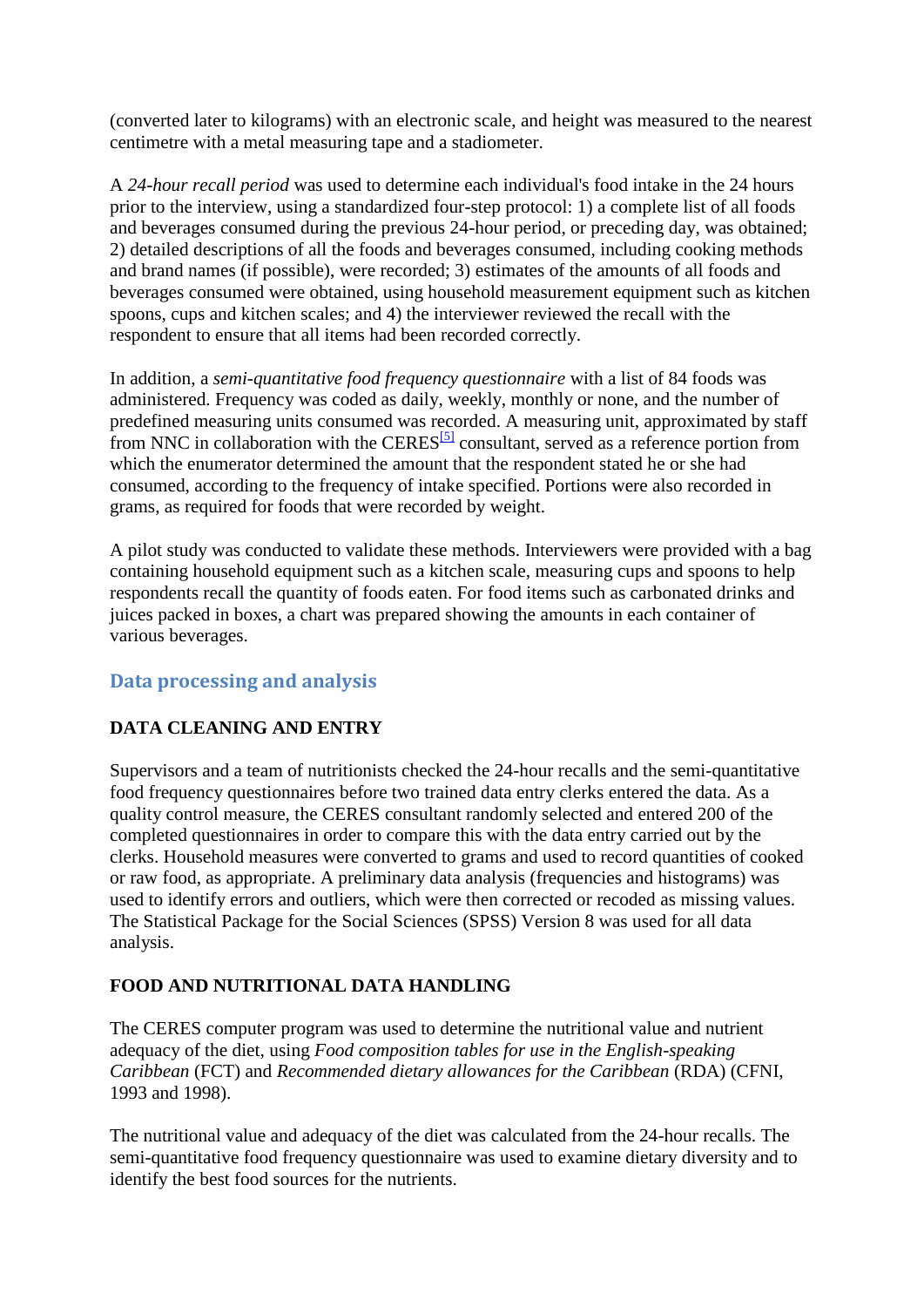(converted later to kilograms) with an electronic scale, and height was measured to the nearest centimetre with a metal measuring tape and a stadiometer.

A *24-hour recall period* was used to determine each individual's food intake in the 24 hours prior to the interview, using a standardized four-step protocol: 1) a complete list of all foods and beverages consumed during the previous 24-hour period, or preceding day, was obtained; 2) detailed descriptions of all the foods and beverages consumed, including cooking methods and brand names (if possible), were recorded; 3) estimates of the amounts of all foods and beverages consumed were obtained, using household measurement equipment such as kitchen spoons, cups and kitchen scales; and 4) the interviewer reviewed the recall with the respondent to ensure that all items had been recorded correctly.

In addition, a *semi-quantitative food frequency questionnaire* with a list of 84 foods was administered. Frequency was coded as daily, weekly, monthly or none, and the number of predefined measuring units consumed was recorded. A measuring unit, approximated by staff from NNC in collaboration with the CERES[5] consultant, served as a reference portion from which the enumerator determined the amount that the respondent stated he or she had consumed, according to the frequency of intake specified. Portions were also recorded in grams, as required for foods that were recorded by weight.

A pilot study was conducted to validate these methods. Interviewers were provided with a bag containing household equipment such as a kitchen scale, measuring cups and spoons to help respondents recall the quantity of foods eaten. For food items such as carbonated drinks and juices packed in boxes, a chart was prepared showing the amounts in each container of various beverages.

## Data processing and analysis

### DATA CLEANING AND ENTRY

Supervisors and a team of nutritionists checked the 24-hour recalls and the semi-quantitative food frequency questionnaires before two trained data entry clerks entered the data. As a quality control measure, the CERES consultant randomly selected and entered 200 of the completed questionnaires in order to compare this with the data entry carried out by the clerks. Household measures were converted to grams and used to record quantities of cooked or raw food, as appropriate. A preliminary data analysis (frequencies and histograms) was used to identify errors and outliers, which were then corrected or recoded as missing values. The Statistical Package for the Social Sciences (SPSS) Version 8 was used for all data analysis.

### FOOD AND NUTRITIONAL DATA HANDLING

The CERES computer program was used to determine the nutritional value and nutrient adequacy of the diet, using *Food composition tables for use in the English-speaking Caribbean* (FCT) and *Recommended dietary allowances for the Caribbean* (RDA) (CFNI, 1993 and 1998).

The nutritional value and adequacy of the diet was calculated from the 24-hour recalls. The semi-quantitative food frequency questionnaire was used to examine dietary diversity and to identify the best food sources for the nutrients.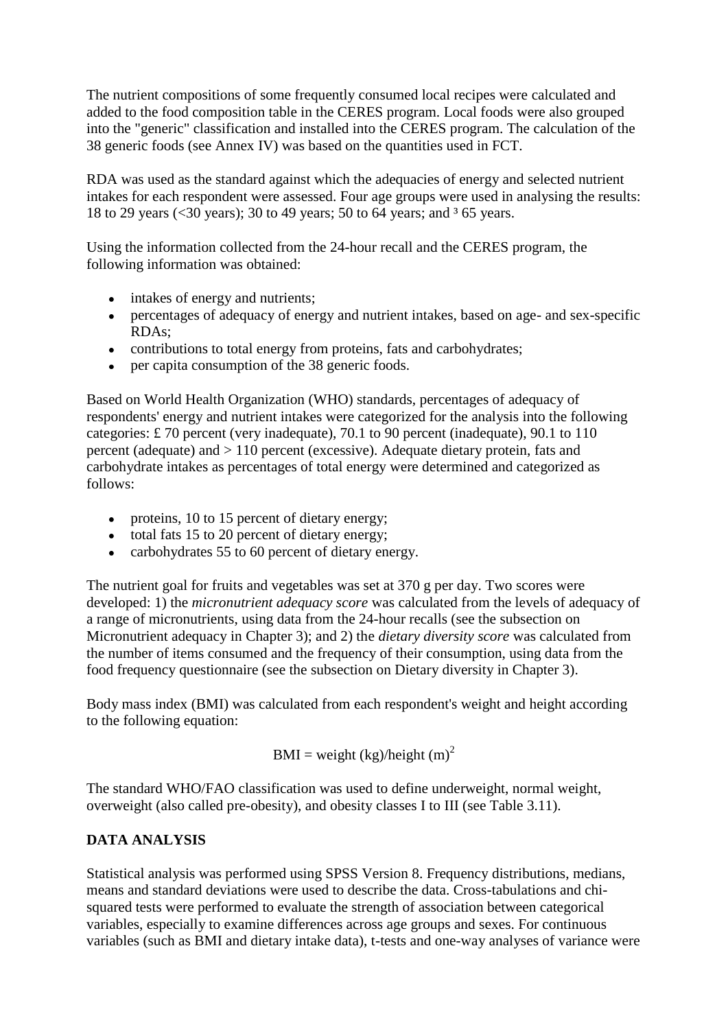The nutrient compositions of some frequently consumed local recipes were calculated and added to the food composition table in the CERES program. Local foods were also grouped into the "generic" classification and installed into the CERES program. The calculation of the 38 generic foods (see Annex IV) was based on the quantities used in FCT.

RDA was used as the standard against which the adequacies of energy and selected nutrient intakes for each respondent were assessed. Four age groups were used in analysing the results: 18 to 29 years (<30 years); 30 to 49 years; 50 to 64 years; and ³ 65 years.

Using the information collected from the 24-hour recall and the CERES program, the following information was obtained:

- intakes of energy and nutrients;
- percentages of adequacy of energy and nutrient intakes, based on age- and sex-specific RDAs;
- contributions to total energy from proteins, fats and carbohydrates;
- per capita consumption of the 38 generic foods.

Based on World Health Organization (WHO) standards, percentages of adequacy of respondents' energy and nutrient intakes were categorized for the analysis into the following categories: £ 70 percent (very inadequate), 70.1 to 90 percent (inadequate), 90.1 to 110 percent (adequate) and > 110 percent (excessive). Adequate dietary protein, fats and carbohydrate intakes as percentages of total energy were determined and categorized as follows:

- proteins, 10 to 15 percent of dietary energy;
- total fats 15 to 20 percent of dietary energy;
- carbohydrates 55 to 60 percent of dietary energy.

The nutrient goal for fruits and vegetables was set at 370 g per day. Two scores were developed: 1) the *micronutrient adequacy score* was calculated from the levels of adequacy of a range of micronutrients, using data from the 24-hour recalls (see the subsection on Micronutrient adequacy in Chapter 3); and 2) the *dietary diversity score* was calculated from the number of items consumed and the frequency of their consumption, using data from the food frequency questionnaire (see the subsection on Dietary diversity in Chapter 3).

Body mass index (BMI) was calculated from each respondent's weight and height according to the following equation:

$$\text{BMI} = \text{weight (kg)}/\text{height (m)}^2$$

The standard WHO/FAO classification was used to define underweight, normal weight, overweight (also called pre-obesity), and obesity classes I to III (see Table 3.11).

## DATA ANALYSIS

Statistical analysis was performed using SPSS Version 8. Frequency distributions, medians, means and standard deviations were used to describe the data. Cross-tabulations and chi-squared tests were performed to evaluate the strength of association between categorical variables, especially to examine differences across age groups and sexes. For continuous variables (such as BMI and dietary intake data), t-tests and one-way analyses of variance were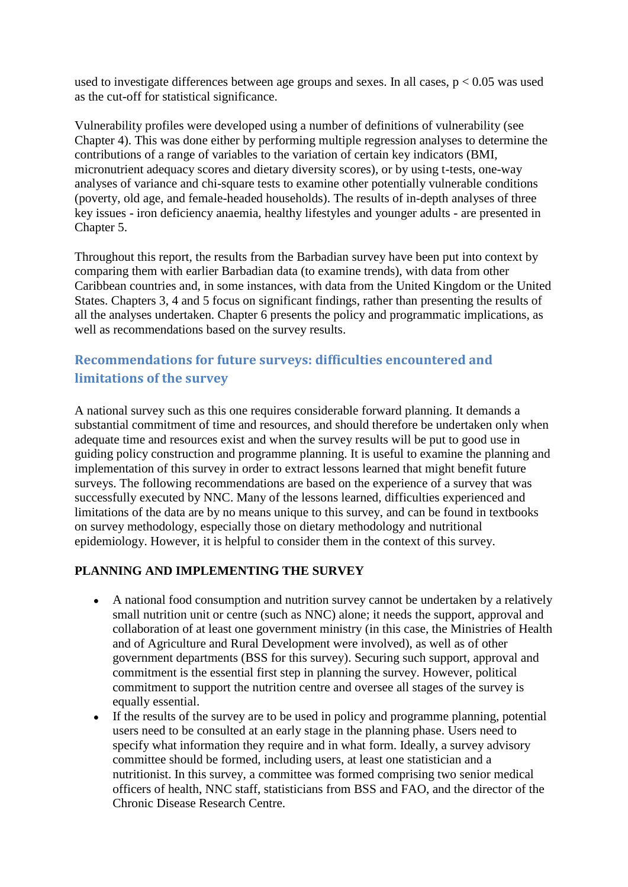used to investigate differences between age groups and sexes. In all cases, $p < 0.05$ was used as the cut-off for statistical significance.

Vulnerability profiles were developed using a number of definitions of vulnerability (see Chapter 4). This was done either by performing multiple regression analyses to determine the contributions of a range of variables to the variation of certain key indicators (BMI, micronutrient adequacy scores and dietary diversity scores), or by using t-tests, one-way analyses of variance and chi-square tests to examine other potentially vulnerable conditions (poverty, old age, and female-headed households). The results of in-depth analyses of three key issues - iron deficiency anaemia, healthy lifestyles and younger adults - are presented in Chapter 5.

Throughout this report, the results from the Barbadian survey have been put into context by comparing them with earlier Barbadian data (to examine trends), with data from other Caribbean countries and, in some instances, with data from the United Kingdom or the United States. Chapters 3, 4 and 5 focus on significant findings, rather than presenting the results of all the analyses undertaken. Chapter 6 presents the policy and programmatic implications, as well as recommendations based on the survey results.

## Recommendations for future surveys: difficulties encountered and limitations of the survey

A national survey such as this one requires considerable forward planning. It demands a substantial commitment of time and resources, and should therefore be undertaken only when adequate time and resources exist and when the survey results will be put to good use in guiding policy construction and programme planning. It is useful to examine the planning and implementation of this survey in order to extract lessons learned that might benefit future surveys. The following recommendations are based on the experience of a survey that was successfully executed by NNC. Many of the lessons learned, difficulties experienced and limitations of the data are by no means unique to this survey, and can be found in textbooks on survey methodology, especially those on dietary methodology and nutritional epidemiology. However, it is helpful to consider them in the context of this survey.

**PLANNING AND IMPLEMENTING THE SURVEY**

- A national food consumption and nutrition survey cannot be undertaken by a relatively small nutrition unit or centre (such as NNC) alone; it needs the support, approval and collaboration of at least one government ministry (in this case, the Ministries of Health and of Agriculture and Rural Development were involved), as well as of other government departments (BSS for this survey). Securing such support, approval and commitment is the essential first step in planning the survey. However, political commitment to support the nutrition centre and oversee all stages of the survey is equally essential.
- If the results of the survey are to be used in policy and programme planning, potential users need to be consulted at an early stage in the planning phase. Users need to specify what information they require and in what form. Ideally, a survey advisory committee should be formed, including users, at least one statistician and a nutritionist. In this survey, a committee was formed comprising two senior medical officers of health, NNC staff, statisticians from BSS and FAO, and the director of the Chronic Disease Research Centre.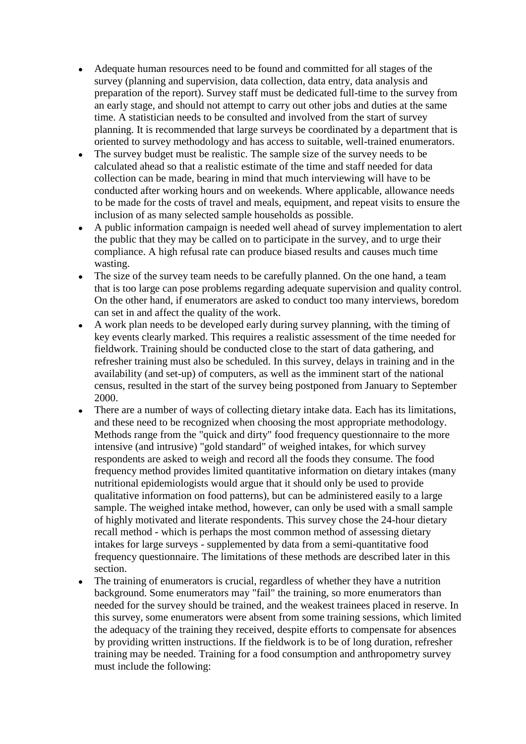- Adequate human resources need to be found and committed for all stages of the survey (planning and supervision, data collection, data entry, data analysis and preparation of the report). Survey staff must be dedicated full-time to the survey from an early stage, and should not attempt to carry out other jobs and duties at the same time. A statistician needs to be consulted and involved from the start of survey planning. It is recommended that large surveys be coordinated by a department that is oriented to survey methodology and has access to suitable, well-trained enumerators.
- The survey budget must be realistic. The sample size of the survey needs to be calculated ahead so that a realistic estimate of the time and staff needed for data collection can be made, bearing in mind that much interviewing will have to be conducted after working hours and on weekends. Where applicable, allowance needs to be made for the costs of travel and meals, equipment, and repeat visits to ensure the inclusion of as many selected sample households as possible.
- A public information campaign is needed well ahead of survey implementation to alert the public that they may be called on to participate in the survey, and to urge their compliance. A high refusal rate can produce biased results and causes much time wasting.
- The size of the survey team needs to be carefully planned. On the one hand, a team that is too large can pose problems regarding adequate supervision and quality control. On the other hand, if enumerators are asked to conduct too many interviews, boredom can set in and affect the quality of the work.
- A work plan needs to be developed early during survey planning, with the timing of key events clearly marked. This requires a realistic assessment of the time needed for fieldwork. Training should be conducted close to the start of data gathering, and refresher training must also be scheduled. In this survey, delays in training and in the availability (and set-up) of computers, as well as the imminent start of the national census, resulted in the start of the survey being postponed from January to September 2000.
- There are a number of ways of collecting dietary intake data. Each has its limitations, and these need to be recognized when choosing the most appropriate methodology. Methods range from the "quick and dirty" food frequency questionnaire to the more intensive (and intrusive) "gold standard" of weighed intakes, for which survey respondents are asked to weigh and record all the foods they consume. The food frequency method provides limited quantitative information on dietary intakes (many nutritional epidemiologists would argue that it should only be used to provide qualitative information on food patterns), but can be administered easily to a large sample. The weighed intake method, however, can only be used with a small sample of highly motivated and literate respondents. This survey chose the 24-hour dietary recall method - which is perhaps the most common method of assessing dietary intakes for large surveys - supplemented by data from a semi-quantitative food frequency questionnaire. The limitations of these methods are described later in this section.
- The training of enumerators is crucial, regardless of whether they have a nutrition background. Some enumerators may "fail" the training, so more enumerators than needed for the survey should be trained, and the weakest trainees placed in reserve. In this survey, some enumerators were absent from some training sessions, which limited the adequacy of the training they received, despite efforts to compensate for absences by providing written instructions. If the fieldwork is to be of long duration, refresher training may be needed. Training for a food consumption and anthropometry survey must include the following: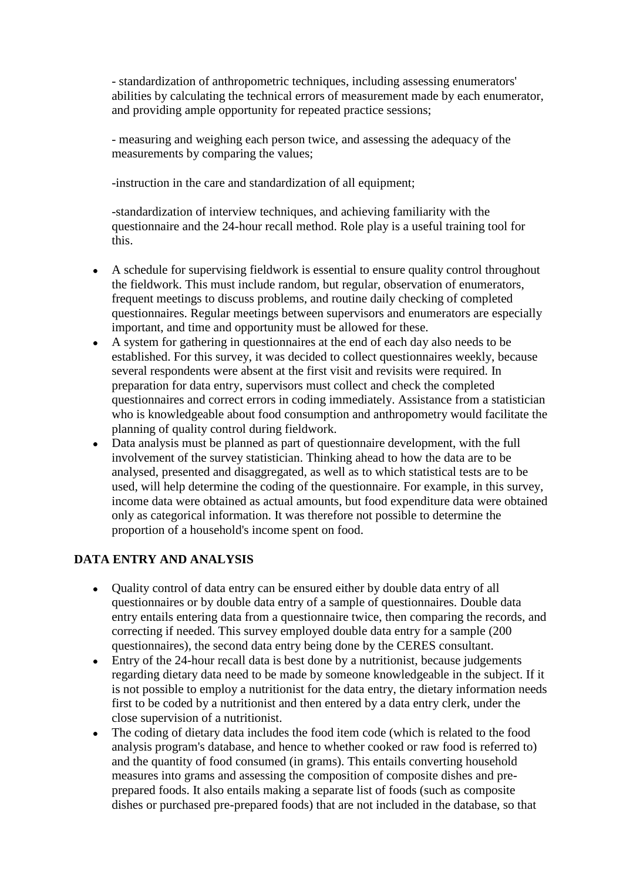- standardization of anthropometric techniques, including assessing enumerators' abilities by calculating the technical errors of measurement made by each enumerator, and providing ample opportunity for repeated practice sessions;

- measuring and weighing each person twice, and assessing the adequacy of the measurements by comparing the values;

-instruction in the care and standardization of all equipment;

-standardization of interview techniques, and achieving familiarity with the questionnaire and the 24-hour recall method. Role play is a useful training tool for this.

- A schedule for supervising fieldwork is essential to ensure quality control throughout the fieldwork. This must include random, but regular, observation of enumerators, frequent meetings to discuss problems, and routine daily checking of completed questionnaires. Regular meetings between supervisors and enumerators are especially important, and time and opportunity must be allowed for these.
- A system for gathering in questionnaires at the end of each day also needs to be established. For this survey, it was decided to collect questionnaires weekly, because several respondents were absent at the first visit and revisits were required. In preparation for data entry, supervisors must collect and check the completed questionnaires and correct errors in coding immediately. Assistance from a statistician who is knowledgeable about food consumption and anthropometry would facilitate the planning of quality control during fieldwork.
- Data analysis must be planned as part of questionnaire development, with the full involvement of the survey statistician. Thinking ahead to how the data are to be analysed, presented and disaggregated, as well as to which statistical tests are to be used, will help determine the coding of the questionnaire. For example, in this survey, income data were obtained as actual amounts, but food expenditure data were obtained only as categorical information. It was therefore not possible to determine the proportion of a household's income spent on food.

## DATA ENTRY AND ANALYSIS

- Quality control of data entry can be ensured either by double data entry of all questionnaires or by double data entry of a sample of questionnaires. Double data entry entails entering data from a questionnaire twice, then comparing the records, and correcting if needed. This survey employed double data entry for a sample (200 questionnaires), the second data entry being done by the CERES consultant.
- Entry of the 24-hour recall data is best done by a nutritionist, because judgements regarding dietary data need to be made by someone knowledgeable in the subject. If it is not possible to employ a nutritionist for the data entry, the dietary information needs first to be coded by a nutritionist and then entered by a data entry clerk, under the close supervision of a nutritionist.
- The coding of dietary data includes the food item code (which is related to the food analysis program's database, and hence to whether cooked or raw food is referred to) and the quantity of food consumed (in grams). This entails converting household measures into grams and assessing the composition of composite dishes and pre-prepared foods. It also entails making a separate list of foods (such as composite dishes or purchased pre-prepared foods) that are not included in the database, so that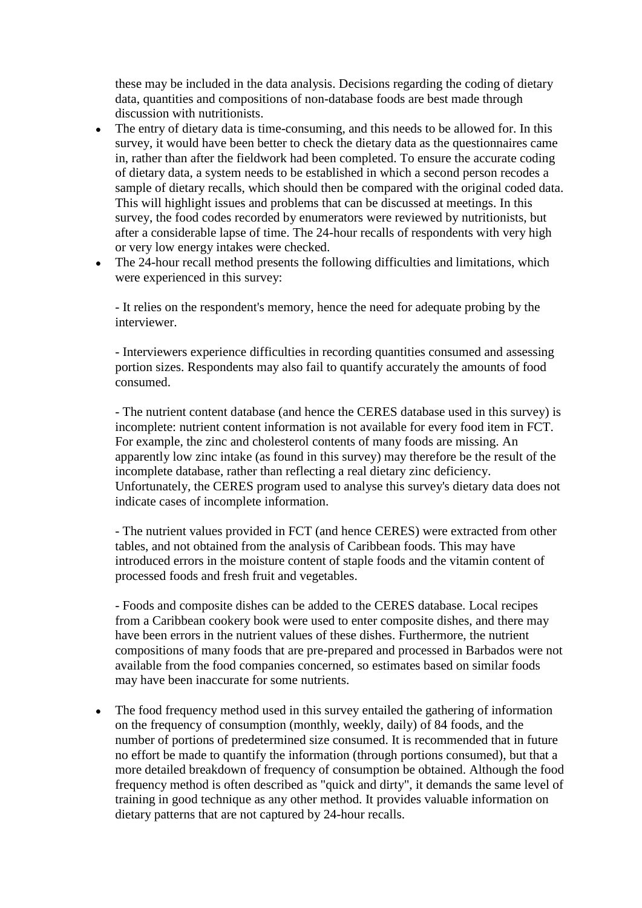these may be included in the data analysis. Decisions regarding the coding of dietary data, quantities and compositions of non-database foods are best made through discussion with nutritionists.

- The entry of dietary data is time-consuming, and this needs to be allowed for. In this survey, it would have been better to check the dietary data as the questionnaires came in, rather than after the fieldwork had been completed. To ensure the accurate coding of dietary data, a system needs to be established in which a second person recodes a sample of dietary recalls, which should then be compared with the original coded data. This will highlight issues and problems that can be discussed at meetings. In this survey, the food codes recorded by enumerators were reviewed by nutritionists, but after a considerable lapse of time. The 24-hour recalls of respondents with very high or very low energy intakes were checked.
- The 24-hour recall method presents the following difficulties and limitations, which were experienced in this survey:

  - It relies on the respondent's memory, hence the need for adequate probing by the interviewer.

  - Interviewers experience difficulties in recording quantities consumed and assessing portion sizes. Respondents may also fail to quantify accurately the amounts of food consumed.

  - The nutrient content database (and hence the CERES database used in this survey) is incomplete: nutrient content information is not available for every food item in FCT. For example, the zinc and cholesterol contents of many foods are missing. An apparently low zinc intake (as found in this survey) may therefore be the result of the incomplete database, rather than reflecting a real dietary zinc deficiency. Unfortunately, the CERES program used to analyse this survey's dietary data does not indicate cases of incomplete information.

  - The nutrient values provided in FCT (and hence CERES) were extracted from other tables, and not obtained from the analysis of Caribbean foods. This may have introduced errors in the moisture content of staple foods and the vitamin content of processed foods and fresh fruit and vegetables.

  - Foods and composite dishes can be added to the CERES database. Local recipes from a Caribbean cookery book were used to enter composite dishes, and there may have been errors in the nutrient values of these dishes. Furthermore, the nutrient compositions of many foods that are pre-prepared and processed in Barbados were not available from the food companies concerned, so estimates based on similar foods may have been inaccurate for some nutrients.

- The food frequency method used in this survey entailed the gathering of information on the frequency of consumption (monthly, weekly, daily) of 84 foods, and the number of portions of predetermined size consumed. It is recommended that in future no effort be made to quantify the information (through portions consumed), but that a more detailed breakdown of frequency of consumption be obtained. Although the food frequency method is often described as "quick and dirty", it demands the same level of training in good technique as any other method. It provides valuable information on dietary patterns that are not captured by 24-hour recalls.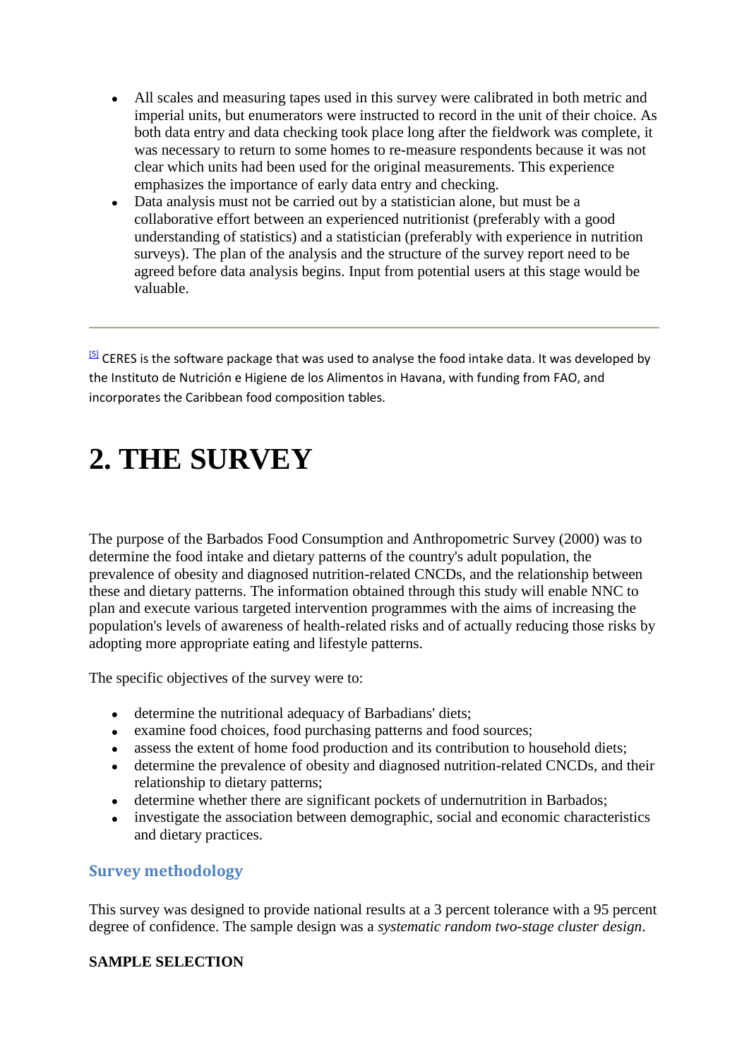- All scales and measuring tapes used in this survey were calibrated in both metric and imperial units, but enumerators were instructed to record in the unit of their choice. As both data entry and data checking took place long after the fieldwork was complete, it was necessary to return to some homes to re-measure respondents because it was not clear which units had been used for the original measurements. This experience emphasizes the importance of early data entry and checking.
- Data analysis must not be carried out by a statistician alone, but must be a collaborative effort between an experienced nutritionist (preferably with a good understanding of statistics) and a statistician (preferably with experience in nutrition surveys). The plan of the analysis and the structure of the survey report need to be agreed before data analysis begins. Input from potential users at this stage would be valuable.

---

[5] CERES is the software package that was used to analyse the food intake data. It was developed by the Instituto de Nutrición e Higiene de los Alimentos in Havana, with funding from FAO, and incorporates the Caribbean food composition tables.

# 2. THE SURVEY

The purpose of the Barbados Food Consumption and Anthropometric Survey (2000) was to determine the food intake and dietary patterns of the country's adult population, the prevalence of obesity and diagnosed nutrition-related CNCDs, and the relationship between these and dietary patterns. The information obtained through this study will enable NNC to plan and execute various targeted intervention programmes with the aims of increasing the population's levels of awareness of health-related risks and of actually reducing those risks by adopting more appropriate eating and lifestyle patterns.

The specific objectives of the survey were to:

- determine the nutritional adequacy of Barbadians' diets;
- examine food choices, food purchasing patterns and food sources;
- assess the extent of home food production and its contribution to household diets;
- determine the prevalence of obesity and diagnosed nutrition-related CNCDs, and their relationship to dietary patterns;
- determine whether there are significant pockets of undernutrition in Barbados;
- investigate the association between demographic, social and economic characteristics and dietary practices.

## Survey methodology

This survey was designed to provide national results at a 3 percent tolerance with a 95 percent degree of confidence. The sample design was a *systematic random two-stage cluster design*.

**SAMPLE SELECTION**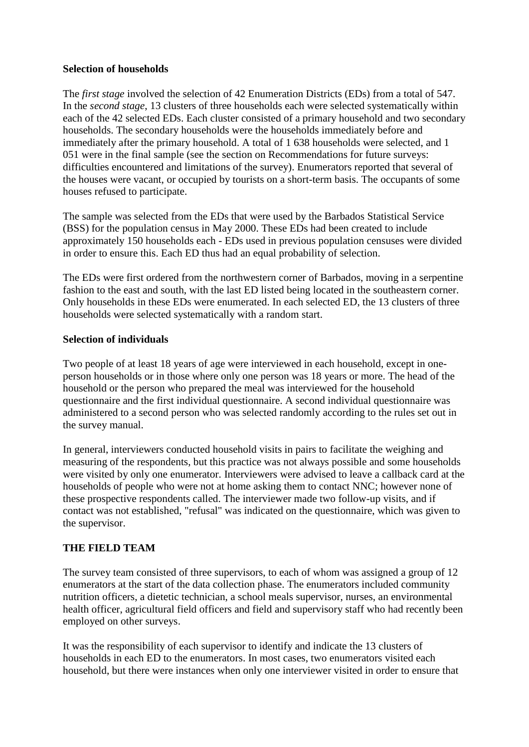**Selection of households**

The *first stage* involved the selection of 42 Enumeration Districts (EDs) from a total of 547. In the *second stage*, 13 clusters of three households each were selected systematically within each of the 42 selected EDs. Each cluster consisted of a primary household and two secondary households. The secondary households were the households immediately before and immediately after the primary household. A total of 1 638 households were selected, and 1 051 were in the final sample (see the section on Recommendations for future surveys: difficulties encountered and limitations of the survey). Enumerators reported that several of the houses were vacant, or occupied by tourists on a short-term basis. The occupants of some houses refused to participate.

The sample was selected from the EDs that were used by the Barbados Statistical Service (BSS) for the population census in May 2000. These EDs had been created to include approximately 150 households each - EDs used in previous population censuses were divided in order to ensure this. Each ED thus had an equal probability of selection.

The EDs were first ordered from the northwestern corner of Barbados, moving in a serpentine fashion to the east and south, with the last ED listed being located in the southeastern corner. Only households in these EDs were enumerated. In each selected ED, the 13 clusters of three households were selected systematically with a random start.

**Selection of individuals**

Two people of at least 18 years of age were interviewed in each household, except in one-person households or in those where only one person was 18 years or more. The head of the household or the person who prepared the meal was interviewed for the household questionnaire and the first individual questionnaire. A second individual questionnaire was administered to a second person who was selected randomly according to the rules set out in the survey manual.

In general, interviewers conducted household visits in pairs to facilitate the weighing and measuring of the respondents, but this practice was not always possible and some households were visited by only one enumerator. Interviewers were advised to leave a callback card at the households of people who were not at home asking them to contact NNC; however none of these prospective respondents called. The interviewer made two follow-up visits, and if contact was not established, "refusal" was indicated on the questionnaire, which was given to the supervisor.

**THE FIELD TEAM**

The survey team consisted of three supervisors, to each of whom was assigned a group of 12 enumerators at the start of the data collection phase. The enumerators included community nutrition officers, a dietetic technician, a school meals supervisor, nurses, an environmental health officer, agricultural field officers and field and supervisory staff who had recently been employed on other surveys.

It was the responsibility of each supervisor to identify and indicate the 13 clusters of households in each ED to the enumerators. In most cases, two enumerators visited each household, but there were instances when only one interviewer visited in order to ensure that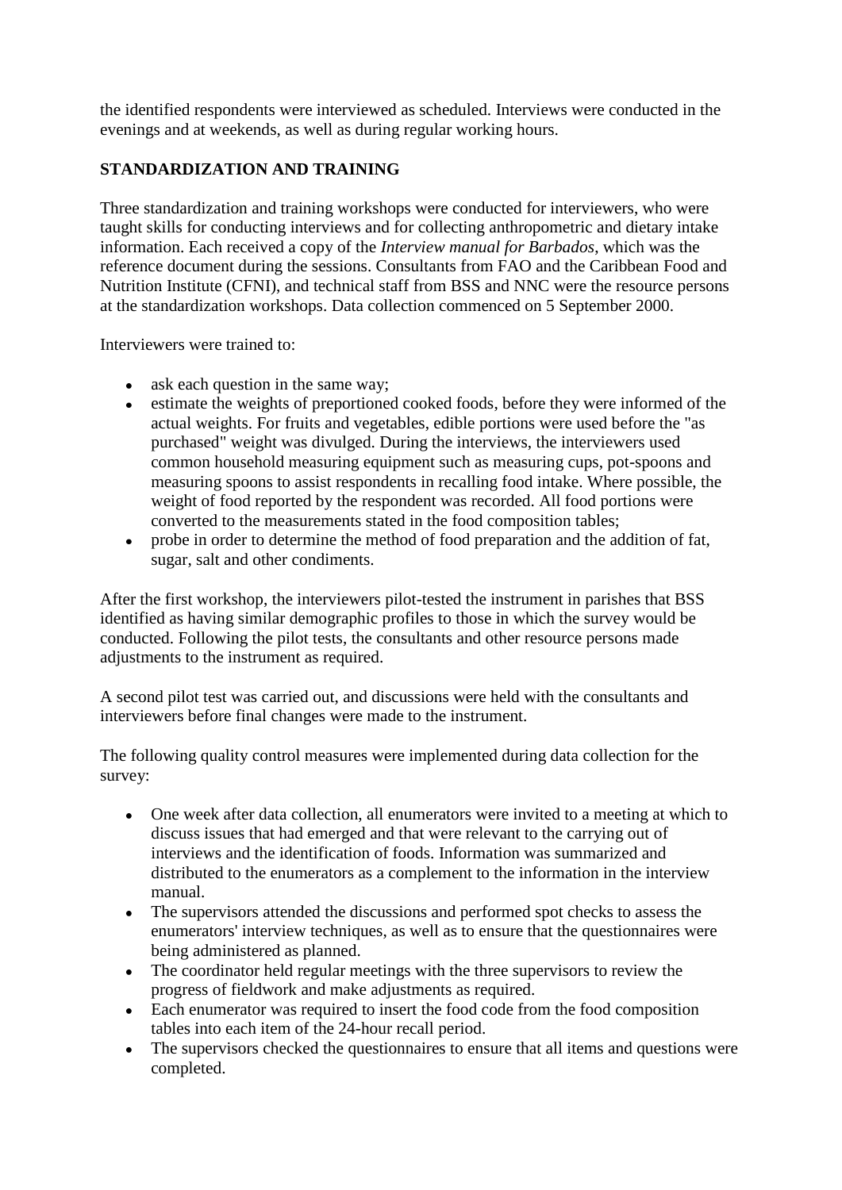the identified respondents were interviewed as scheduled. Interviews were conducted in the evenings and at weekends, as well as during regular working hours.

## STANDARDIZATION AND TRAINING

Three standardization and training workshops were conducted for interviewers, who were taught skills for conducting interviews and for collecting anthropometric and dietary intake information. Each received a copy of the *Interview manual for Barbados*, which was the reference document during the sessions. Consultants from FAO and the Caribbean Food and Nutrition Institute (CFNI), and technical staff from BSS and NNC were the resource persons at the standardization workshops. Data collection commenced on 5 September 2000.

Interviewers were trained to:

- ask each question in the same way;
- estimate the weights of preportioned cooked foods, before they were informed of the actual weights. For fruits and vegetables, edible portions were used before the "as purchased" weight was divulged. During the interviews, the interviewers used common household measuring equipment such as measuring cups, pot-spoons and measuring spoons to assist respondents in recalling food intake. Where possible, the weight of food reported by the respondent was recorded. All food portions were converted to the measurements stated in the food composition tables;
- probe in order to determine the method of food preparation and the addition of fat, sugar, salt and other condiments.

After the first workshop, the interviewers pilot-tested the instrument in parishes that BSS identified as having similar demographic profiles to those in which the survey would be conducted. Following the pilot tests, the consultants and other resource persons made adjustments to the instrument as required.

A second pilot test was carried out, and discussions were held with the consultants and interviewers before final changes were made to the instrument.

The following quality control measures were implemented during data collection for the survey:

- One week after data collection, all enumerators were invited to a meeting at which to discuss issues that had emerged and that were relevant to the carrying out of interviews and the identification of foods. Information was summarized and distributed to the enumerators as a complement to the information in the interview manual.
- The supervisors attended the discussions and performed spot checks to assess the enumerators' interview techniques, as well as to ensure that the questionnaires were being administered as planned.
- The coordinator held regular meetings with the three supervisors to review the progress of fieldwork and make adjustments as required.
- Each enumerator was required to insert the food code from the food composition tables into each item of the 24-hour recall period.
- The supervisors checked the questionnaires to ensure that all items and questions were completed.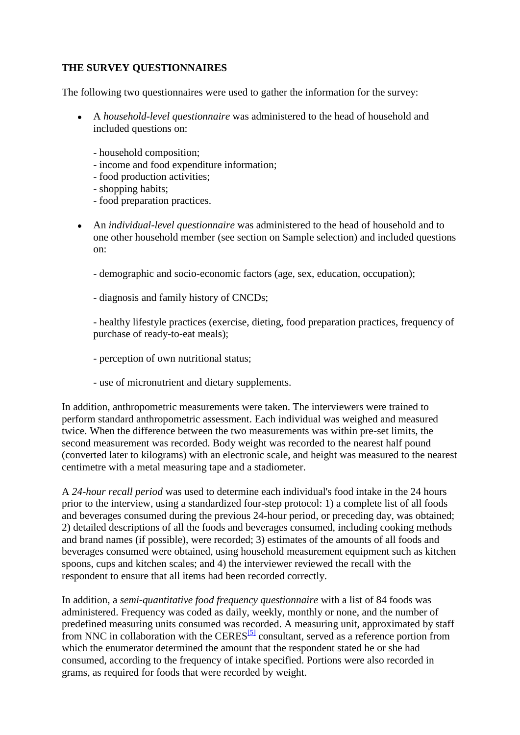**THE SURVEY QUESTIONNAIRES**

The following two questionnaires were used to gather the information for the survey:

- A *household-level questionnaire* was administered to the head of household and included questions on:

  - household composition;
  - income and food expenditure information;
  - food production activities;
  - shopping habits;
  - food preparation practices.

- An *individual-level questionnaire* was administered to the head of household and to one other household member (see section on Sample selection) and included questions on:

  - demographic and socio-economic factors (age, sex, education, occupation);

  - diagnosis and family history of CNCDs;

  - healthy lifestyle practices (exercise, dieting, food preparation practices, frequency of purchase of ready-to-eat meals);

  - perception of own nutritional status;

  - use of micronutrient and dietary supplements.

In addition, anthropometric measurements were taken. The interviewers were trained to perform standard anthropometric assessment. Each individual was weighed and measured twice. When the difference between the two measurements was within pre-set limits, the second measurement was recorded. Body weight was recorded to the nearest half pound (converted later to kilograms) with an electronic scale, and height was measured to the nearest centimetre with a metal measuring tape and a stadiometer.

A *24-hour recall period* was used to determine each individual's food intake in the 24 hours prior to the interview, using a standardized four-step protocol: 1) a complete list of all foods and beverages consumed during the previous 24-hour period, or preceding day, was obtained; 2) detailed descriptions of all the foods and beverages consumed, including cooking methods and brand names (if possible), were recorded; 3) estimates of the amounts of all foods and beverages consumed were obtained, using household measurement equipment such as kitchen spoons, cups and kitchen scales; and 4) the interviewer reviewed the recall with the respondent to ensure that all items had been recorded correctly.

In addition, a *semi-quantitative food frequency questionnaire* with a list of 84 foods was administered. Frequency was coded as daily, weekly, monthly or none, and the number of predefined measuring units consumed was recorded. A measuring unit, approximated by staff from NNC in collaboration with the CERES[5] consultant, served as a reference portion from which the enumerator determined the amount that the respondent stated he or she had consumed, according to the frequency of intake specified. Portions were also recorded in grams, as required for foods that were recorded by weight.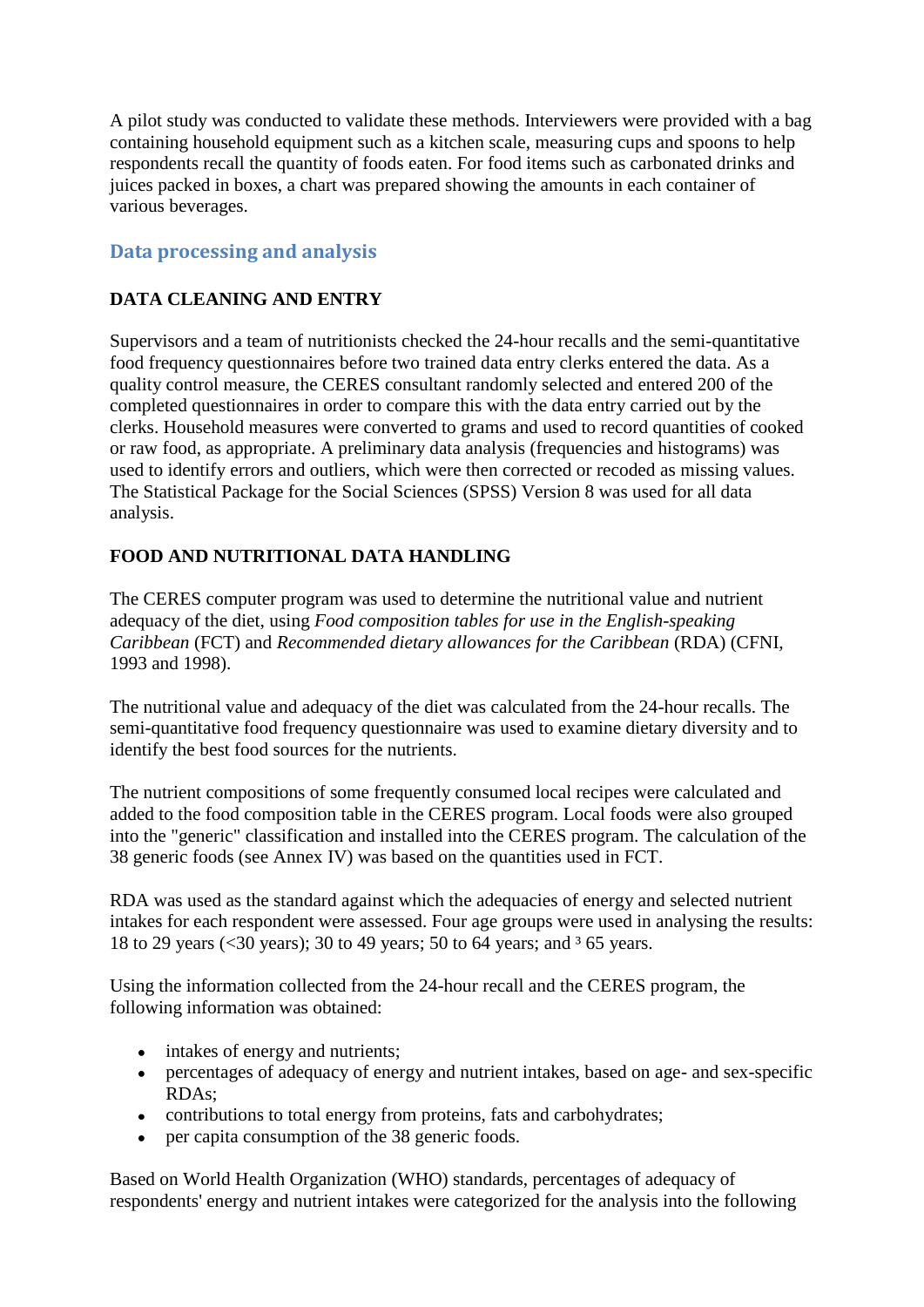A pilot study was conducted to validate these methods. Interviewers were provided with a bag containing household equipment such as a kitchen scale, measuring cups and spoons to help respondents recall the quantity of foods eaten. For food items such as carbonated drinks and juices packed in boxes, a chart was prepared showing the amounts in each container of various beverages.

## Data processing and analysis

### DATA CLEANING AND ENTRY

Supervisors and a team of nutritionists checked the 24-hour recalls and the semi-quantitative food frequency questionnaires before two trained data entry clerks entered the data. As a quality control measure, the CERES consultant randomly selected and entered 200 of the completed questionnaires in order to compare this with the data entry carried out by the clerks. Household measures were converted to grams and used to record quantities of cooked or raw food, as appropriate. A preliminary data analysis (frequencies and histograms) was used to identify errors and outliers, which were then corrected or recoded as missing values. The Statistical Package for the Social Sciences (SPSS) Version 8 was used for all data analysis.

### FOOD AND NUTRITIONAL DATA HANDLING

The CERES computer program was used to determine the nutritional value and nutrient adequacy of the diet, using *Food composition tables for use in the English-speaking Caribbean* (FCT) and *Recommended dietary allowances for the Caribbean* (RDA) (CFNI, 1993 and 1998).

The nutritional value and adequacy of the diet was calculated from the 24-hour recalls. The semi-quantitative food frequency questionnaire was used to examine dietary diversity and to identify the best food sources for the nutrients.

The nutrient compositions of some frequently consumed local recipes were calculated and added to the food composition table in the CERES program. Local foods were also grouped into the "generic" classification and installed into the CERES program. The calculation of the 38 generic foods (see Annex IV) was based on the quantities used in FCT.

RDA was used as the standard against which the adequacies of energy and selected nutrient intakes for each respondent were assessed. Four age groups were used in analysing the results: 18 to 29 years (<30 years); 30 to 49 years; 50 to 64 years; and ≥ 65 years.

Using the information collected from the 24-hour recall and the CERES program, the following information was obtained:

- intakes of energy and nutrients;
- percentages of adequacy of energy and nutrient intakes, based on age- and sex-specific RDAs;
- contributions to total energy from proteins, fats and carbohydrates;
- per capita consumption of the 38 generic foods.

Based on World Health Organization (WHO) standards, percentages of adequacy of respondents' energy and nutrient intakes were categorized for the analysis into the following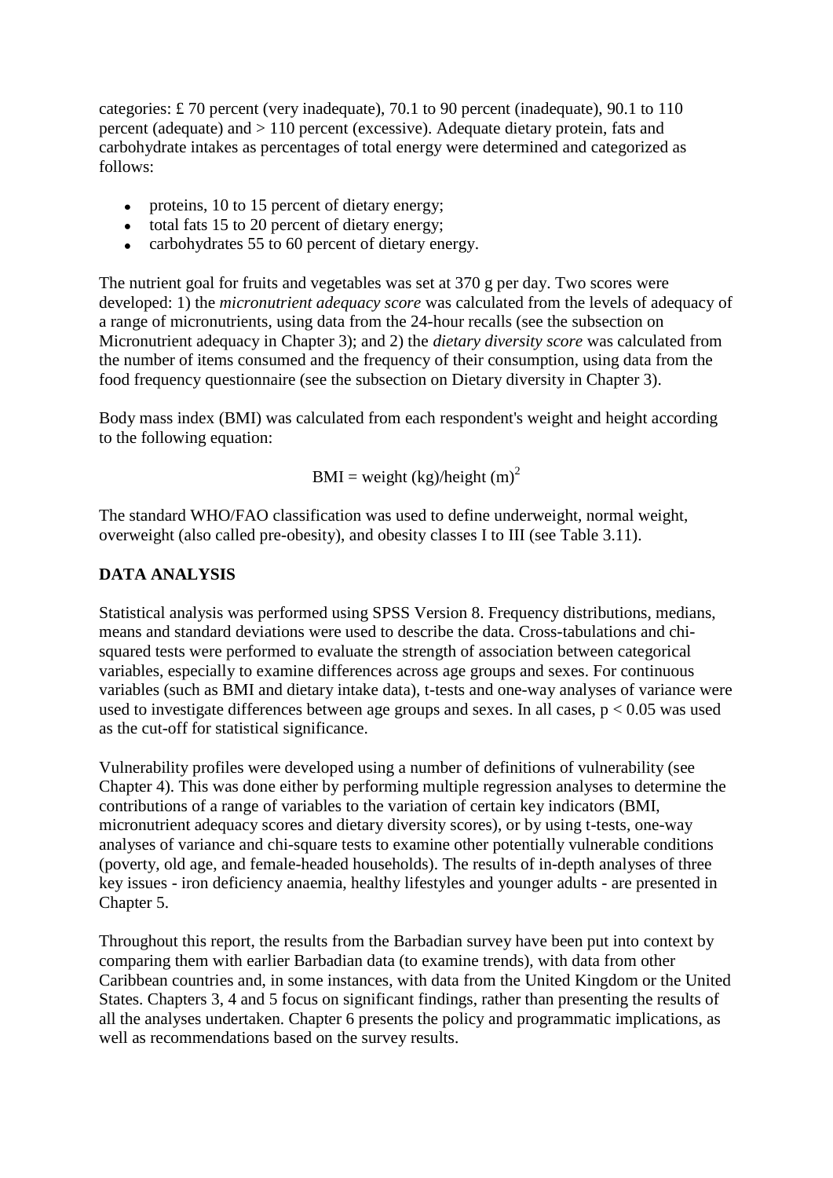categories: £ 70 percent (very inadequate), 70.1 to 90 percent (inadequate), 90.1 to 110 percent (adequate) and > 110 percent (excessive). Adequate dietary protein, fats and carbohydrate intakes as percentages of total energy were determined and categorized as follows:

- proteins, 10 to 15 percent of dietary energy;
- total fats 15 to 20 percent of dietary energy;
- carbohydrates 55 to 60 percent of dietary energy.

The nutrient goal for fruits and vegetables was set at 370 g per day. Two scores were developed: 1) the *micronutrient adequacy score* was calculated from the levels of adequacy of a range of micronutrients, using data from the 24-hour recalls (see the subsection on Micronutrient adequacy in Chapter 3); and 2) the *dietary diversity score* was calculated from the number of items consumed and the frequency of their consumption, using data from the food frequency questionnaire (see the subsection on Dietary diversity in Chapter 3).

Body mass index (BMI) was calculated from each respondent's weight and height according to the following equation:

$$\text{BMI} = \text{weight (kg)}/\text{height (m)}^2$$

The standard WHO/FAO classification was used to define underweight, normal weight, overweight (also called pre-obesity), and obesity classes I to III (see Table 3.11).

## DATA ANALYSIS

Statistical analysis was performed using SPSS Version 8. Frequency distributions, medians, means and standard deviations were used to describe the data. Cross-tabulations and chi-squared tests were performed to evaluate the strength of association between categorical variables, especially to examine differences across age groups and sexes. For continuous variables (such as BMI and dietary intake data), t-tests and one-way analyses of variance were used to investigate differences between age groups and sexes. In all cases, $p < 0.05$ was used as the cut-off for statistical significance.

Vulnerability profiles were developed using a number of definitions of vulnerability (see Chapter 4). This was done either by performing multiple regression analyses to determine the contributions of a range of variables to the variation of certain key indicators (BMI, micronutrient adequacy scores and dietary diversity scores), or by using t-tests, one-way analyses of variance and chi-square tests to examine other potentially vulnerable conditions (poverty, old age, and female-headed households). The results of in-depth analyses of three key issues - iron deficiency anaemia, healthy lifestyles and younger adults - are presented in Chapter 5.

Throughout this report, the results from the Barbadian survey have been put into context by comparing them with earlier Barbadian data (to examine trends), with data from other Caribbean countries and, in some instances, with data from the United Kingdom or the United States. Chapters 3, 4 and 5 focus on significant findings, rather than presenting the results of all the analyses undertaken. Chapter 6 presents the policy and programmatic implications, as well as recommendations based on the survey results.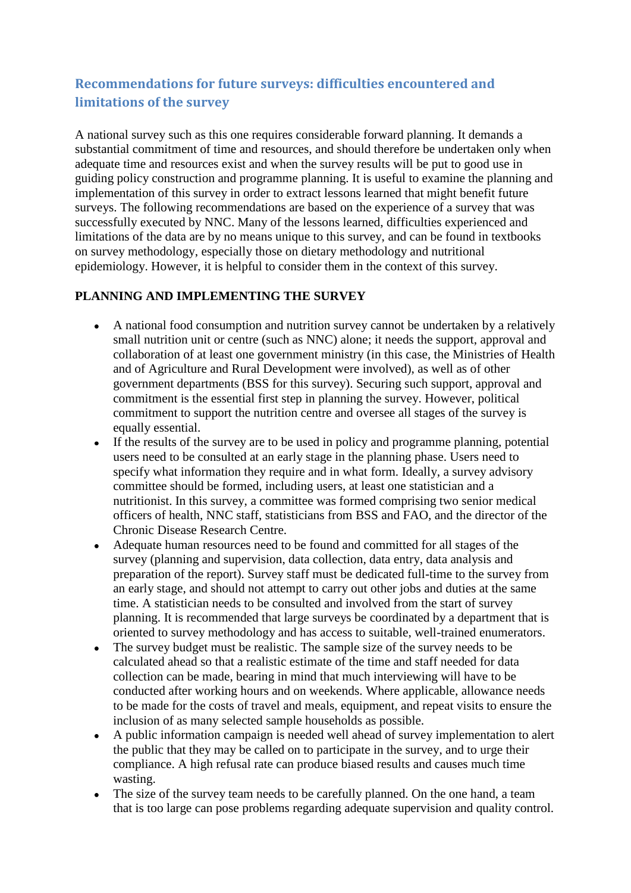## Recommendations for future surveys: difficulties encountered and limitations of the survey

A national survey such as this one requires considerable forward planning. It demands a substantial commitment of time and resources, and should therefore be undertaken only when adequate time and resources exist and when the survey results will be put to good use in guiding policy construction and programme planning. It is useful to examine the planning and implementation of this survey in order to extract lessons learned that might benefit future surveys. The following recommendations are based on the experience of a survey that was successfully executed by NNC. Many of the lessons learned, difficulties experienced and limitations of the data are by no means unique to this survey, and can be found in textbooks on survey methodology, especially those on dietary methodology and nutritional epidemiology. However, it is helpful to consider them in the context of this survey.

### PLANNING AND IMPLEMENTING THE SURVEY

- A national food consumption and nutrition survey cannot be undertaken by a relatively small nutrition unit or centre (such as NNC) alone; it needs the support, approval and collaboration of at least one government ministry (in this case, the Ministries of Health and of Agriculture and Rural Development were involved), as well as of other government departments (BSS for this survey). Securing such support, approval and commitment is the essential first step in planning the survey. However, political commitment to support the nutrition centre and oversee all stages of the survey is equally essential.
- If the results of the survey are to be used in policy and programme planning, potential users need to be consulted at an early stage in the planning phase. Users need to specify what information they require and in what form. Ideally, a survey advisory committee should be formed, including users, at least one statistician and a nutritionist. In this survey, a committee was formed comprising two senior medical officers of health, NNC staff, statisticians from BSS and FAO, and the director of the Chronic Disease Research Centre.
- Adequate human resources need to be found and committed for all stages of the survey (planning and supervision, data collection, data entry, data analysis and preparation of the report). Survey staff must be dedicated full-time to the survey from an early stage, and should not attempt to carry out other jobs and duties at the same time. A statistician needs to be consulted and involved from the start of survey planning. It is recommended that large surveys be coordinated by a department that is oriented to survey methodology and has access to suitable, well-trained enumerators.
- The survey budget must be realistic. The sample size of the survey needs to be calculated ahead so that a realistic estimate of the time and staff needed for data collection can be made, bearing in mind that much interviewing will have to be conducted after working hours and on weekends. Where applicable, allowance needs to be made for the costs of travel and meals, equipment, and repeat visits to ensure the inclusion of as many selected sample households as possible.
- A public information campaign is needed well ahead of survey implementation to alert the public that they may be called on to participate in the survey, and to urge their compliance. A high refusal rate can produce biased results and causes much time wasting.
- The size of the survey team needs to be carefully planned. On the one hand, a team that is too large can pose problems regarding adequate supervision and quality control.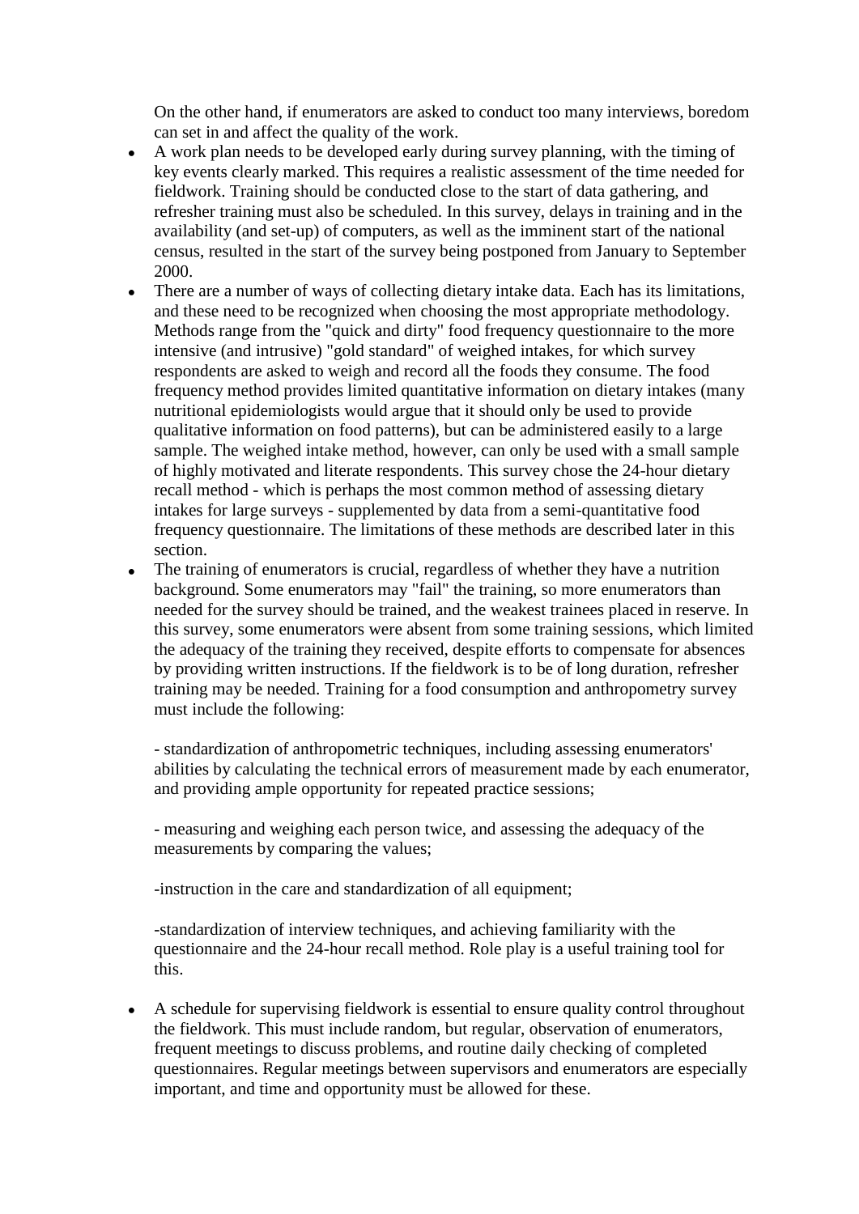On the other hand, if enumerators are asked to conduct too many interviews, boredom can set in and affect the quality of the work.

- A work plan needs to be developed early during survey planning, with the timing of key events clearly marked. This requires a realistic assessment of the time needed for fieldwork. Training should be conducted close to the start of data gathering, and refresher training must also be scheduled. In this survey, delays in training and in the availability (and set-up) of computers, as well as the imminent start of the national census, resulted in the start of the survey being postponed from January to September 2000.
- There are a number of ways of collecting dietary intake data. Each has its limitations, and these need to be recognized when choosing the most appropriate methodology. Methods range from the "quick and dirty" food frequency questionnaire to the more intensive (and intrusive) "gold standard" of weighed intakes, for which survey respondents are asked to weigh and record all the foods they consume. The food frequency method provides limited quantitative information on dietary intakes (many nutritional epidemiologists would argue that it should only be used to provide qualitative information on food patterns), but can be administered easily to a large sample. The weighed intake method, however, can only be used with a small sample of highly motivated and literate respondents. This survey chose the 24-hour dietary recall method - which is perhaps the most common method of assessing dietary intakes for large surveys - supplemented by data from a semi-quantitative food frequency questionnaire. The limitations of these methods are described later in this section.
- The training of enumerators is crucial, regardless of whether they have a nutrition background. Some enumerators may "fail" the training, so more enumerators than needed for the survey should be trained, and the weakest trainees placed in reserve. In this survey, some enumerators were absent from some training sessions, which limited the adequacy of the training they received, despite efforts to compensate for absences by providing written instructions. If the fieldwork is to be of long duration, refresher training may be needed. Training for a food consumption and anthropometry survey must include the following:

  - standardization of anthropometric techniques, including assessing enumerators' abilities by calculating the technical errors of measurement made by each enumerator, and providing ample opportunity for repeated practice sessions;

  - measuring and weighing each person twice, and assessing the adequacy of the measurements by comparing the values;

  -instruction in the care and standardization of all equipment;

  -standardization of interview techniques, and achieving familiarity with the questionnaire and the 24-hour recall method. Role play is a useful training tool for this.

- A schedule for supervising fieldwork is essential to ensure quality control throughout the fieldwork. This must include random, but regular, observation of enumerators, frequent meetings to discuss problems, and routine daily checking of completed questionnaires. Regular meetings between supervisors and enumerators are especially important, and time and opportunity must be allowed for these.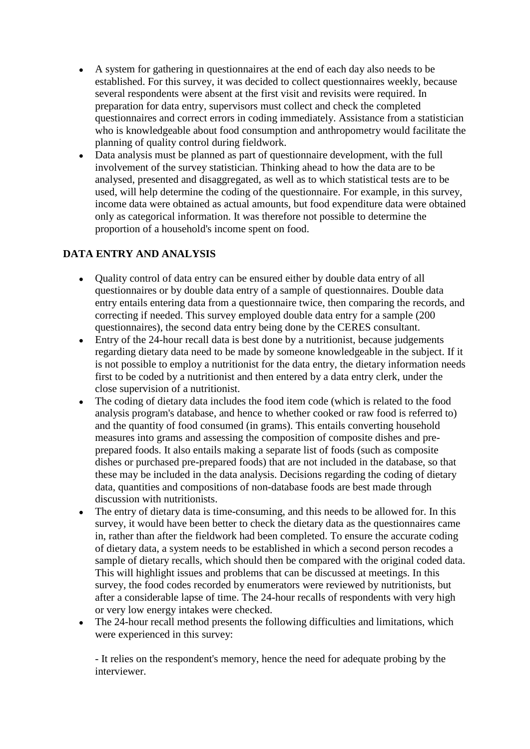- A system for gathering in questionnaires at the end of each day also needs to be established. For this survey, it was decided to collect questionnaires weekly, because several respondents were absent at the first visit and revisits were required. In preparation for data entry, supervisors must collect and check the completed questionnaires and correct errors in coding immediately. Assistance from a statistician who is knowledgeable about food consumption and anthropometry would facilitate the planning of quality control during fieldwork.
- Data analysis must be planned as part of questionnaire development, with the full involvement of the survey statistician. Thinking ahead to how the data are to be analysed, presented and disaggregated, as well as to which statistical tests are to be used, will help determine the coding of the questionnaire. For example, in this survey, income data were obtained as actual amounts, but food expenditure data were obtained only as categorical information. It was therefore not possible to determine the proportion of a household's income spent on food.

## DATA ENTRY AND ANALYSIS

- Quality control of data entry can be ensured either by double data entry of all questionnaires or by double data entry of a sample of questionnaires. Double data entry entails entering data from a questionnaire twice, then comparing the records, and correcting if needed. This survey employed double data entry for a sample (200 questionnaires), the second data entry being done by the CERES consultant.
- Entry of the 24-hour recall data is best done by a nutritionist, because judgements regarding dietary data need to be made by someone knowledgeable in the subject. If it is not possible to employ a nutritionist for the data entry, the dietary information needs first to be coded by a nutritionist and then entered by a data entry clerk, under the close supervision of a nutritionist.
- The coding of dietary data includes the food item code (which is related to the food analysis program's database, and hence to whether cooked or raw food is referred to) and the quantity of food consumed (in grams). This entails converting household measures into grams and assessing the composition of composite dishes and pre-prepared foods. It also entails making a separate list of foods (such as composite dishes or purchased pre-prepared foods) that are not included in the database, so that these may be included in the data analysis. Decisions regarding the coding of dietary data, quantities and compositions of non-database foods are best made through discussion with nutritionists.
- The entry of dietary data is time-consuming, and this needs to be allowed for. In this survey, it would have been better to check the dietary data as the questionnaires came in, rather than after the fieldwork had been completed. To ensure the accurate coding of dietary data, a system needs to be established in which a second person recodes a sample of dietary recalls, which should then be compared with the original coded data. This will highlight issues and problems that can be discussed at meetings. In this survey, the food codes recorded by enumerators were reviewed by nutritionists, but after a considerable lapse of time. The 24-hour recalls of respondents with very high or very low energy intakes were checked.
- The 24-hour recall method presents the following difficulties and limitations, which were experienced in this survey:

  - It relies on the respondent's memory, hence the need for adequate probing by the interviewer.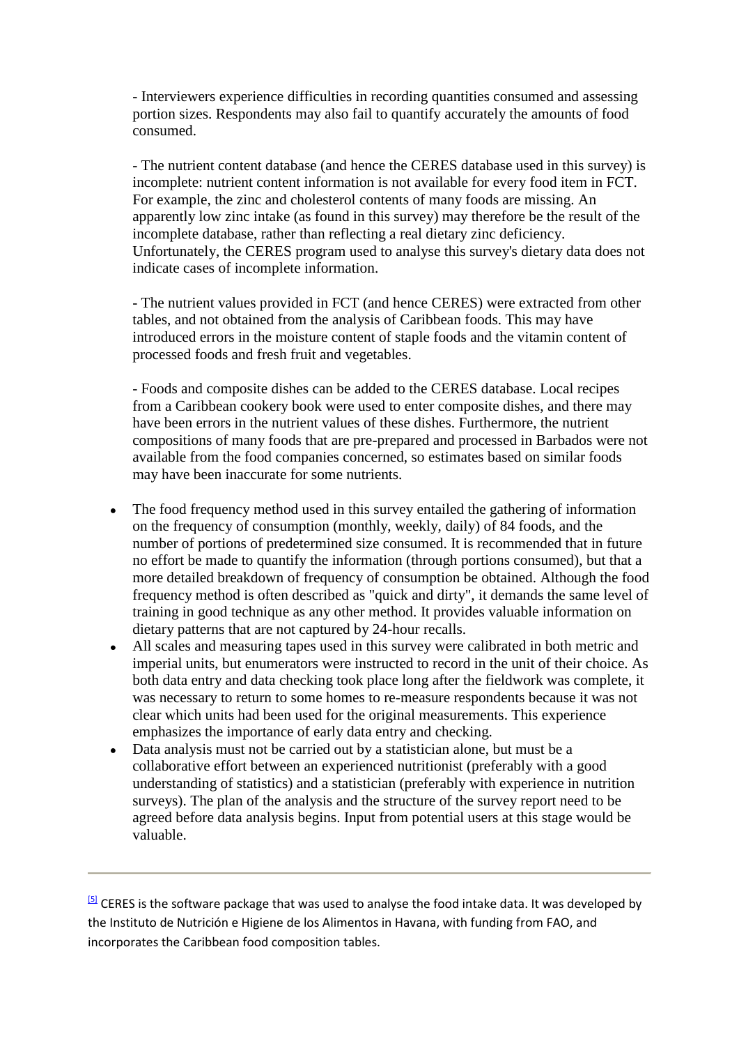- Interviewers experience difficulties in recording quantities consumed and assessing portion sizes. Respondents may also fail to quantify accurately the amounts of food consumed.

- The nutrient content database (and hence the CERES database used in this survey) is incomplete: nutrient content information is not available for every food item in FCT. For example, the zinc and cholesterol contents of many foods are missing. An apparently low zinc intake (as found in this survey) may therefore be the result of the incomplete database, rather than reflecting a real dietary zinc deficiency. Unfortunately, the CERES program used to analyse this survey's dietary data does not indicate cases of incomplete information.

- The nutrient values provided in FCT (and hence CERES) were extracted from other tables, and not obtained from the analysis of Caribbean foods. This may have introduced errors in the moisture content of staple foods and the vitamin content of processed foods and fresh fruit and vegetables.

- Foods and composite dishes can be added to the CERES database. Local recipes from a Caribbean cookery book were used to enter composite dishes, and there may have been errors in the nutrient values of these dishes. Furthermore, the nutrient compositions of many foods that are pre-prepared and processed in Barbados were not available from the food companies concerned, so estimates based on similar foods may have been inaccurate for some nutrients.

- The food frequency method used in this survey entailed the gathering of information on the frequency of consumption (monthly, weekly, daily) of 84 foods, and the number of portions of predetermined size consumed. It is recommended that in future no effort be made to quantify the information (through portions consumed), but that a more detailed breakdown of frequency of consumption be obtained. Although the food frequency method is often described as "quick and dirty", it demands the same level of training in good technique as any other method. It provides valuable information on dietary patterns that are not captured by 24-hour recalls.
- All scales and measuring tapes used in this survey were calibrated in both metric and imperial units, but enumerators were instructed to record in the unit of their choice. As both data entry and data checking took place long after the fieldwork was complete, it was necessary to return to some homes to re-measure respondents because it was not clear which units had been used for the original measurements. This experience emphasizes the importance of early data entry and checking.
- Data analysis must not be carried out by a statistician alone, but must be a collaborative effort between an experienced nutritionist (preferably with a good understanding of statistics) and a statistician (preferably with experience in nutrition surveys). The plan of the analysis and the structure of the survey report need to be agreed before data analysis begins. Input from potential users at this stage would be valuable.

---

[5] CERES is the software package that was used to analyse the food intake data. It was developed by the Instituto de Nutrición e Higiene de los Alimentos in Havana, with funding from FAO, and incorporates the Caribbean food composition tables.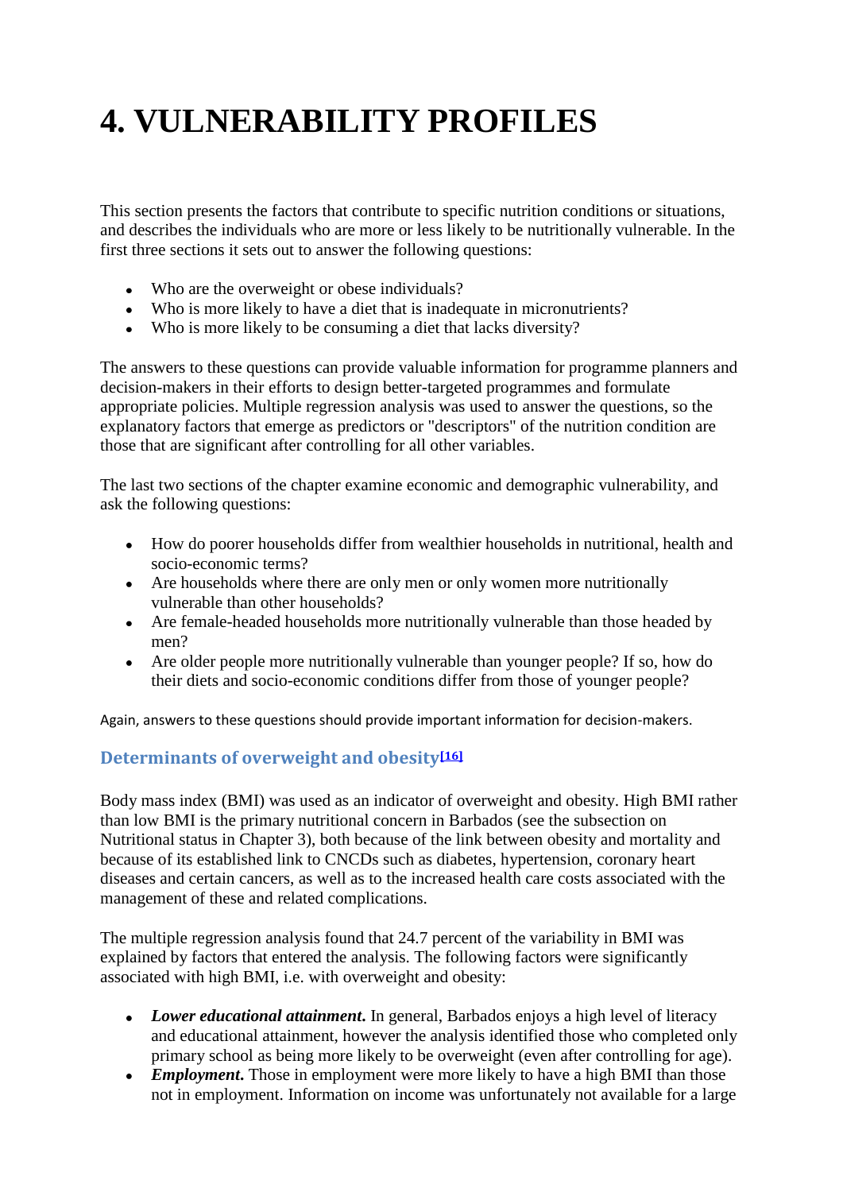# 4. VULNERABILITY PROFILES

This section presents the factors that contribute to specific nutrition conditions or situations, and describes the individuals who are more or less likely to be nutritionally vulnerable. In the first three sections it sets out to answer the following questions:

- Who are the overweight or obese individuals?
- Who is more likely to have a diet that is inadequate in micronutrients?
- Who is more likely to be consuming a diet that lacks diversity?

The answers to these questions can provide valuable information for programme planners and decision-makers in their efforts to design better-targeted programmes and formulate appropriate policies. Multiple regression analysis was used to answer the questions, so the explanatory factors that emerge as predictors or "descriptors" of the nutrition condition are those that are significant after controlling for all other variables.

The last two sections of the chapter examine economic and demographic vulnerability, and ask the following questions:

- How do poorer households differ from wealthier households in nutritional, health and socio-economic terms?
- Are households where there are only men or only women more nutritionally vulnerable than other households?
- Are female-headed households more nutritionally vulnerable than those headed by men?
- Are older people more nutritionally vulnerable than younger people? If so, how do their diets and socio-economic conditions differ from those of younger people?

Again, answers to these questions should provide important information for decision-makers.

## Determinants of overweight and obesity[16]

Body mass index (BMI) was used as an indicator of overweight and obesity. High BMI rather than low BMI is the primary nutritional concern in Barbados (see the subsection on Nutritional status in Chapter 3), both because of the link between obesity and mortality and because of its established link to CNCDs such as diabetes, hypertension, coronary heart diseases and certain cancers, as well as to the increased health care costs associated with the management of these and related complications.

The multiple regression analysis found that 24.7 percent of the variability in BMI was explained by factors that entered the analysis. The following factors were significantly associated with high BMI, i.e. with overweight and obesity:

- ***Lower educational attainment***. In general, Barbados enjoys a high level of literacy and educational attainment, however the analysis identified those who completed only primary school as being more likely to be overweight (even after controlling for age).
- ***Employment***. Those in employment were more likely to have a high BMI than those not in employment. Information on income was unfortunately not available for a large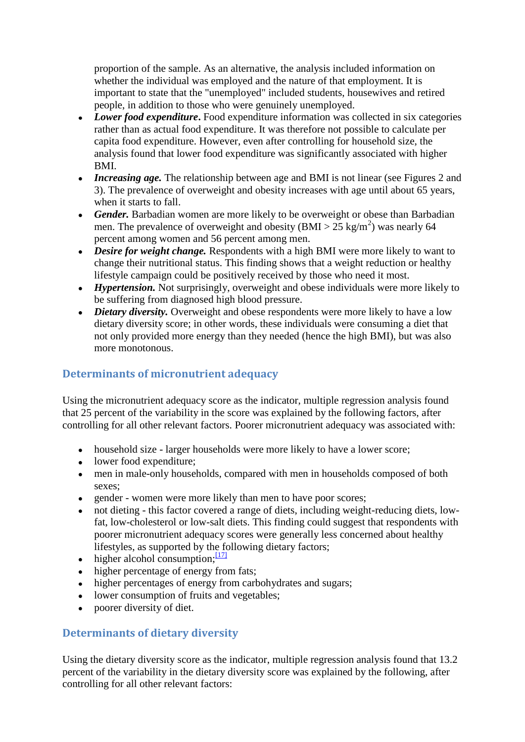proportion of the sample. As an alternative, the analysis included information on whether the individual was employed and the nature of that employment. It is important to state that the "unemployed" included students, housewives and retired people, in addition to those who were genuinely unemployed.

- ***Lower food expenditure***. Food expenditure information was collected in six categories rather than as actual food expenditure. It was therefore not possible to calculate per capita food expenditure. However, even after controlling for household size, the analysis found that lower food expenditure was significantly associated with higher BMI.
- ***Increasing age.*** The relationship between age and BMI is not linear (see Figures 2 and 3). The prevalence of overweight and obesity increases with age until about 65 years, when it starts to fall.
- ***Gender.*** Barbadian women are more likely to be overweight or obese than Barbadian men. The prevalence of overweight and obesity (BMI > 25 $kg/m^2$) was nearly 64 percent among women and 56 percent among men.
- ***Desire for weight change.*** Respondents with a high BMI were more likely to want to change their nutritional status. This finding shows that a weight reduction or healthy lifestyle campaign could be positively received by those who need it most.
- ***Hypertension.*** Not surprisingly, overweight and obese individuals were more likely to be suffering from diagnosed high blood pressure.
- ***Dietary diversity.*** Overweight and obese respondents were more likely to have a low dietary diversity score; in other words, these individuals were consuming a diet that not only provided more energy than they needed (hence the high BMI), but was also more monotonous.

## Determinants of micronutrient adequacy

Using the micronutrient adequacy score as the indicator, multiple regression analysis found that 25 percent of the variability in the score was explained by the following factors, after controlling for all other relevant factors. Poorer micronutrient adequacy was associated with:

- household size - larger households were more likely to have a lower score;
- lower food expenditure;
- men in male-only households, compared with men in households composed of both sexes;
- gender - women were more likely than men to have poor scores;
- not dieting - this factor covered a range of diets, including weight-reducing diets, low-fat, low-cholesterol or low-salt diets. This finding could suggest that respondents with poorer micronutrient adequacy scores were generally less concerned about healthy lifestyles, as supported by the following dietary factors;
- higher alcohol consumption;[17]
- higher percentage of energy from fats;
- higher percentages of energy from carbohydrates and sugars;
- lower consumption of fruits and vegetables;
- poorer diversity of diet.

## Determinants of dietary diversity

Using the dietary diversity score as the indicator, multiple regression analysis found that 13.2 percent of the variability in the dietary diversity score was explained by the following, after controlling for all other relevant factors: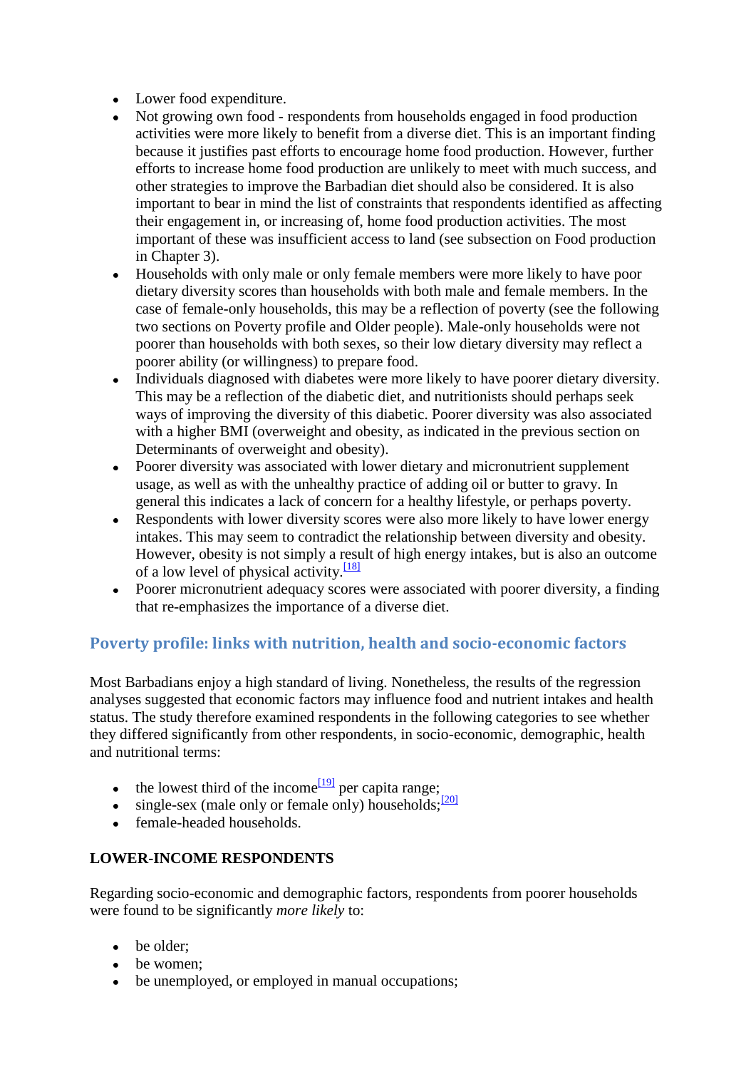- Lower food expenditure.
- Not growing own food - respondents from households engaged in food production activities were more likely to benefit from a diverse diet. This is an important finding because it justifies past efforts to encourage home food production. However, further efforts to increase home food production are unlikely to meet with much success, and other strategies to improve the Barbadian diet should also be considered. It is also important to bear in mind the list of constraints that respondents identified as affecting their engagement in, or increasing of, home food production activities. The most important of these was insufficient access to land (see subsection on Food production in Chapter 3).
- Households with only male or only female members were more likely to have poor dietary diversity scores than households with both male and female members. In the case of female-only households, this may be a reflection of poverty (see the following two sections on Poverty profile and Older people). Male-only households were not poorer than households with both sexes, so their low dietary diversity may reflect a poorer ability (or willingness) to prepare food.
- Individuals diagnosed with diabetes were more likely to have poorer dietary diversity. This may be a reflection of the diabetic diet, and nutritionists should perhaps seek ways of improving the diversity of this diabetic. Poorer diversity was also associated with a higher BMI (overweight and obesity, as indicated in the previous section on Determinants of overweight and obesity).
- Poorer diversity was associated with lower dietary and micronutrient supplement usage, as well as with the unhealthy practice of adding oil or butter to gravy. In general this indicates a lack of concern for a healthy lifestyle, or perhaps poverty.
- Respondents with lower diversity scores were also more likely to have lower energy intakes. This may seem to contradict the relationship between diversity and obesity. However, obesity is not simply a result of high energy intakes, but is also an outcome of a low level of physical activity.[18]
- Poorer micronutrient adequacy scores were associated with poorer diversity, a finding that re-emphasizes the importance of a diverse diet.

## Poverty profile: links with nutrition, health and socio-economic factors

Most Barbadians enjoy a high standard of living. Nonetheless, the results of the regression analyses suggested that economic factors may influence food and nutrient intakes and health status. The study therefore examined respondents in the following categories to see whether they differed significantly from other respondents, in socio-economic, demographic, health and nutritional terms:

- the lowest third of the income[19] per capita range;
- single-sex (male only or female only) households;[20]
- female-headed households.

### LOWER-INCOME RESPONDENTS

Regarding socio-economic and demographic factors, respondents from poorer households were found to be significantly *more likely* to:

- be older;
- be women;
- be unemployed, or employed in manual occupations;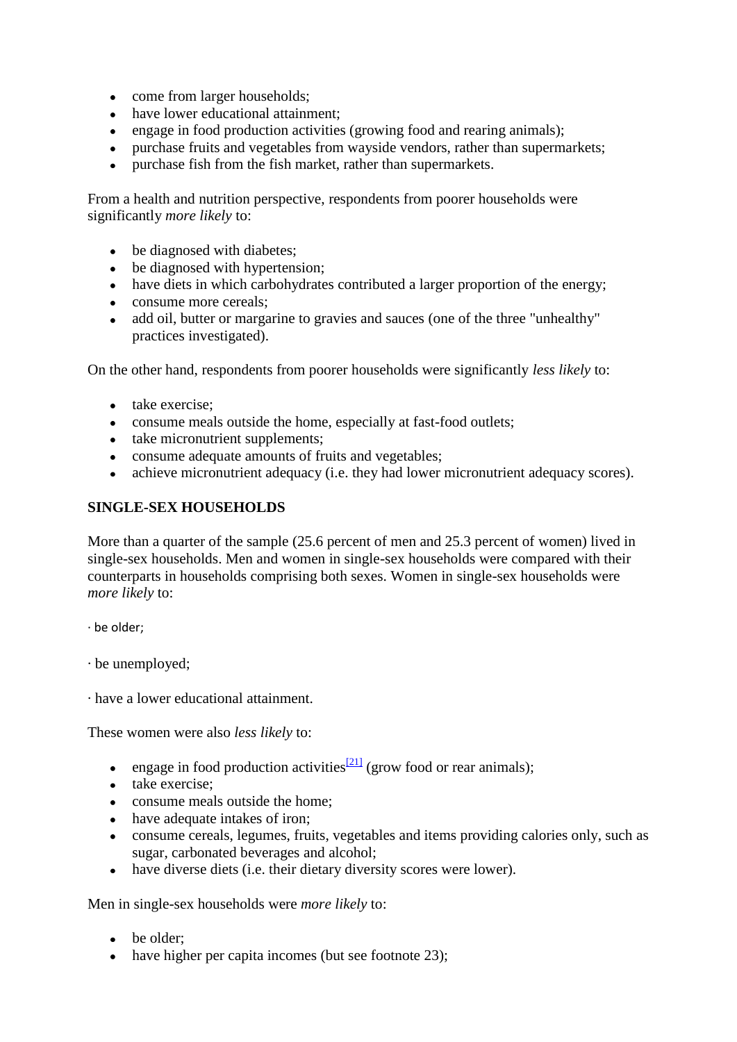- come from larger households;
- have lower educational attainment;
- engage in food production activities (growing food and rearing animals);
- purchase fruits and vegetables from wayside vendors, rather than supermarkets;
- purchase fish from the fish market, rather than supermarkets.

From a health and nutrition perspective, respondents from poorer households were significantly *more likely* to:

- be diagnosed with diabetes;
- be diagnosed with hypertension;
- have diets in which carbohydrates contributed a larger proportion of the energy;
- consume more cereals;
- add oil, butter or margarine to gravies and sauces (one of the three "unhealthy" practices investigated).

On the other hand, respondents from poorer households were significantly *less likely* to:

- take exercise;
- consume meals outside the home, especially at fast-food outlets;
- take micronutrient supplements;
- consume adequate amounts of fruits and vegetables;
- achieve micronutrient adequacy (i.e. they had lower micronutrient adequacy scores).

**SINGLE-SEX HOUSEHOLDS**

More than a quarter of the sample (25.6 percent of men and 25.3 percent of women) lived in single-sex households. Men and women in single-sex households were compared with their counterparts in households comprising both sexes. Women in single-sex households were *more likely* to:

· be older;

· be unemployed;

· have a lower educational attainment.

These women were also *less likely* to:

- engage in food production activities[21] (grow food or rear animals);
- take exercise;
- consume meals outside the home;
- have adequate intakes of iron;
- consume cereals, legumes, fruits, vegetables and items providing calories only, such as sugar, carbonated beverages and alcohol;
- have diverse diets (i.e. their dietary diversity scores were lower).

Men in single-sex households were *more likely* to:

- be older;
- have higher per capita incomes (but see footnote 23);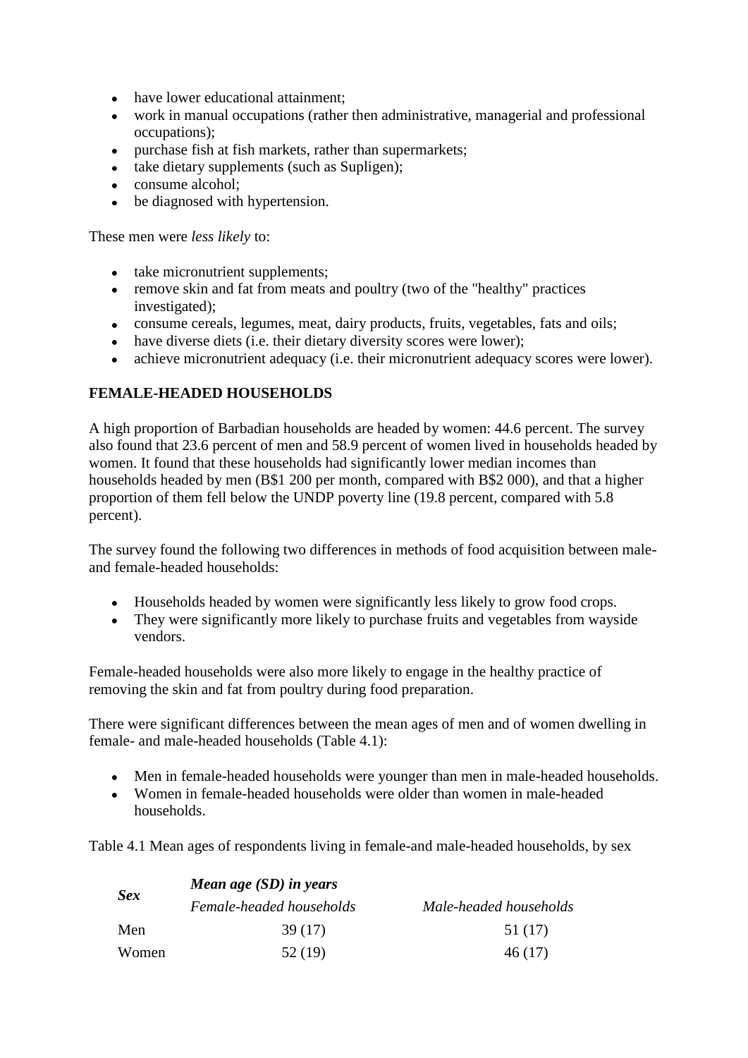- have lower educational attainment;
- work in manual occupations (rather then administrative, managerial and professional occupations);
- purchase fish at fish markets, rather than supermarkets;
- take dietary supplements (such as Supligen);
- consume alcohol;
- be diagnosed with hypertension.

These men were *less likely* to:

- take micronutrient supplements;
- remove skin and fat from meats and poultry (two of the "healthy" practices investigated);
- consume cereals, legumes, meat, dairy products, fruits, vegetables, fats and oils;
- have diverse diets (i.e. their dietary diversity scores were lower);
- achieve micronutrient adequacy (i.e. their micronutrient adequacy scores were lower).

**FEMALE-HEADED HOUSEHOLDS**

A high proportion of Barbadian households are headed by women: 44.6 percent. The survey also found that 23.6 percent of men and 58.9 percent of women lived in households headed by women. It found that these households had significantly lower median incomes than households headed by men (B$1 200 per month, compared with B$2 000), and that a higher proportion of them fell below the UNDP poverty line (19.8 percent, compared with 5.8 percent).

The survey found the following two differences in methods of food acquisition between male- and female-headed households:

- Households headed by women were significantly less likely to grow food crops.
- They were significantly more likely to purchase fruits and vegetables from wayside vendors.

Female-headed households were also more likely to engage in the healthy practice of removing the skin and fat from poultry during food preparation.

There were significant differences between the mean ages of men and of women dwelling in female- and male-headed households (Table 4.1):

- Men in female-headed households were younger than men in male-headed households.
- Women in female-headed households were older than women in male-headed households.

Table 4.1 Mean ages of respondents living in female-and male-headed households, by sex

| ***Sex*** | ***Mean age (SD) in years*** | |
|---|---|---|
| | *Female-headed households* | *Male-headed households* |
| Men | 39 (17) | 51 (17) |
| Women | 52 (19) | 46 (17) |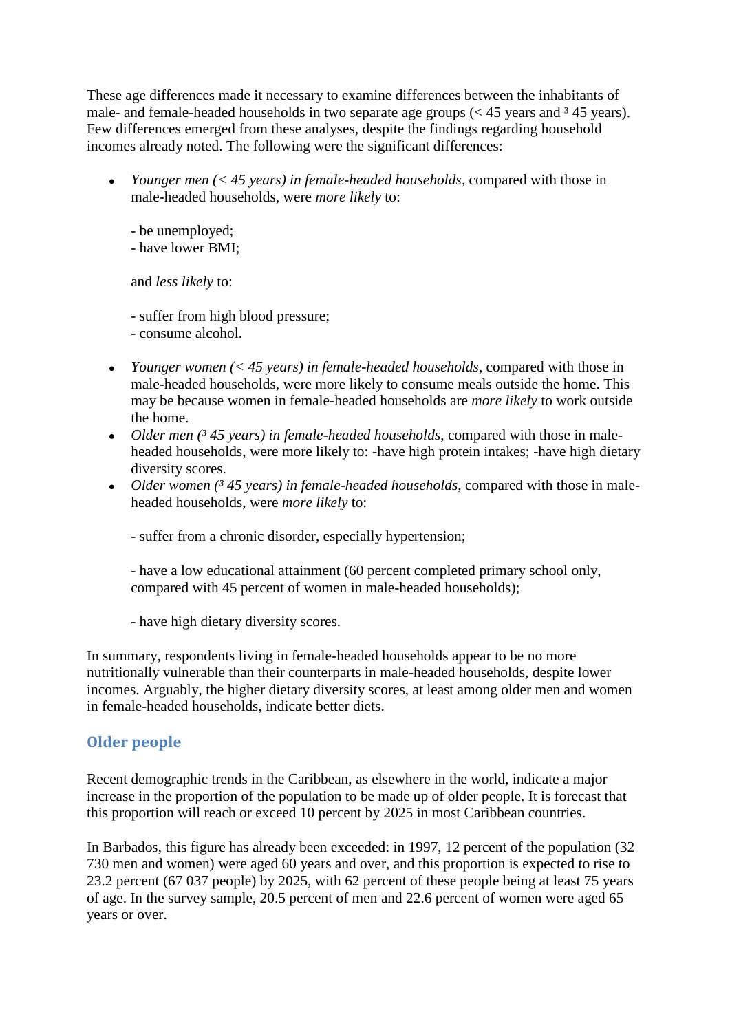These age differences made it necessary to examine differences between the inhabitants of male- and female-headed households in two separate age groups (< 45 years and ³ 45 years). Few differences emerged from these analyses, despite the findings regarding household incomes already noted. The following were the significant differences:

- *Younger men (< 45 years) in female-headed households*, compared with those in male-headed households, were *more likely* to:

  - be unemployed;
  - have lower BMI;

  and *less likely* to:

  - suffer from high blood pressure;
  - consume alcohol.

- *Younger women (< 45 years) in female-headed households*, compared with those in male-headed households, were more likely to consume meals outside the home. This may be because women in female-headed households are *more likely* to work outside the home.
- *Older men (³ 45 years) in female-headed households*, compared with those in male-headed households, were more likely to: -have high protein intakes; -have high dietary diversity scores.
- *Older women (³ 45 years) in female-headed households*, compared with those in male-headed households, were *more likely* to:

  - suffer from a chronic disorder, especially hypertension;

  - have a low educational attainment (60 percent completed primary school only, compared with 45 percent of women in male-headed households);

  - have high dietary diversity scores.

In summary, respondents living in female-headed households appear to be no more nutritionally vulnerable than their counterparts in male-headed households, despite lower incomes. Arguably, the higher dietary diversity scores, at least among older men and women in female-headed households, indicate better diets.

## Older people

Recent demographic trends in the Caribbean, as elsewhere in the world, indicate a major increase in the proportion of the population to be made up of older people. It is forecast that this proportion will reach or exceed 10 percent by 2025 in most Caribbean countries.

In Barbados, this figure has already been exceeded: in 1997, 12 percent of the population (32 730 men and women) were aged 60 years and over, and this proportion is expected to rise to 23.2 percent (67 037 people) by 2025, with 62 percent of these people being at least 75 years of age. In the survey sample, 20.5 percent of men and 22.6 percent of women were aged 65 years or over.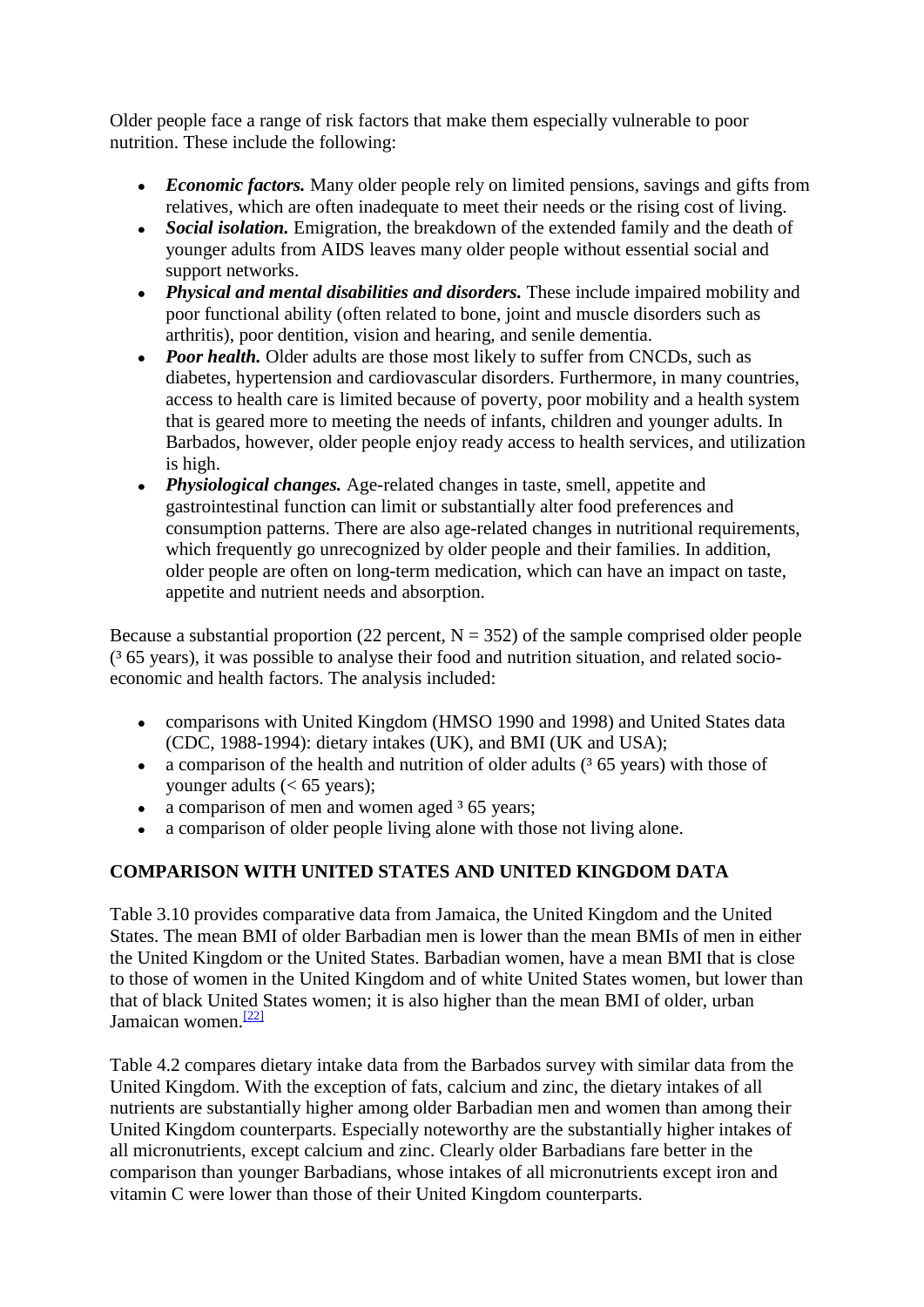Older people face a range of risk factors that make them especially vulnerable to poor nutrition. These include the following:

- ***Economic factors.*** Many older people rely on limited pensions, savings and gifts from relatives, which are often inadequate to meet their needs or the rising cost of living.
- ***Social isolation.*** Emigration, the breakdown of the extended family and the death of younger adults from AIDS leaves many older people without essential social and support networks.
- ***Physical and mental disabilities and disorders.*** These include impaired mobility and poor functional ability (often related to bone, joint and muscle disorders such as arthritis), poor dentition, vision and hearing, and senile dementia.
- ***Poor health.*** Older adults are those most likely to suffer from CNCDs, such as diabetes, hypertension and cardiovascular disorders. Furthermore, in many countries, access to health care is limited because of poverty, poor mobility and a health system that is geared more to meeting the needs of infants, children and younger adults. In Barbados, however, older people enjoy ready access to health services, and utilization is high.
- ***Physiological changes.*** Age-related changes in taste, smell, appetite and gastrointestinal function can limit or substantially alter food preferences and consumption patterns. There are also age-related changes in nutritional requirements, which frequently go unrecognized by older people and their families. In addition, older people are often on long-term medication, which can have an impact on taste, appetite and nutrient needs and absorption.

Because a substantial proportion (22 percent, N = 352) of the sample comprised older people (³ 65 years), it was possible to analyse their food and nutrition situation, and related socio-economic and health factors. The analysis included:

- comparisons with United Kingdom (HMSO 1990 and 1998) and United States data (CDC, 1988-1994): dietary intakes (UK), and BMI (UK and USA);
- a comparison of the health and nutrition of older adults (³ 65 years) with those of younger adults (< 65 years);
- a comparison of men and women aged ³ 65 years;
- a comparison of older people living alone with those not living alone.

## COMPARISON WITH UNITED STATES AND UNITED KINGDOM DATA

Table 3.10 provides comparative data from Jamaica, the United Kingdom and the United States. The mean BMI of older Barbadian men is lower than the mean BMIs of men in either the United Kingdom or the United States. Barbadian women, have a mean BMI that is close to those of women in the United Kingdom and of white United States women, but lower than that of black United States women; it is also higher than the mean BMI of older, urban Jamaican women.[22]

Table 4.2 compares dietary intake data from the Barbados survey with similar data from the United Kingdom. With the exception of fats, calcium and zinc, the dietary intakes of all nutrients are substantially higher among older Barbadian men and women than among their United Kingdom counterparts. Especially noteworthy are the substantially higher intakes of all micronutrients, except calcium and zinc. Clearly older Barbadians fare better in the comparison than younger Barbadians, whose intakes of all micronutrients except iron and vitamin C were lower than those of their United Kingdom counterparts.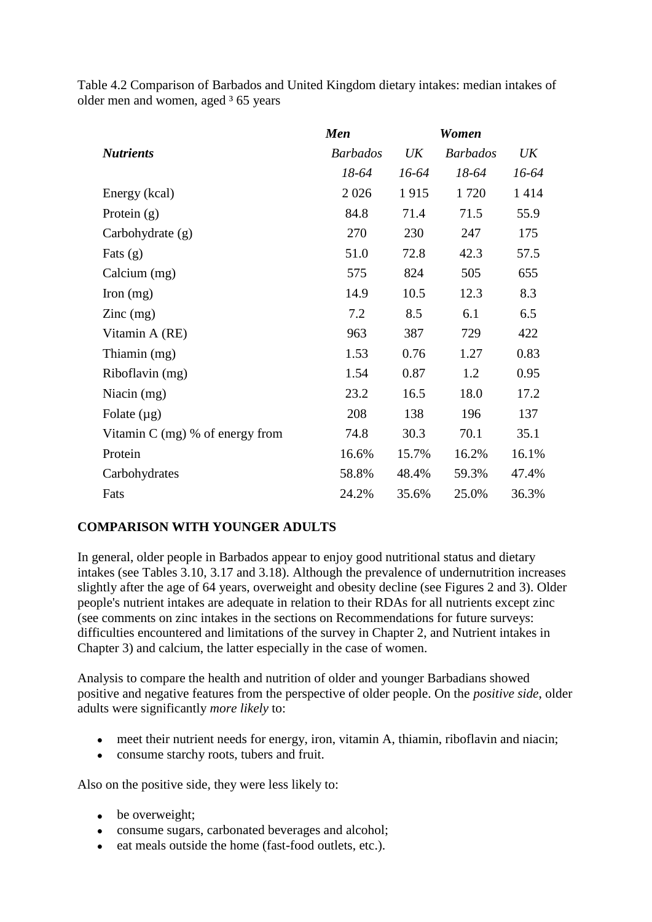Table 4.2 Comparison of Barbados and United Kingdom dietary intakes: median intakes of older men and women, aged ³ 65 years

| | ***Men*** | | ***Women*** | |
|---|---|---|---|---|
| ***Nutrients*** | *Barbados* | *UK* | *Barbados* | *UK* |
| | *18-64* | *16-64* | *18-64* | *16-64* |
| Energy (kcal) | 2 026 | 1 915 | 1 720 | 1 414 |
| Protein (g) | 84.8 | 71.4 | 71.5 | 55.9 |
| Carbohydrate (g) | 270 | 230 | 247 | 175 |
| Fats (g) | 51.0 | 72.8 | 42.3 | 57.5 |
| Calcium (mg) | 575 | 824 | 505 | 655 |
| Iron (mg) | 14.9 | 10.5 | 12.3 | 8.3 |
| Zinc (mg) | 7.2 | 8.5 | 6.1 | 6.5 |
| Vitamin A (RE) | 963 | 387 | 729 | 422 |
| Thiamin (mg) | 1.53 | 0.76 | 1.27 | 0.83 |
| Riboflavin (mg) | 1.54 | 0.87 | 1.2 | 0.95 |
| Niacin (mg) | 23.2 | 16.5 | 18.0 | 17.2 |
| Folate (µg) | 208 | 138 | 196 | 137 |
| Vitamin C (mg) % of energy from | 74.8 | 30.3 | 70.1 | 35.1 |
| Protein | 16.6% | 15.7% | 16.2% | 16.1% |
| Carbohydrates | 58.8% | 48.4% | 59.3% | 47.4% |
| Fats | 24.2% | 35.6% | 25.0% | 36.3% |

## COMPARISON WITH YOUNGER ADULTS

In general, older people in Barbados appear to enjoy good nutritional status and dietary intakes (see Tables 3.10, 3.17 and 3.18). Although the prevalence of undernutrition increases slightly after the age of 64 years, overweight and obesity decline (see Figures 2 and 3). Older people's nutrient intakes are adequate in relation to their RDAs for all nutrients except zinc (see comments on zinc intakes in the sections on Recommendations for future surveys: difficulties encountered and limitations of the survey in Chapter 2, and Nutrient intakes in Chapter 3) and calcium, the latter especially in the case of women.

Analysis to compare the health and nutrition of older and younger Barbadians showed positive and negative features from the perspective of older people. On the *positive side*, older adults were significantly *more likely* to:

- meet their nutrient needs for energy, iron, vitamin A, thiamin, riboflavin and niacin;
- consume starchy roots, tubers and fruit.

Also on the positive side, they were less likely to:

- be overweight;
- consume sugars, carbonated beverages and alcohol;
- eat meals outside the home (fast-food outlets, etc.).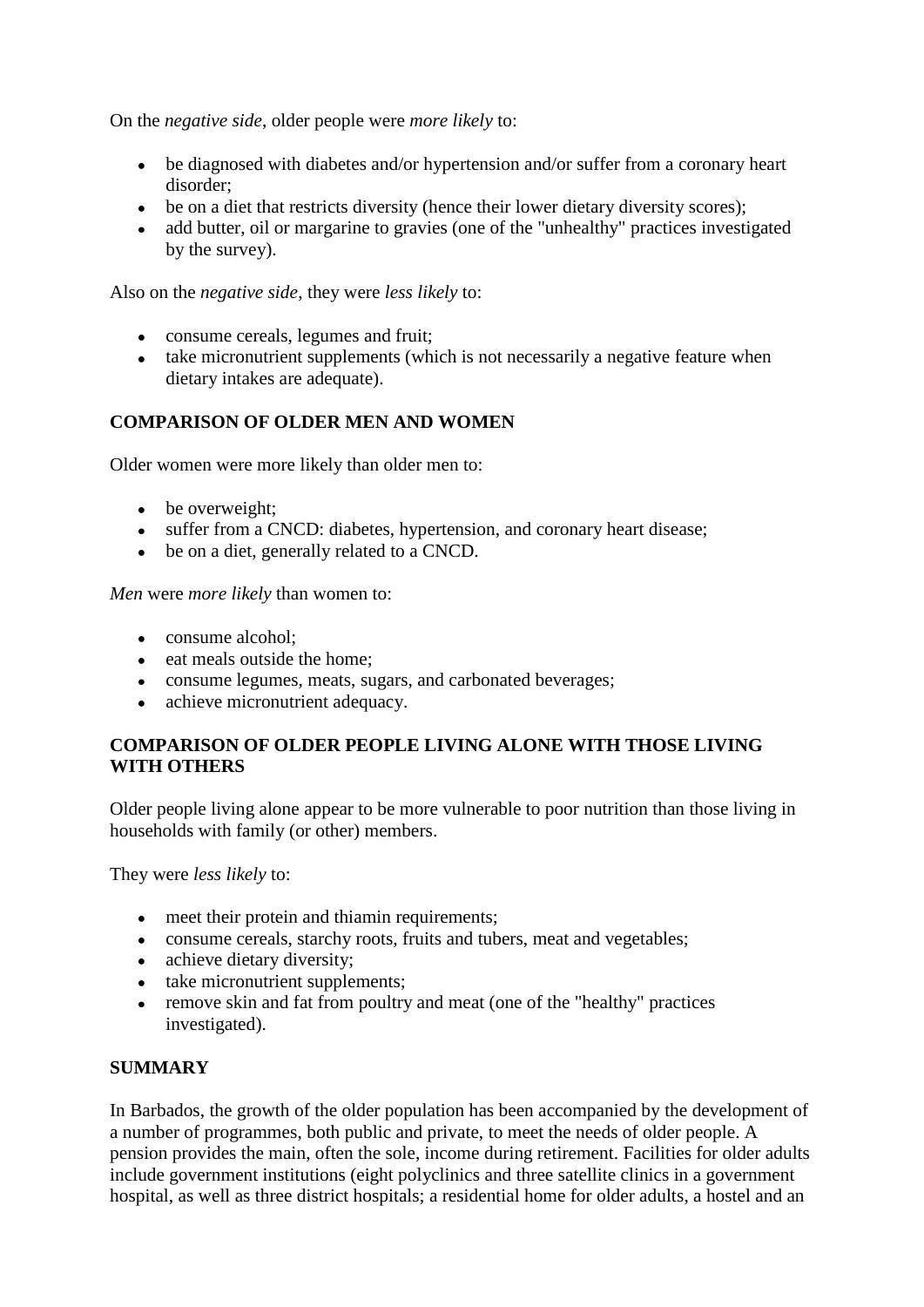On the *negative side*, older people were *more likely* to:

- be diagnosed with diabetes and/or hypertension and/or suffer from a coronary heart disorder;
- be on a diet that restricts diversity (hence their lower dietary diversity scores);
- add butter, oil or margarine to gravies (one of the "unhealthy" practices investigated by the survey).

Also on the *negative side*, they were *less likely* to:

- consume cereals, legumes and fruit;
- take micronutrient supplements (which is not necessarily a negative feature when dietary intakes are adequate).

**COMPARISON OF OLDER MEN AND WOMEN**

Older women were more likely than older men to:

- be overweight;
- suffer from a CNCD: diabetes, hypertension, and coronary heart disease;
- be on a diet, generally related to a CNCD.

*Men* were *more likely* than women to:

- consume alcohol;
- eat meals outside the home;
- consume legumes, meats, sugars, and carbonated beverages;
- achieve micronutrient adequacy.

**COMPARISON OF OLDER PEOPLE LIVING ALONE WITH THOSE LIVING WITH OTHERS**

Older people living alone appear to be more vulnerable to poor nutrition than those living in households with family (or other) members.

They were *less likely* to:

- meet their protein and thiamin requirements;
- consume cereals, starchy roots, fruits and tubers, meat and vegetables;
- achieve dietary diversity;
- take micronutrient supplements;
- remove skin and fat from poultry and meat (one of the "healthy" practices investigated).

**SUMMARY**

In Barbados, the growth of the older population has been accompanied by the development of a number of programmes, both public and private, to meet the needs of older people. A pension provides the main, often the sole, income during retirement. Facilities for older adults include government institutions (eight polyclinics and three satellite clinics in a government hospital, as well as three district hospitals; a residential home for older adults, a hostel and an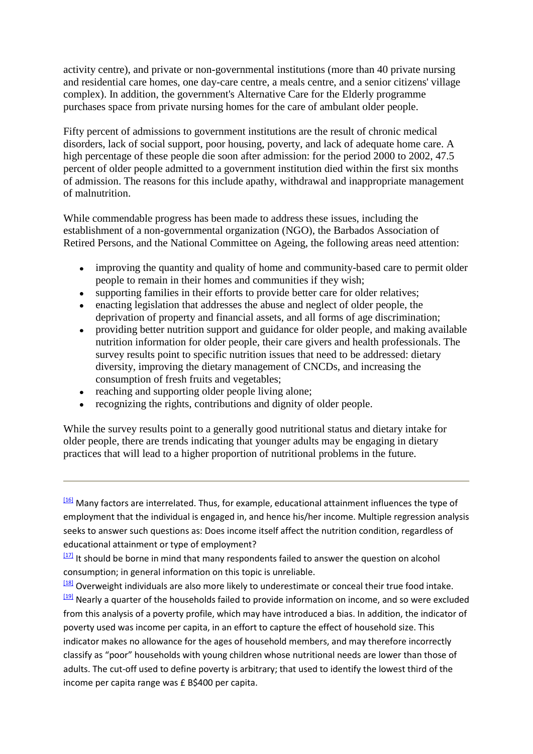activity centre), and private or non-governmental institutions (more than 40 private nursing and residential care homes, one day-care centre, a meals centre, and a senior citizens' village complex). In addition, the government's Alternative Care for the Elderly programme purchases space from private nursing homes for the care of ambulant older people.

Fifty percent of admissions to government institutions are the result of chronic medical disorders, lack of social support, poor housing, poverty, and lack of adequate home care. A high percentage of these people die soon after admission: for the period 2000 to 2002, 47.5 percent of older people admitted to a government institution died within the first six months of admission. The reasons for this include apathy, withdrawal and inappropriate management of malnutrition.

While commendable progress has been made to address these issues, including the establishment of a non-governmental organization (NGO), the Barbados Association of Retired Persons, and the National Committee on Ageing, the following areas need attention:

- improving the quantity and quality of home and community-based care to permit older people to remain in their homes and communities if they wish;
- supporting families in their efforts to provide better care for older relatives;
- enacting legislation that addresses the abuse and neglect of older people, the deprivation of property and financial assets, and all forms of age discrimination;
- providing better nutrition support and guidance for older people, and making available nutrition information for older people, their care givers and health professionals. The survey results point to specific nutrition issues that need to be addressed: dietary diversity, improving the dietary management of CNCDs, and increasing the consumption of fresh fruits and vegetables;
- reaching and supporting older people living alone;
- recognizing the rights, contributions and dignity of older people.

While the survey results point to a generally good nutritional status and dietary intake for older people, there are trends indicating that younger adults may be engaging in dietary practices that will lead to a higher proportion of nutritional problems in the future.

---

[16] Many factors are interrelated. Thus, for example, educational attainment influences the type of employment that the individual is engaged in, and hence his/her income. Multiple regression analysis seeks to answer such questions as: Does income itself affect the nutrition condition, regardless of educational attainment or type of employment?

[17] It should be borne in mind that many respondents failed to answer the question on alcohol consumption; in general information on this topic is unreliable.

[18] Overweight individuals are also more likely to underestimate or conceal their true food intake.

[19] Nearly a quarter of the households failed to provide information on income, and so were excluded from this analysis of a poverty profile, which may have introduced a bias. In addition, the indicator of poverty used was income per capita, in an effort to capture the effect of household size. This indicator makes no allowance for the ages of household members, and may therefore incorrectly classify as "poor" households with young children whose nutritional needs are lower than those of adults. The cut-off used to define poverty is arbitrary; that used to identify the lowest third of the income per capita range was £ B$400 per capita.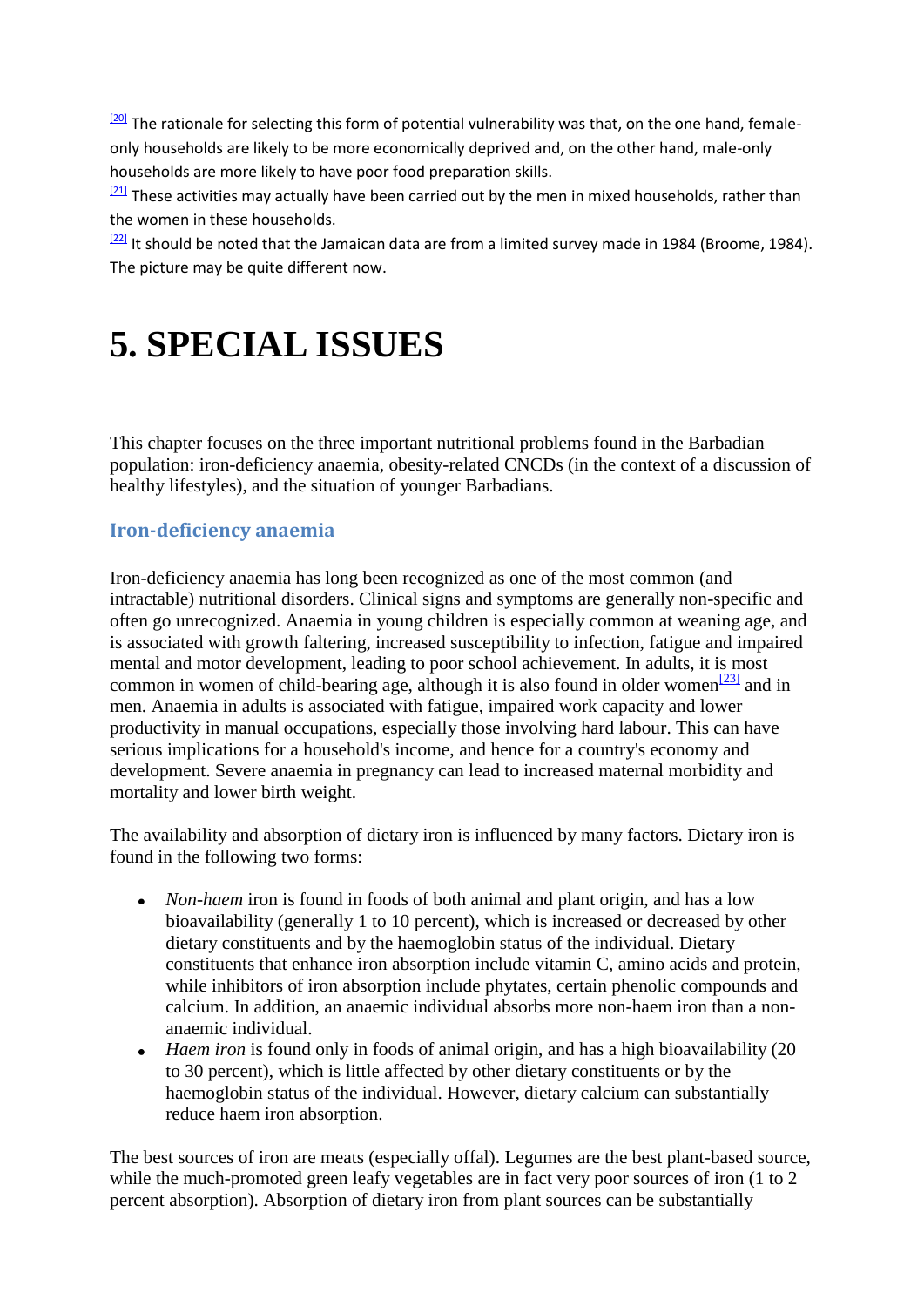[20] The rationale for selecting this form of potential vulnerability was that, on the one hand, female-only households are likely to be more economically deprived and, on the other hand, male-only households are more likely to have poor food preparation skills.

[21] These activities may actually have been carried out by the men in mixed households, rather than the women in these households.

[22] It should be noted that the Jamaican data are from a limited survey made in 1984 (Broome, 1984). The picture may be quite different now.

# 5. SPECIAL ISSUES

This chapter focuses on the three important nutritional problems found in the Barbadian population: iron-deficiency anaemia, obesity-related CNCDs (in the context of a discussion of healthy lifestyles), and the situation of younger Barbadians.

## Iron-deficiency anaemia

Iron-deficiency anaemia has long been recognized as one of the most common (and intractable) nutritional disorders. Clinical signs and symptoms are generally non-specific and often go unrecognized. Anaemia in young children is especially common at weaning age, and is associated with growth faltering, increased susceptibility to infection, fatigue and impaired mental and motor development, leading to poor school achievement. In adults, it is most common in women of child-bearing age, although it is also found in older women[23] and in men. Anaemia in adults is associated with fatigue, impaired work capacity and lower productivity in manual occupations, especially those involving hard labour. This can have serious implications for a household's income, and hence for a country's economy and development. Severe anaemia in pregnancy can lead to increased maternal morbidity and mortality and lower birth weight.

The availability and absorption of dietary iron is influenced by many factors. Dietary iron is found in the following two forms:

- *Non-haem* iron is found in foods of both animal and plant origin, and has a low bioavailability (generally 1 to 10 percent), which is increased or decreased by other dietary constituents and by the haemoglobin status of the individual. Dietary constituents that enhance iron absorption include vitamin C, amino acids and protein, while inhibitors of iron absorption include phytates, certain phenolic compounds and calcium. In addition, an anaemic individual absorbs more non-haem iron than a non-anaemic individual.
- *Haem iron* is found only in foods of animal origin, and has a high bioavailability (20 to 30 percent), which is little affected by other dietary constituents or by the haemoglobin status of the individual. However, dietary calcium can substantially reduce haem iron absorption.

The best sources of iron are meats (especially offal). Legumes are the best plant-based source, while the much-promoted green leafy vegetables are in fact very poor sources of iron (1 to 2 percent absorption). Absorption of dietary iron from plant sources can be substantially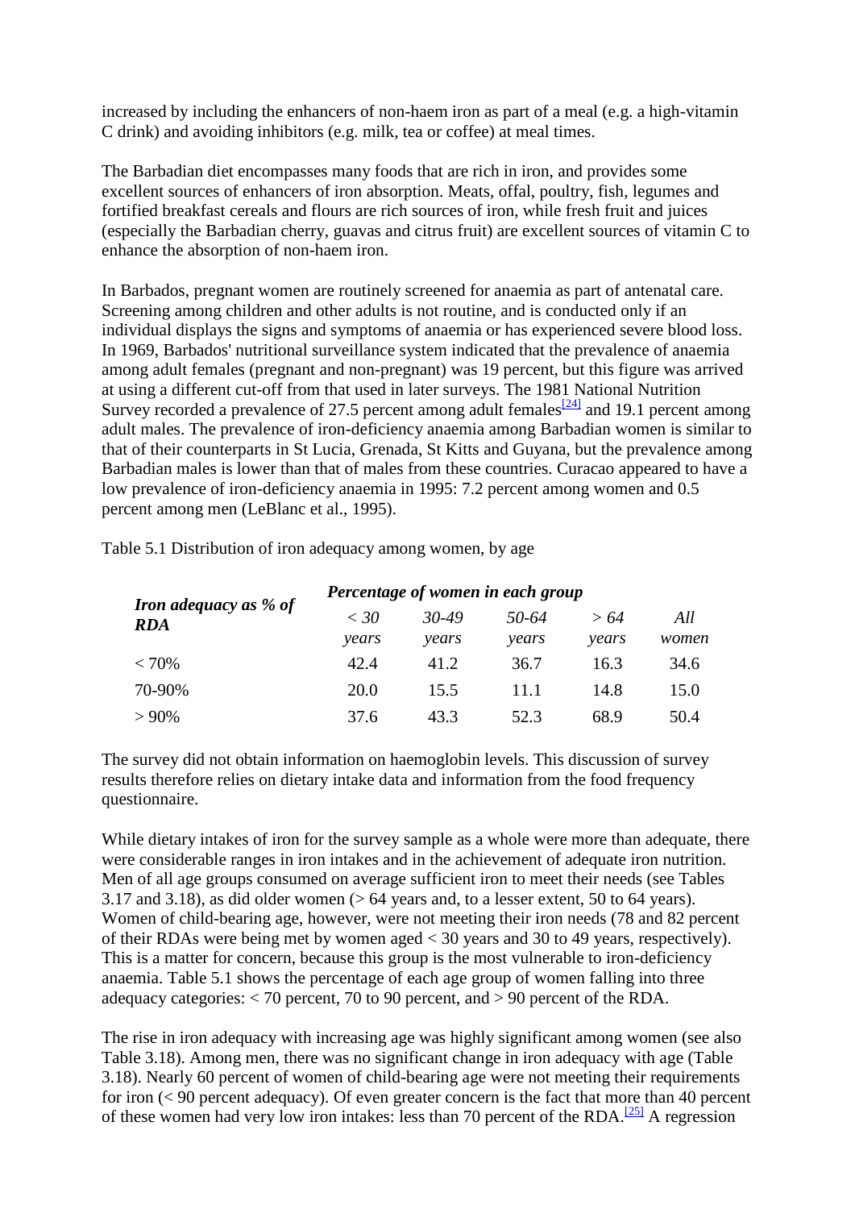increased by including the enhancers of non-haem iron as part of a meal (e.g. a high-vitamin C drink) and avoiding inhibitors (e.g. milk, tea or coffee) at meal times.

The Barbadian diet encompasses many foods that are rich in iron, and provides some excellent sources of enhancers of iron absorption. Meats, offal, poultry, fish, legumes and fortified breakfast cereals and flours are rich sources of iron, while fresh fruit and juices (especially the Barbadian cherry, guavas and citrus fruit) are excellent sources of vitamin C to enhance the absorption of non-haem iron.

In Barbados, pregnant women are routinely screened for anaemia as part of antenatal care. Screening among children and other adults is not routine, and is conducted only if an individual displays the signs and symptoms of anaemia or has experienced severe blood loss. In 1969, Barbados' nutritional surveillance system indicated that the prevalence of anaemia among adult females (pregnant and non-pregnant) was 19 percent, but this figure was arrived at using a different cut-off from that used in later surveys. The 1981 National Nutrition Survey recorded a prevalence of 27.5 percent among adult females[24] and 19.1 percent among adult males. The prevalence of iron-deficiency anaemia among Barbadian women is similar to that of their counterparts in St Lucia, Grenada, St Kitts and Guyana, but the prevalence among Barbadian males is lower than that of males from these countries. Curacao appeared to have a low prevalence of iron-deficiency anaemia in 1995: 7.2 percent among women and 0.5 percent among men (LeBlanc et al., 1995).

Table 5.1 Distribution of iron adequacy among women, by age

| ***Iron adequacy as % of RDA*** | ***Percentage of women in each group*** | | | | |
|---|---|---|---|---|---|
| | *< 30 years* | *30-49 years* | *50-64 years* | *> 64 years* | *All women* |
| < 70% | 42.4 | 41.2 | 36.7 | 16.3 | 34.6 |
| 70-90% | 20.0 | 15.5 | 11.1 | 14.8 | 15.0 |
| > 90% | 37.6 | 43.3 | 52.3 | 68.9 | 50.4 |

The survey did not obtain information on haemoglobin levels. This discussion of survey results therefore relies on dietary intake data and information from the food frequency questionnaire.

While dietary intakes of iron for the survey sample as a whole were more than adequate, there were considerable ranges in iron intakes and in the achievement of adequate iron nutrition. Men of all age groups consumed on average sufficient iron to meet their needs (see Tables 3.17 and 3.18), as did older women (> 64 years and, to a lesser extent, 50 to 64 years). Women of child-bearing age, however, were not meeting their iron needs (78 and 82 percent of their RDAs were being met by women aged < 30 years and 30 to 49 years, respectively). This is a matter for concern, because this group is the most vulnerable to iron-deficiency anaemia. Table 5.1 shows the percentage of each age group of women falling into three adequacy categories: < 70 percent, 70 to 90 percent, and > 90 percent of the RDA.

The rise in iron adequacy with increasing age was highly significant among women (see also Table 3.18). Among men, there was no significant change in iron adequacy with age (Table 3.18). Nearly 60 percent of women of child-bearing age were not meeting their requirements for iron (< 90 percent adequacy). Of even greater concern is the fact that more than 40 percent of these women had very low iron intakes: less than 70 percent of the RDA.[25] A regression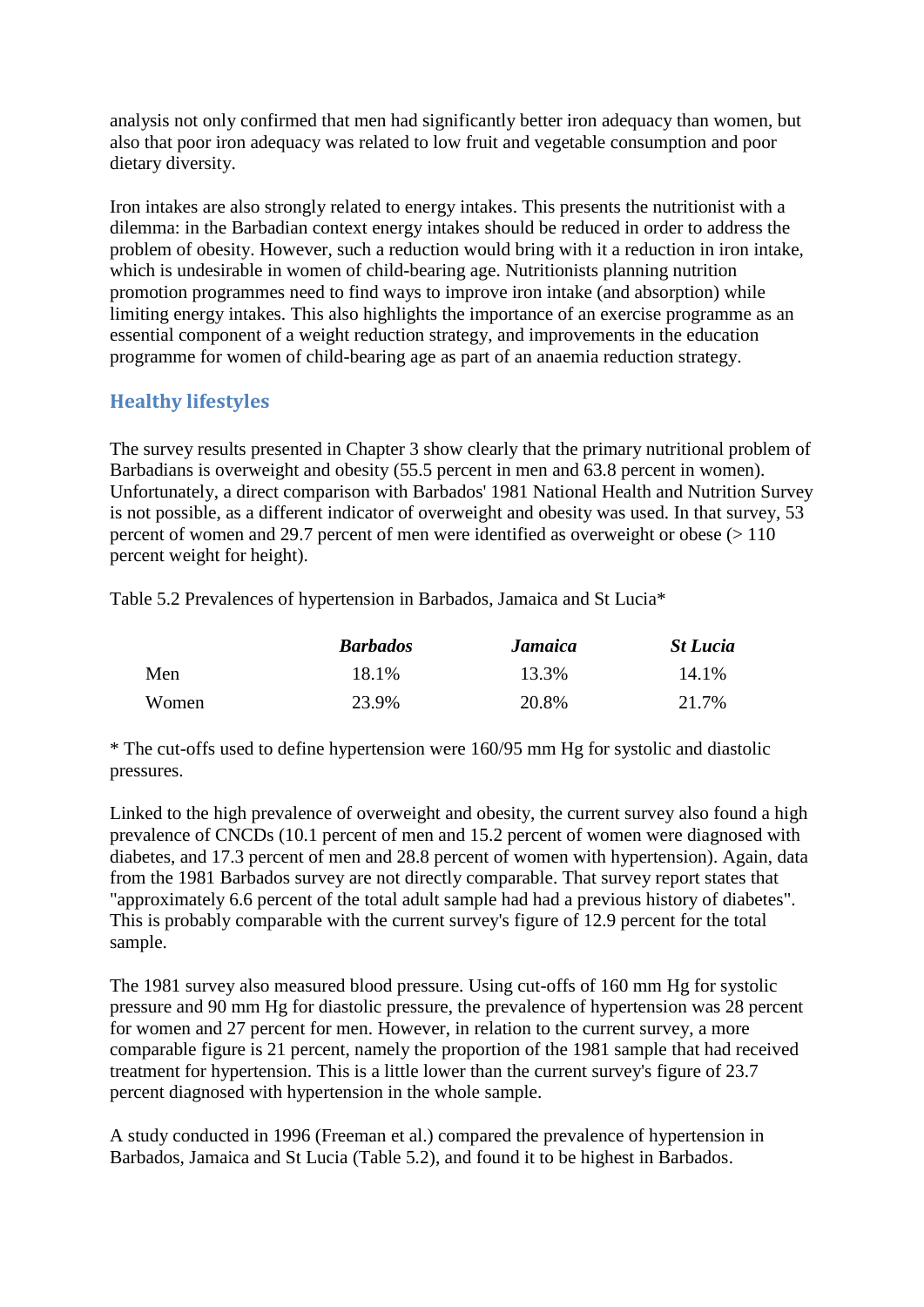analysis not only confirmed that men had significantly better iron adequacy than women, but also that poor iron adequacy was related to low fruit and vegetable consumption and poor dietary diversity.

Iron intakes are also strongly related to energy intakes. This presents the nutritionist with a dilemma: in the Barbadian context energy intakes should be reduced in order to address the problem of obesity. However, such a reduction would bring with it a reduction in iron intake, which is undesirable in women of child-bearing age. Nutritionists planning nutrition promotion programmes need to find ways to improve iron intake (and absorption) while limiting energy intakes. This also highlights the importance of an exercise programme as an essential component of a weight reduction strategy, and improvements in the education programme for women of child-bearing age as part of an anaemia reduction strategy.

## Healthy lifestyles

The survey results presented in Chapter 3 show clearly that the primary nutritional problem of Barbadians is overweight and obesity (55.5 percent in men and 63.8 percent in women). Unfortunately, a direct comparison with Barbados' 1981 National Health and Nutrition Survey is not possible, as a different indicator of overweight and obesity was used. In that survey, 53 percent of women and 29.7 percent of men were identified as overweight or obese (> 110 percent weight for height).

Table 5.2 Prevalences of hypertension in Barbados, Jamaica and St Lucia*

| | ***Barbados*** | ***Jamaica*** | ***St Lucia*** |
|---|---|---|---|
| Men | 18.1% | 13.3% | 14.1% |
| Women | 23.9% | 20.8% | 21.7% |

* The cut-offs used to define hypertension were 160/95 mm Hg for systolic and diastolic pressures.

Linked to the high prevalence of overweight and obesity, the current survey also found a high prevalence of CNCDs (10.1 percent of men and 15.2 percent of women were diagnosed with diabetes, and 17.3 percent of men and 28.8 percent of women with hypertension). Again, data from the 1981 Barbados survey are not directly comparable. That survey report states that "approximately 6.6 percent of the total adult sample had had a previous history of diabetes". This is probably comparable with the current survey's figure of 12.9 percent for the total sample.

The 1981 survey also measured blood pressure. Using cut-offs of 160 mm Hg for systolic pressure and 90 mm Hg for diastolic pressure, the prevalence of hypertension was 28 percent for women and 27 percent for men. However, in relation to the current survey, a more comparable figure is 21 percent, namely the proportion of the 1981 sample that had received treatment for hypertension. This is a little lower than the current survey's figure of 23.7 percent diagnosed with hypertension in the whole sample.

A study conducted in 1996 (Freeman et al.) compared the prevalence of hypertension in Barbados, Jamaica and St Lucia (Table 5.2), and found it to be highest in Barbados.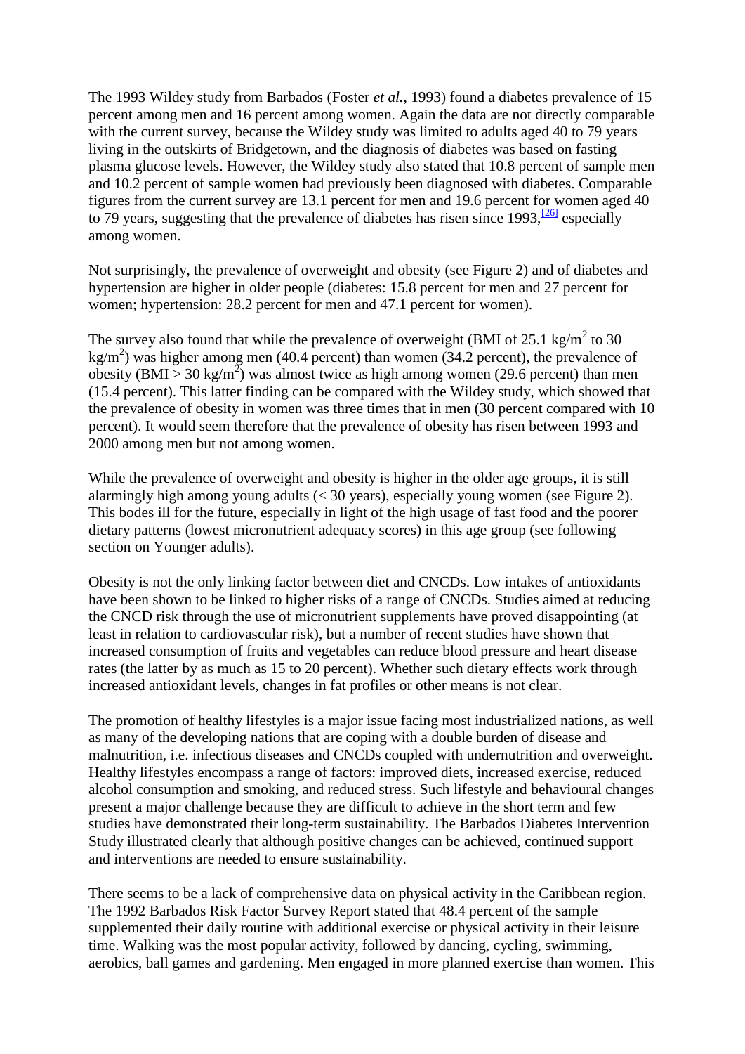The 1993 Wildey study from Barbados (Foster *et al.*, 1993) found a diabetes prevalence of 15 percent among men and 16 percent among women. Again the data are not directly comparable with the current survey, because the Wildey study was limited to adults aged 40 to 79 years living in the outskirts of Bridgetown, and the diagnosis of diabetes was based on fasting plasma glucose levels. However, the Wildey study also stated that 10.8 percent of sample men and 10.2 percent of sample women had previously been diagnosed with diabetes. Comparable figures from the current survey are 13.1 percent for men and 19.6 percent for women aged 40 to 79 years, suggesting that the prevalence of diabetes has risen since 1993,[26] especially among women.

Not surprisingly, the prevalence of overweight and obesity (see Figure 2) and of diabetes and hypertension are higher in older people (diabetes: 15.8 percent for men and 27 percent for women; hypertension: 28.2 percent for men and 47.1 percent for women).

The survey also found that while the prevalence of overweight (BMI of 25.1 $kg/m^2$ to 30 $kg/m^2$) was higher among men (40.4 percent) than women (34.2 percent), the prevalence of obesity (BMI > 30 $kg/m^2$) was almost twice as high among women (29.6 percent) than men (15.4 percent). This latter finding can be compared with the Wildey study, which showed that the prevalence of obesity in women was three times that in men (30 percent compared with 10 percent). It would seem therefore that the prevalence of obesity has risen between 1993 and 2000 among men but not among women.

While the prevalence of overweight and obesity is higher in the older age groups, it is still alarmingly high among young adults (< 30 years), especially young women (see Figure 2). This bodes ill for the future, especially in light of the high usage of fast food and the poorer dietary patterns (lowest micronutrient adequacy scores) in this age group (see following section on Younger adults).

Obesity is not the only linking factor between diet and CNCDs. Low intakes of antioxidants have been shown to be linked to higher risks of a range of CNCDs. Studies aimed at reducing the CNCD risk through the use of micronutrient supplements have proved disappointing (at least in relation to cardiovascular risk), but a number of recent studies have shown that increased consumption of fruits and vegetables can reduce blood pressure and heart disease rates (the latter by as much as 15 to 20 percent). Whether such dietary effects work through increased antioxidant levels, changes in fat profiles or other means is not clear.

The promotion of healthy lifestyles is a major issue facing most industrialized nations, as well as many of the developing nations that are coping with a double burden of disease and malnutrition, i.e. infectious diseases and CNCDs coupled with undernutrition and overweight. Healthy lifestyles encompass a range of factors: improved diets, increased exercise, reduced alcohol consumption and smoking, and reduced stress. Such lifestyle and behavioural changes present a major challenge because they are difficult to achieve in the short term and few studies have demonstrated their long-term sustainability. The Barbados Diabetes Intervention Study illustrated clearly that although positive changes can be achieved, continued support and interventions are needed to ensure sustainability.

There seems to be a lack of comprehensive data on physical activity in the Caribbean region. The 1992 Barbados Risk Factor Survey Report stated that 48.4 percent of the sample supplemented their daily routine with additional exercise or physical activity in their leisure time. Walking was the most popular activity, followed by dancing, cycling, swimming, aerobics, ball games and gardening. Men engaged in more planned exercise than women. This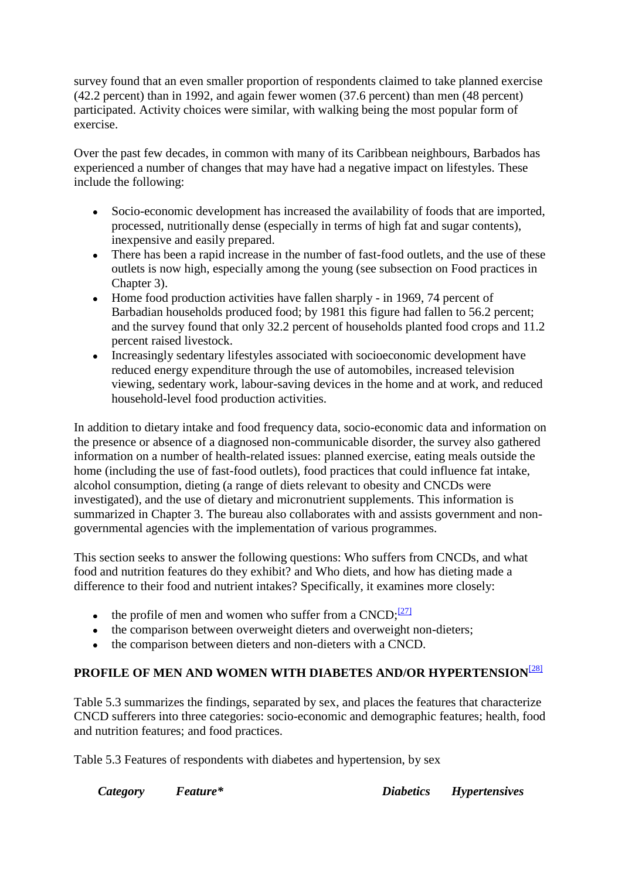survey found that an even smaller proportion of respondents claimed to take planned exercise (42.2 percent) than in 1992, and again fewer women (37.6 percent) than men (48 percent) participated. Activity choices were similar, with walking being the most popular form of exercise.

Over the past few decades, in common with many of its Caribbean neighbours, Barbados has experienced a number of changes that may have had a negative impact on lifestyles. These include the following:

- Socio-economic development has increased the availability of foods that are imported, processed, nutritionally dense (especially in terms of high fat and sugar contents), inexpensive and easily prepared.
- There has been a rapid increase in the number of fast-food outlets, and the use of these outlets is now high, especially among the young (see subsection on Food practices in Chapter 3).
- Home food production activities have fallen sharply - in 1969, 74 percent of Barbadian households produced food; by 1981 this figure had fallen to 56.2 percent; and the survey found that only 32.2 percent of households planted food crops and 11.2 percent raised livestock.
- Increasingly sedentary lifestyles associated with socioeconomic development have reduced energy expenditure through the use of automobiles, increased television viewing, sedentary work, labour-saving devices in the home and at work, and reduced household-level food production activities.

In addition to dietary intake and food frequency data, socio-economic data and information on the presence or absence of a diagnosed non-communicable disorder, the survey also gathered information on a number of health-related issues: planned exercise, eating meals outside the home (including the use of fast-food outlets), food practices that could influence fat intake, alcohol consumption, dieting (a range of diets relevant to obesity and CNCDs were investigated), and the use of dietary and micronutrient supplements. This information is summarized in Chapter 3. The bureau also collaborates with and assists government and non-governmental agencies with the implementation of various programmes.

This section seeks to answer the following questions: Who suffers from CNCDs, and what food and nutrition features do they exhibit? and Who diets, and how has dieting made a difference to their food and nutrient intakes? Specifically, it examines more closely:

- the profile of men and women who suffer from a CNCD;[27]
- the comparison between overweight dieters and overweight non-dieters;
- the comparison between dieters and non-dieters with a CNCD.

## PROFILE OF MEN AND WOMEN WITH DIABETES AND/OR HYPERTENSION[28]

Table 5.3 summarizes the findings, separated by sex, and places the features that characterize CNCD sufferers into three categories: socio-economic and demographic features; health, food and nutrition features; and food practices.

Table 5.3 Features of respondents with diabetes and hypertension, by sex

| *Category* | *Feature\** | *Diabetics* | *Hypertensives* |
|---|---|---|---|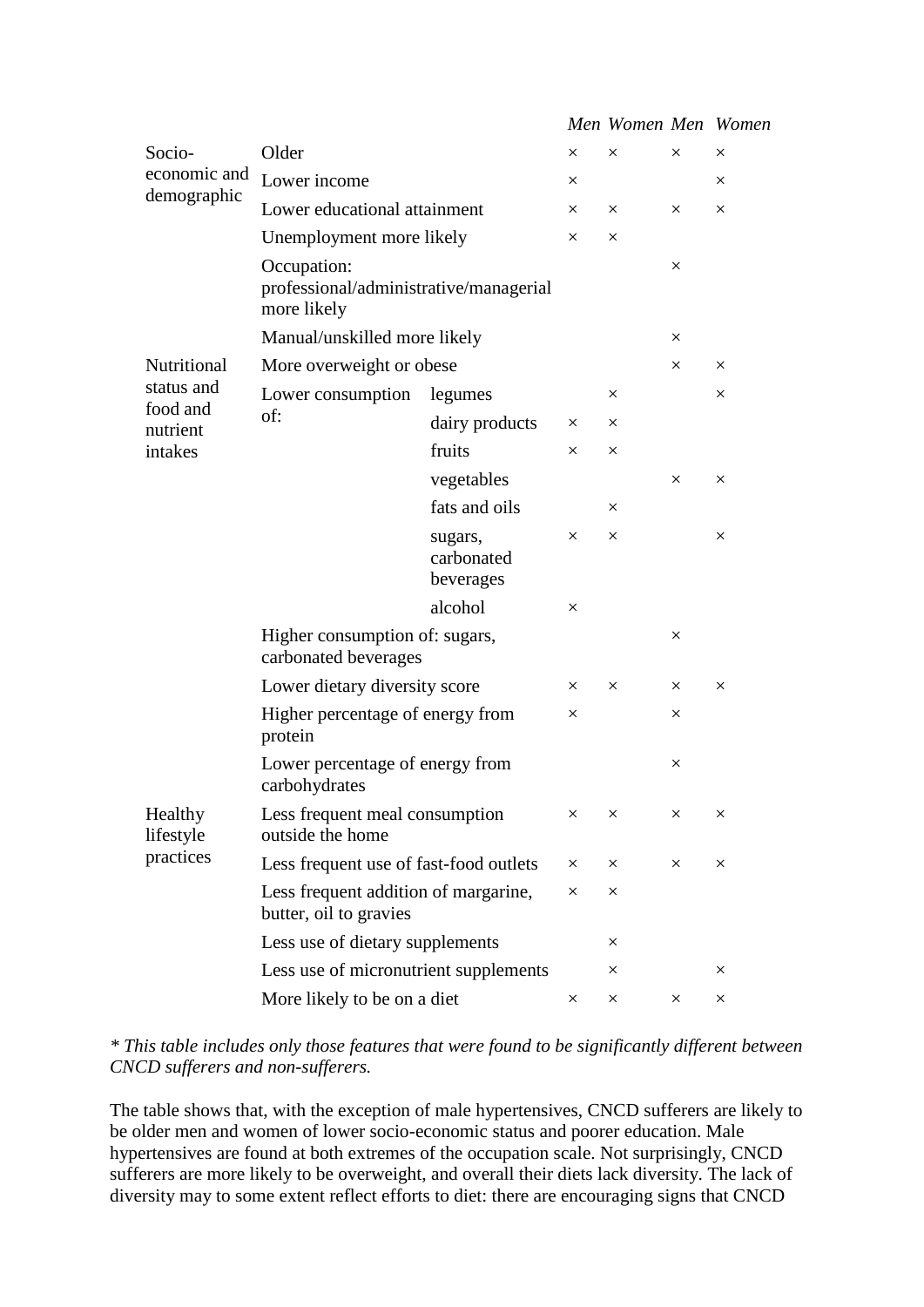| | | | Men | Women | Men | Women |
|---|---|---|---|---|---|---|
| Socio-economic and demographic | Older | | × | × | × | × |
| | Lower income | | × | | | × |
| | Lower educational attainment | | × | × | × | × |
| | Unemployment more likely | | × | × | | |
| | Occupation: professional/administrative/managerial more likely | | | | × | |
| | Manual/unskilled more likely | | | | × | |
| Nutritional status and food and nutrient intakes | More overweight or obese | | | | × | × |
| | Lower consumption of: | legumes | | × | | × |
| | | dairy products | × | × | | |
| | | fruits | × | × | | |
| | | vegetables | | | × | × |
| | | fats and oils | | × | | |
| | | sugars, carbonated beverages | × | × | | × |
| | | alcohol | × | | | |
| | Higher consumption of: sugars, carbonated beverages | | | | × | |
| | Lower dietary diversity score | | × | × | × | × |
| | Higher percentage of energy from protein | | × | | × | |
| | Lower percentage of energy from carbohydrates | | | | × | |
| Healthy lifestyle practices | Less frequent meal consumption outside the home | | × | × | × | × |
| | Less frequent use of fast-food outlets | | × | × | × | × |
| | Less frequent addition of margarine, butter, oil to gravies | | × | × | | |
| | Less use of dietary supplements | | | × | | |
| | Less use of micronutrient supplements | | | × | | × |
| | More likely to be on a diet | | × | × | × | × |

*\* This table includes only those features that were found to be significantly different between CNCD sufferers and non-sufferers.*

The table shows that, with the exception of male hypertensives, CNCD sufferers are likely to be older men and women of lower socio-economic status and poorer education. Male hypertensives are found at both extremes of the occupation scale. Not surprisingly, CNCD sufferers are more likely to be overweight, and overall their diets lack diversity. The lack of diversity may to some extent reflect efforts to diet: there are encouraging signs that CNCD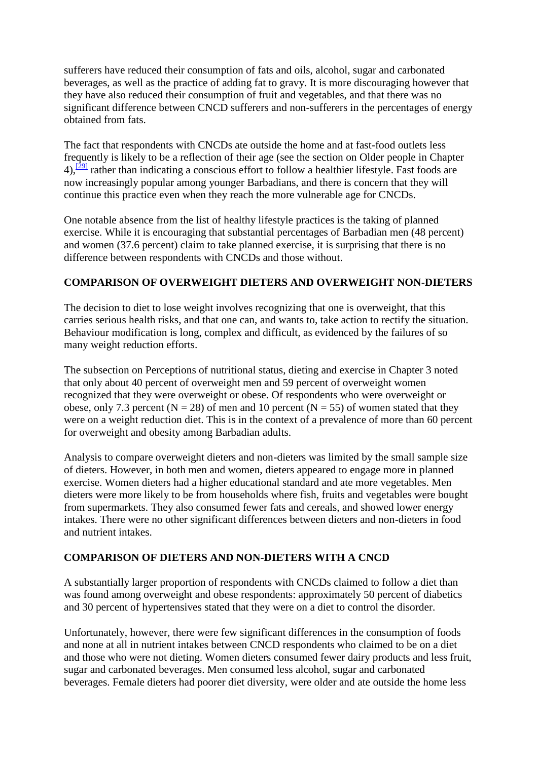sufferers have reduced their consumption of fats and oils, alcohol, sugar and carbonated beverages, as well as the practice of adding fat to gravy. It is more discouraging however that they have also reduced their consumption of fruit and vegetables, and that there was no significant difference between CNCD sufferers and non-sufferers in the percentages of energy obtained from fats.

The fact that respondents with CNCDs ate outside the home and at fast-food outlets less frequently is likely to be a reflection of their age (see the section on Older people in Chapter 4),[29] rather than indicating a conscious effort to follow a healthier lifestyle. Fast foods are now increasingly popular among younger Barbadians, and there is concern that they will continue this practice even when they reach the more vulnerable age for CNCDs.

One notable absence from the list of healthy lifestyle practices is the taking of planned exercise. While it is encouraging that substantial percentages of Barbadian men (48 percent) and women (37.6 percent) claim to take planned exercise, it is surprising that there is no difference between respondents with CNCDs and those without.

## COMPARISON OF OVERWEIGHT DIETERS AND OVERWEIGHT NON-DIETERS

The decision to diet to lose weight involves recognizing that one is overweight, that this carries serious health risks, and that one can, and wants to, take action to rectify the situation. Behaviour modification is long, complex and difficult, as evidenced by the failures of so many weight reduction efforts.

The subsection on Perceptions of nutritional status, dieting and exercise in Chapter 3 noted that only about 40 percent of overweight men and 59 percent of overweight women recognized that they were overweight or obese. Of respondents who were overweight or obese, only 7.3 percent (N = 28) of men and 10 percent (N = 55) of women stated that they were on a weight reduction diet. This is in the context of a prevalence of more than 60 percent for overweight and obesity among Barbadian adults.

Analysis to compare overweight dieters and non-dieters was limited by the small sample size of dieters. However, in both men and women, dieters appeared to engage more in planned exercise. Women dieters had a higher educational standard and ate more vegetables. Men dieters were more likely to be from households where fish, fruits and vegetables were bought from supermarkets. They also consumed fewer fats and cereals, and showed lower energy intakes. There were no other significant differences between dieters and non-dieters in food and nutrient intakes.

## COMPARISON OF DIETERS AND NON-DIETERS WITH A CNCD

A substantially larger proportion of respondents with CNCDs claimed to follow a diet than was found among overweight and obese respondents: approximately 50 percent of diabetics and 30 percent of hypertensives stated that they were on a diet to control the disorder.

Unfortunately, however, there were few significant differences in the consumption of foods and none at all in nutrient intakes between CNCD respondents who claimed to be on a diet and those who were not dieting. Women dieters consumed fewer dairy products and less fruit, sugar and carbonated beverages. Men consumed less alcohol, sugar and carbonated beverages. Female dieters had poorer diet diversity, were older and ate outside the home less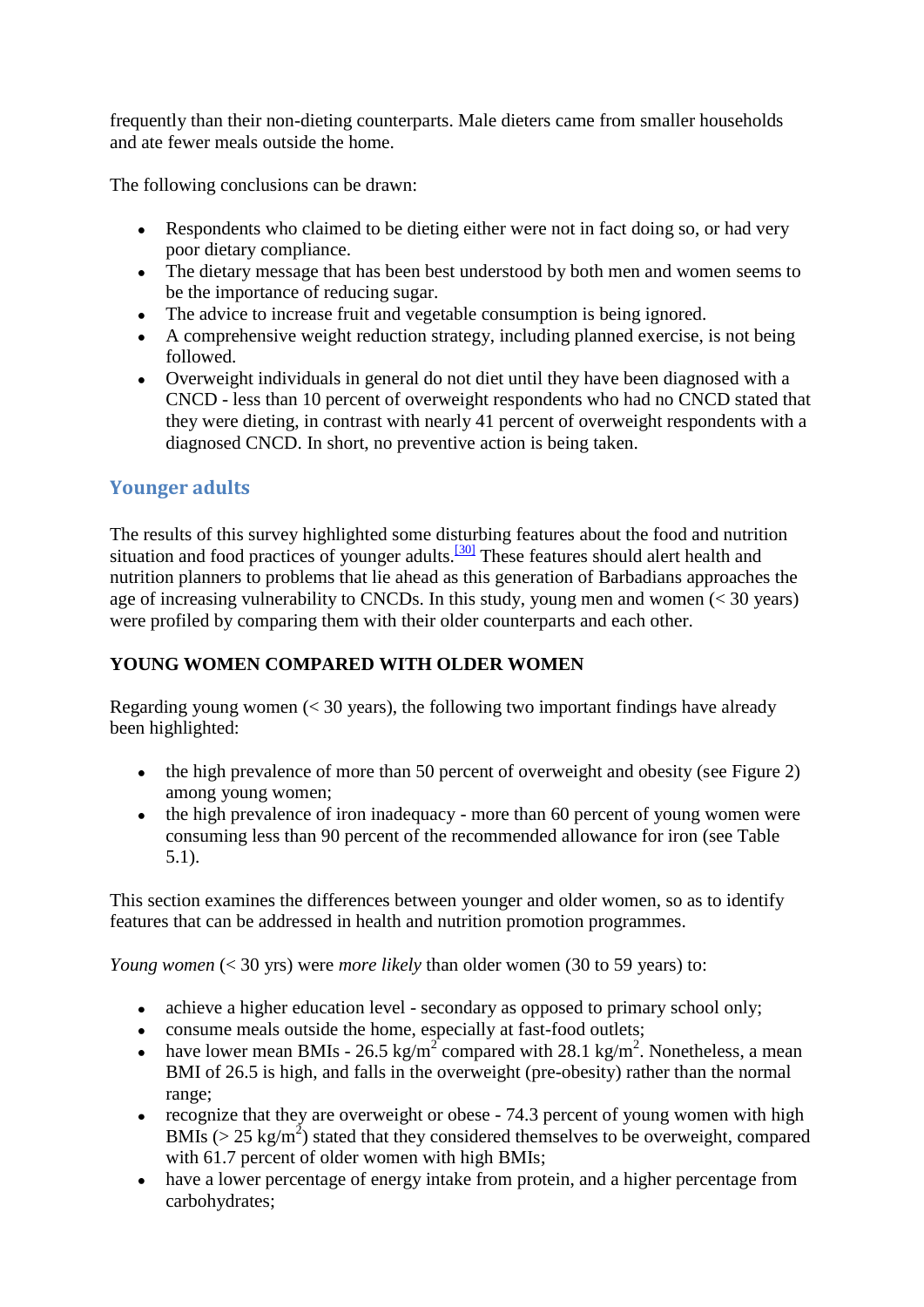frequently than their non-dieting counterparts. Male dieters came from smaller households and ate fewer meals outside the home.

The following conclusions can be drawn:

- Respondents who claimed to be dieting either were not in fact doing so, or had very poor dietary compliance.
- The dietary message that has been best understood by both men and women seems to be the importance of reducing sugar.
- The advice to increase fruit and vegetable consumption is being ignored.
- A comprehensive weight reduction strategy, including planned exercise, is not being followed.
- Overweight individuals in general do not diet until they have been diagnosed with a CNCD - less than 10 percent of overweight respondents who had no CNCD stated that they were dieting, in contrast with nearly 41 percent of overweight respondents with a diagnosed CNCD. In short, no preventive action is being taken.

## Younger adults

The results of this survey highlighted some disturbing features about the food and nutrition situation and food practices of younger adults.[30] These features should alert health and nutrition planners to problems that lie ahead as this generation of Barbadians approaches the age of increasing vulnerability to CNCDs. In this study, young men and women (< 30 years) were profiled by comparing them with their older counterparts and each other.

### YOUNG WOMEN COMPARED WITH OLDER WOMEN

Regarding young women (< 30 years), the following two important findings have already been highlighted:

- the high prevalence of more than 50 percent of overweight and obesity (see Figure 2) among young women;
- the high prevalence of iron inadequacy - more than 60 percent of young women were consuming less than 90 percent of the recommended allowance for iron (see Table 5.1).

This section examines the differences between younger and older women, so as to identify features that can be addressed in health and nutrition promotion programmes.

*Young women* (< 30 yrs) were *more likely* than older women (30 to 59 years) to:

- achieve a higher education level - secondary as opposed to primary school only;
- consume meals outside the home, especially at fast-food outlets;
- have lower mean BMIs - 26.5 kg/m$^2$ compared with 28.1 kg/m$^2$. Nonetheless, a mean BMI of 26.5 is high, and falls in the overweight (pre-obesity) rather than the normal range;
- recognize that they are overweight or obese - 74.3 percent of young women with high BMIs (> 25 kg/m$^2$) stated that they considered themselves to be overweight, compared with 61.7 percent of older women with high BMIs;
- have a lower percentage of energy intake from protein, and a higher percentage from carbohydrates;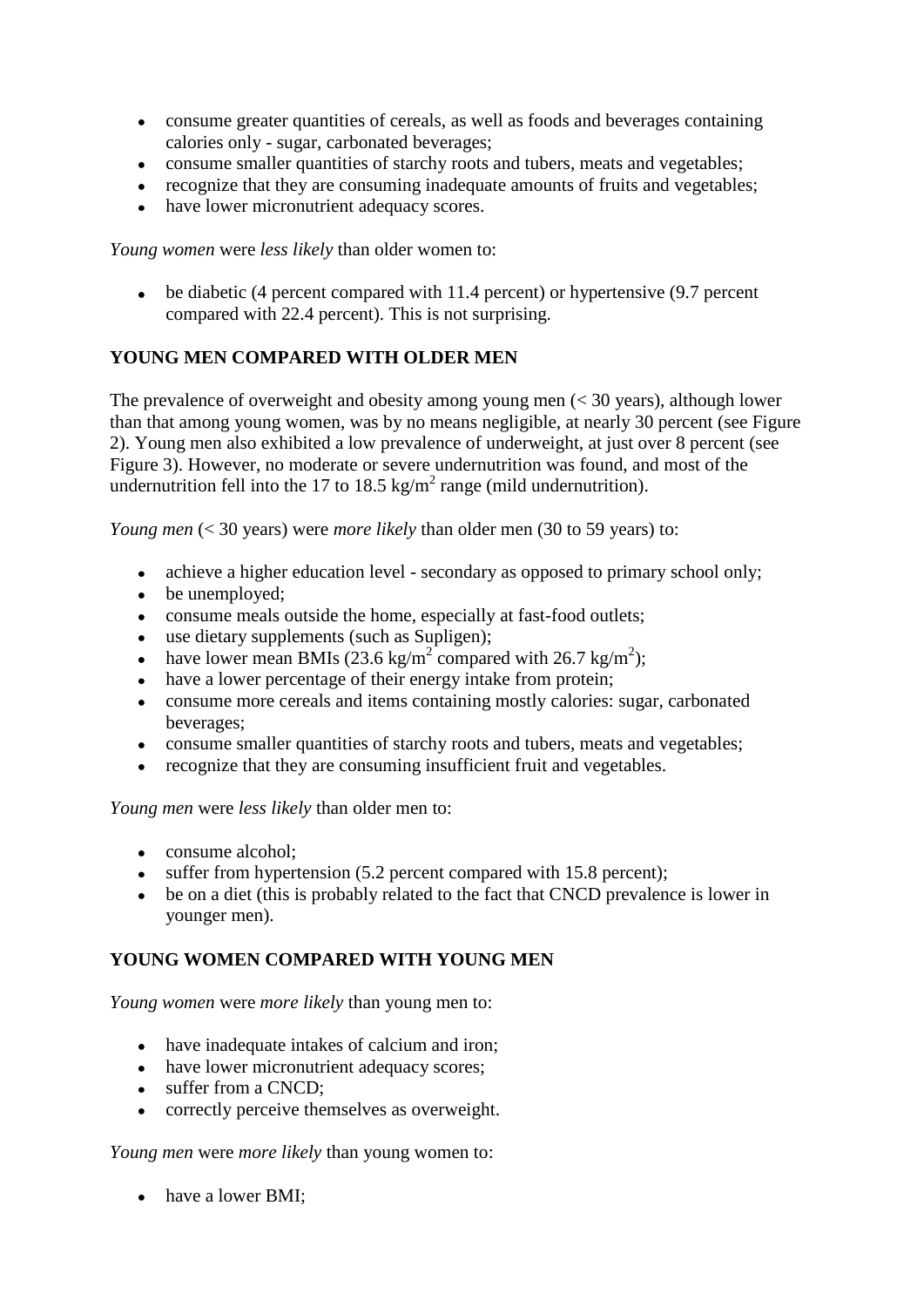- consume greater quantities of cereals, as well as foods and beverages containing calories only - sugar, carbonated beverages;
- consume smaller quantities of starchy roots and tubers, meats and vegetables;
- recognize that they are consuming inadequate amounts of fruits and vegetables;
- have lower micronutrient adequacy scores.

*Young women* were *less likely* than older women to:

- be diabetic (4 percent compared with 11.4 percent) or hypertensive (9.7 percent compared with 22.4 percent). This is not surprising.

## YOUNG MEN COMPARED WITH OLDER MEN

The prevalence of overweight and obesity among young men (< 30 years), although lower than that among young women, was by no means negligible, at nearly 30 percent (see Figure 2). Young men also exhibited a low prevalence of underweight, at just over 8 percent (see Figure 3). However, no moderate or severe undernutrition was found, and most of the undernutrition fell into the 17 to 18.5 kg/m$^2$ range (mild undernutrition).

*Young men* (< 30 years) were *more likely* than older men (30 to 59 years) to:

- achieve a higher education level - secondary as opposed to primary school only;
- be unemployed;
- consume meals outside the home, especially at fast-food outlets;
- use dietary supplements (such as Supligen);
- have lower mean BMIs (23.6 kg/m$^2$ compared with 26.7 kg/m$^2$);
- have a lower percentage of their energy intake from protein;
- consume more cereals and items containing mostly calories: sugar, carbonated beverages;
- consume smaller quantities of starchy roots and tubers, meats and vegetables;
- recognize that they are consuming insufficient fruit and vegetables.

*Young men* were *less likely* than older men to:

- consume alcohol;
- suffer from hypertension (5.2 percent compared with 15.8 percent);
- be on a diet (this is probably related to the fact that CNCD prevalence is lower in younger men).

## YOUNG WOMEN COMPARED WITH YOUNG MEN

*Young women* were *more likely* than young men to:

- have inadequate intakes of calcium and iron;
- have lower micronutrient adequacy scores;
- suffer from a CNCD;
- correctly perceive themselves as overweight.

*Young men* were *more likely* than young women to:

- have a lower BMI;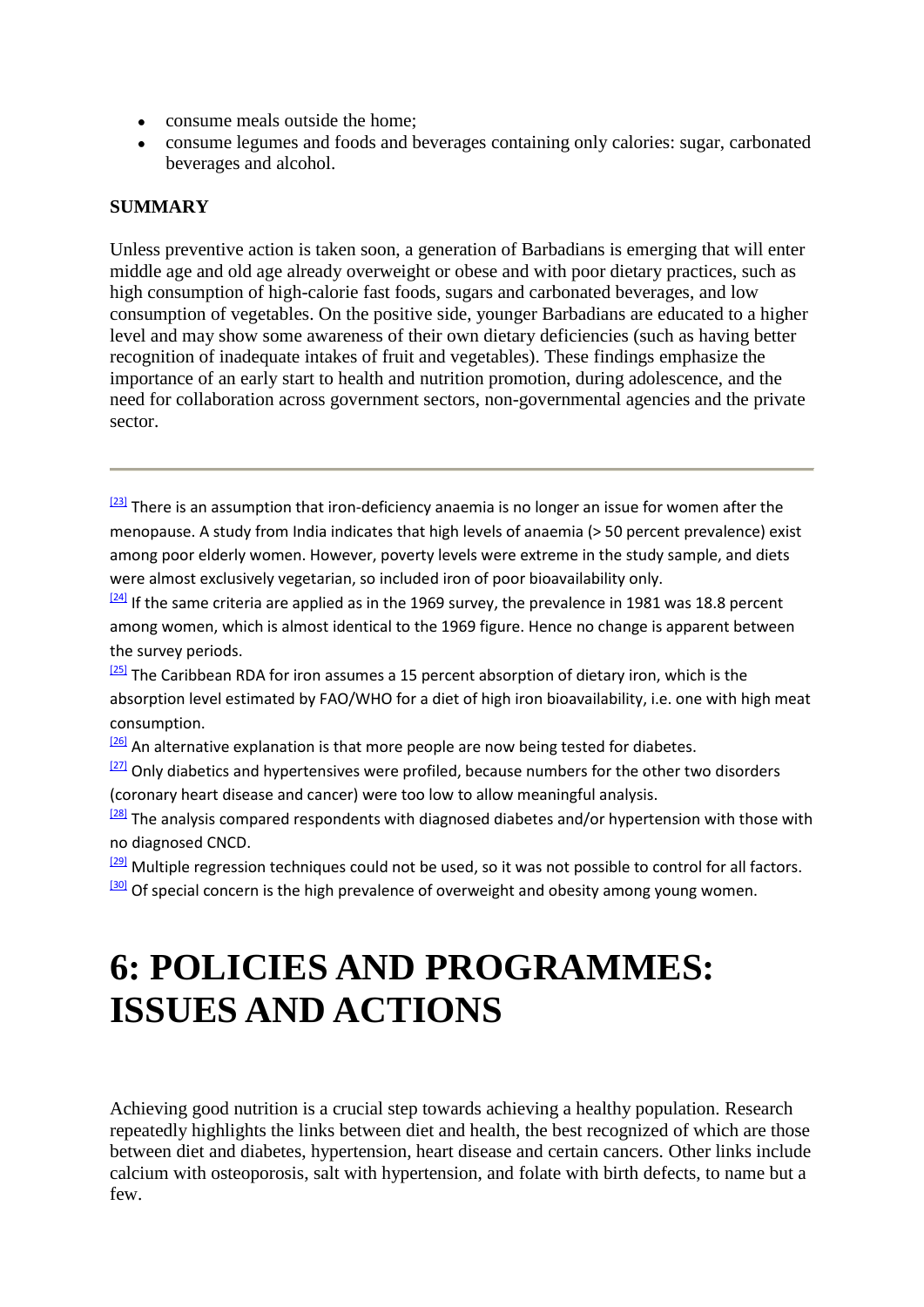- consume meals outside the home;
- consume legumes and foods and beverages containing only calories: sugar, carbonated beverages and alcohol.

**SUMMARY**

Unless preventive action is taken soon, a generation of Barbadians is emerging that will enter middle age and old age already overweight or obese and with poor dietary practices, such as high consumption of high-calorie fast foods, sugars and carbonated beverages, and low consumption of vegetables. On the positive side, younger Barbadians are educated to a higher level and may show some awareness of their own dietary deficiencies (such as having better recognition of inadequate intakes of fruit and vegetables). These findings emphasize the importance of an early start to health and nutrition promotion, during adolescence, and the need for collaboration across government sectors, non-governmental agencies and the private sector.

---

[23] There is an assumption that iron-deficiency anaemia is no longer an issue for women after the menopause. A study from India indicates that high levels of anaemia (> 50 percent prevalence) exist among poor elderly women. However, poverty levels were extreme in the study sample, and diets were almost exclusively vegetarian, so included iron of poor bioavailability only.

[24] If the same criteria are applied as in the 1969 survey, the prevalence in 1981 was 18.8 percent among women, which is almost identical to the 1969 figure. Hence no change is apparent between the survey periods.

[25] The Caribbean RDA for iron assumes a 15 percent absorption of dietary iron, which is the absorption level estimated by FAO/WHO for a diet of high iron bioavailability, i.e. one with high meat consumption.

[26] An alternative explanation is that more people are now being tested for diabetes.

[27] Only diabetics and hypertensives were profiled, because numbers for the other two disorders (coronary heart disease and cancer) were too low to allow meaningful analysis.

[28] The analysis compared respondents with diagnosed diabetes and/or hypertension with those with no diagnosed CNCD.

[29] Multiple regression techniques could not be used, so it was not possible to control for all factors.

[30] Of special concern is the high prevalence of overweight and obesity among young women.

# 6: POLICIES AND PROGRAMMES: ISSUES AND ACTIONS

Achieving good nutrition is a crucial step towards achieving a healthy population. Research repeatedly highlights the links between diet and health, the best recognized of which are those between diet and diabetes, hypertension, heart disease and certain cancers. Other links include calcium with osteoporosis, salt with hypertension, and folate with birth defects, to name but a few.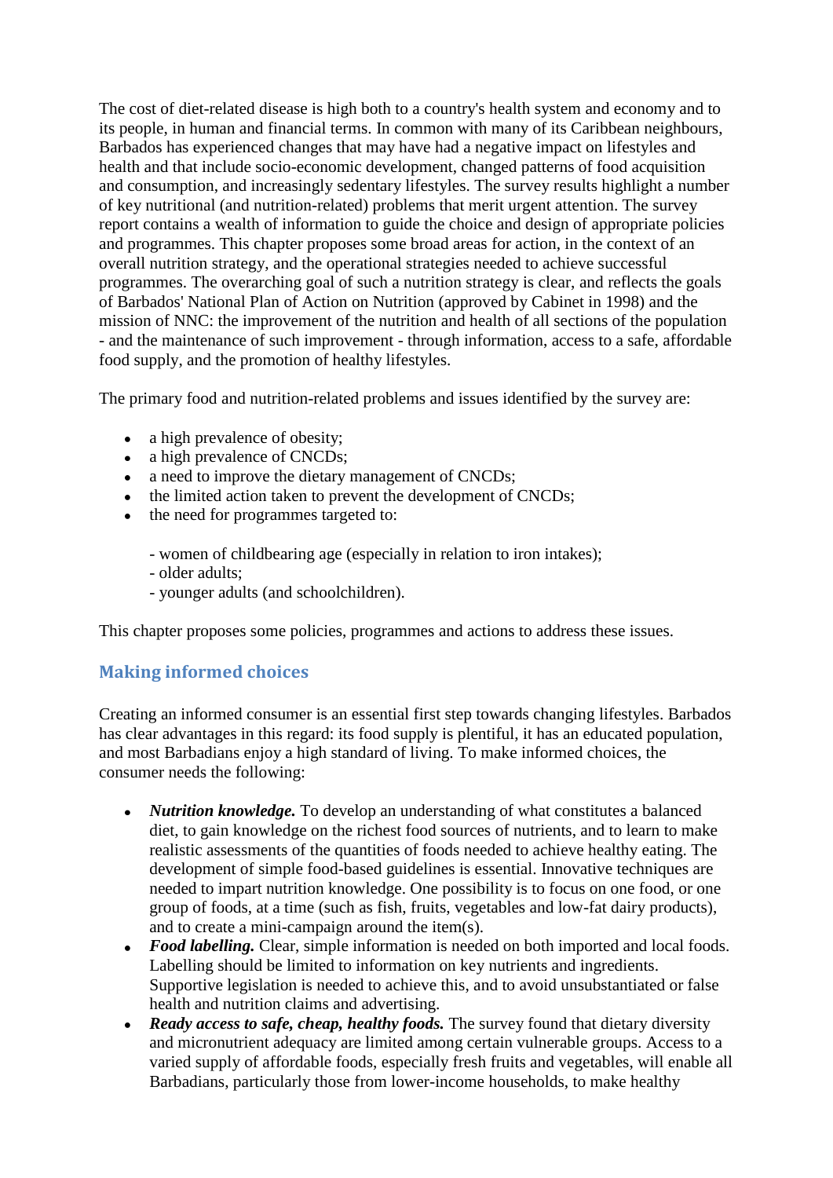The cost of diet-related disease is high both to a country's health system and economy and to its people, in human and financial terms. In common with many of its Caribbean neighbours, Barbados has experienced changes that may have had a negative impact on lifestyles and health and that include socio-economic development, changed patterns of food acquisition and consumption, and increasingly sedentary lifestyles. The survey results highlight a number of key nutritional (and nutrition-related) problems that merit urgent attention. The survey report contains a wealth of information to guide the choice and design of appropriate policies and programmes. This chapter proposes some broad areas for action, in the context of an overall nutrition strategy, and the operational strategies needed to achieve successful programmes. The overarching goal of such a nutrition strategy is clear, and reflects the goals of Barbados' National Plan of Action on Nutrition (approved by Cabinet in 1998) and the mission of NNC: the improvement of the nutrition and health of all sections of the population - and the maintenance of such improvement - through information, access to a safe, affordable food supply, and the promotion of healthy lifestyles.

The primary food and nutrition-related problems and issues identified by the survey are:

- a high prevalence of obesity;
- a high prevalence of CNCDs;
- a need to improve the dietary management of CNCDs;
- the limited action taken to prevent the development of CNCDs;
- the need for programmes targeted to:

  - women of childbearing age (especially in relation to iron intakes);
  - older adults;
  - younger adults (and schoolchildren).

This chapter proposes some policies, programmes and actions to address these issues.

## Making informed choices

Creating an informed consumer is an essential first step towards changing lifestyles. Barbados has clear advantages in this regard: its food supply is plentiful, it has an educated population, and most Barbadians enjoy a high standard of living. To make informed choices, the consumer needs the following:

- ***Nutrition knowledge.*** To develop an understanding of what constitutes a balanced diet, to gain knowledge on the richest food sources of nutrients, and to learn to make realistic assessments of the quantities of foods needed to achieve healthy eating. The development of simple food-based guidelines is essential. Innovative techniques are needed to impart nutrition knowledge. One possibility is to focus on one food, or one group of foods, at a time (such as fish, fruits, vegetables and low-fat dairy products), and to create a mini-campaign around the item(s).
- ***Food labelling.*** Clear, simple information is needed on both imported and local foods. Labelling should be limited to information on key nutrients and ingredients. Supportive legislation is needed to achieve this, and to avoid unsubstantiated or false health and nutrition claims and advertising.
- ***Ready access to safe, cheap, healthy foods.*** The survey found that dietary diversity and micronutrient adequacy are limited among certain vulnerable groups. Access to a varied supply of affordable foods, especially fresh fruits and vegetables, will enable all Barbadians, particularly those from lower-income households, to make healthy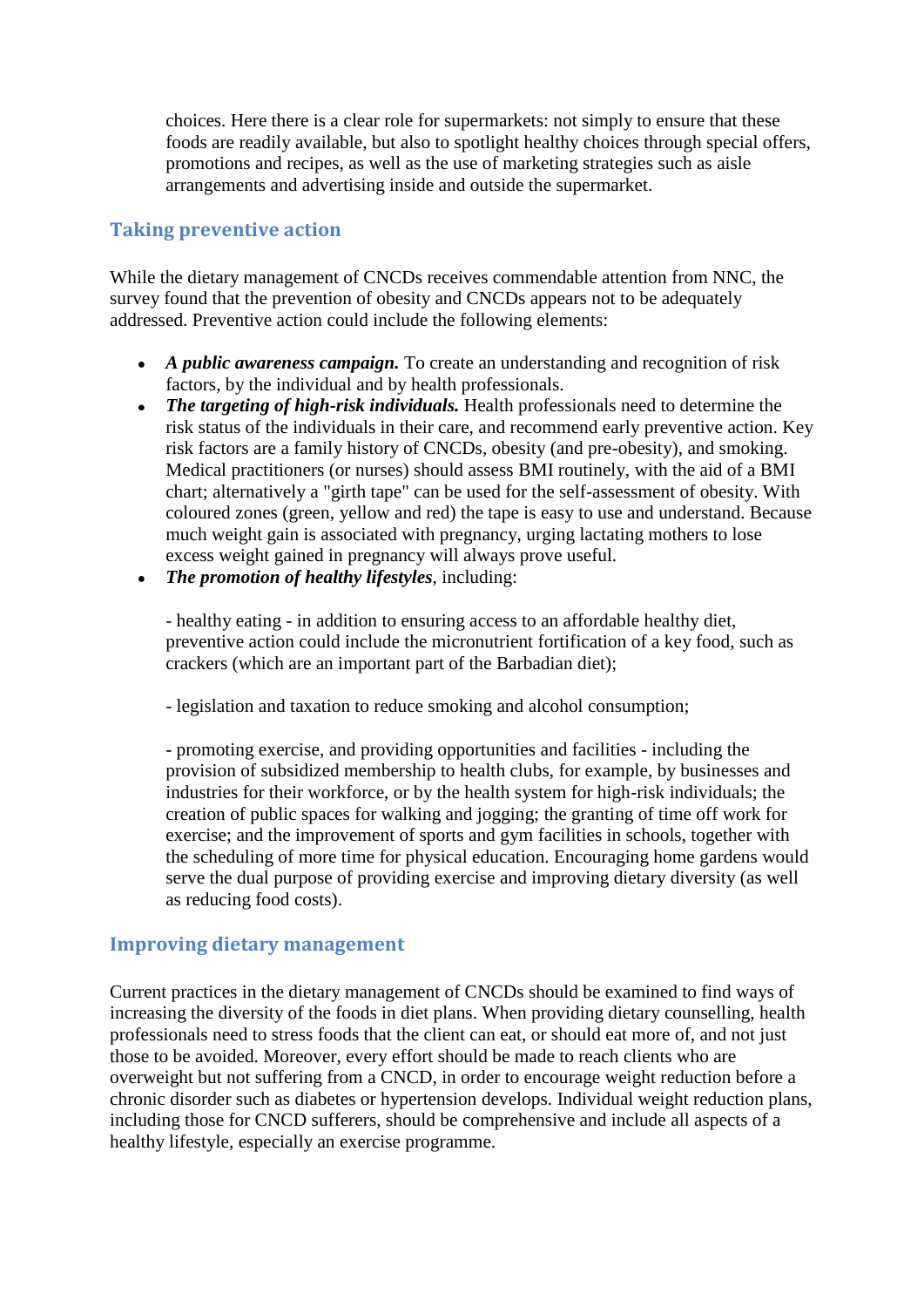choices. Here there is a clear role for supermarkets: not simply to ensure that these foods are readily available, but also to spotlight healthy choices through special offers, promotions and recipes, as well as the use of marketing strategies such as aisle arrangements and advertising inside and outside the supermarket.

## Taking preventive action

While the dietary management of CNCDs receives commendable attention from NNC, the survey found that the prevention of obesity and CNCDs appears not to be adequately addressed. Preventive action could include the following elements:

- ***A public awareness campaign.*** To create an understanding and recognition of risk factors, by the individual and by health professionals.
- ***The targeting of high-risk individuals.*** Health professionals need to determine the risk status of the individuals in their care, and recommend early preventive action. Key risk factors are a family history of CNCDs, obesity (and pre-obesity), and smoking. Medical practitioners (or nurses) should assess BMI routinely, with the aid of a BMI chart; alternatively a "girth tape" can be used for the self-assessment of obesity. With coloured zones (green, yellow and red) the tape is easy to use and understand. Because much weight gain is associated with pregnancy, urging lactating mothers to lose excess weight gained in pregnancy will always prove useful.
- ***The promotion of healthy lifestyles***, including:

  - healthy eating - in addition to ensuring access to an affordable healthy diet, preventive action could include the micronutrient fortification of a key food, such as crackers (which are an important part of the Barbadian diet);

  - legislation and taxation to reduce smoking and alcohol consumption;

  - promoting exercise, and providing opportunities and facilities - including the provision of subsidized membership to health clubs, for example, by businesses and industries for their workforce, or by the health system for high-risk individuals; the creation of public spaces for walking and jogging; the granting of time off work for exercise; and the improvement of sports and gym facilities in schools, together with the scheduling of more time for physical education. Encouraging home gardens would serve the dual purpose of providing exercise and improving dietary diversity (as well as reducing food costs).

## Improving dietary management

Current practices in the dietary management of CNCDs should be examined to find ways of increasing the diversity of the foods in diet plans. When providing dietary counselling, health professionals need to stress foods that the client can eat, or should eat more of, and not just those to be avoided. Moreover, every effort should be made to reach clients who are overweight but not suffering from a CNCD, in order to encourage weight reduction before a chronic disorder such as diabetes or hypertension develops. Individual weight reduction plans, including those for CNCD sufferers, should be comprehensive and include all aspects of a healthy lifestyle, especially an exercise programme.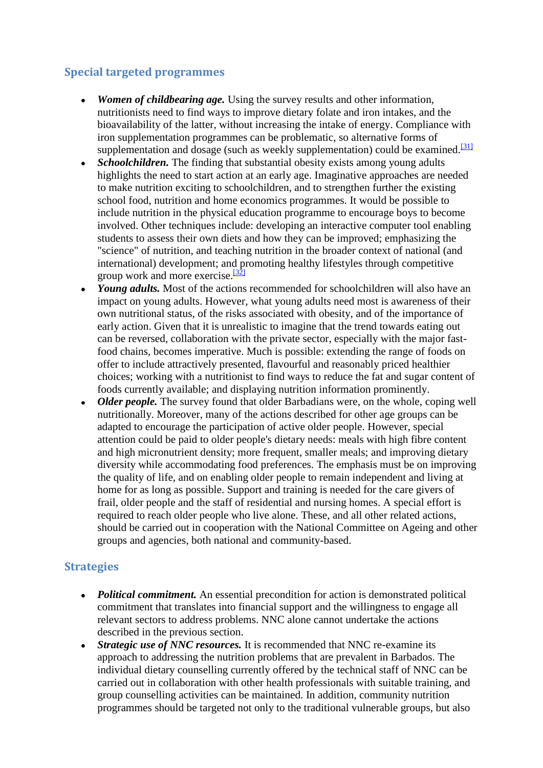## Special targeted programmes

- ***Women of childbearing age.*** Using the survey results and other information, nutritionists need to find ways to improve dietary folate and iron intakes, and the bioavailability of the latter, without increasing the intake of energy. Compliance with iron supplementation programmes can be problematic, so alternative forms of supplementation and dosage (such as weekly supplementation) could be examined.[31]
- ***Schoolchildren.*** The finding that substantial obesity exists among young adults highlights the need to start action at an early age. Imaginative approaches are needed to make nutrition exciting to schoolchildren, and to strengthen further the existing school food, nutrition and home economics programmes. It would be possible to include nutrition in the physical education programme to encourage boys to become involved. Other techniques include: developing an interactive computer tool enabling students to assess their own diets and how they can be improved; emphasizing the "science" of nutrition, and teaching nutrition in the broader context of national (and international) development; and promoting healthy lifestyles through competitive group work and more exercise.[32]
- ***Young adults.*** Most of the actions recommended for schoolchildren will also have an impact on young adults. However, what young adults need most is awareness of their own nutritional status, of the risks associated with obesity, and of the importance of early action. Given that it is unrealistic to imagine that the trend towards eating out can be reversed, collaboration with the private sector, especially with the major fast-food chains, becomes imperative. Much is possible: extending the range of foods on offer to include attractively presented, flavourful and reasonably priced healthier choices; working with a nutritionist to find ways to reduce the fat and sugar content of foods currently available; and displaying nutrition information prominently.
- ***Older people.*** The survey found that older Barbadians were, on the whole, coping well nutritionally. Moreover, many of the actions described for other age groups can be adapted to encourage the participation of active older people. However, special attention could be paid to older people's dietary needs: meals with high fibre content and high micronutrient density; more frequent, smaller meals; and improving dietary diversity while accommodating food preferences. The emphasis must be on improving the quality of life, and on enabling older people to remain independent and living at home for as long as possible. Support and training is needed for the care givers of frail, older people and the staff of residential and nursing homes. A special effort is required to reach older people who live alone. These, and all other related actions, should be carried out in cooperation with the National Committee on Ageing and other groups and agencies, both national and community-based.

## Strategies

- ***Political commitment.*** An essential precondition for action is demonstrated political commitment that translates into financial support and the willingness to engage all relevant sectors to address problems. NNC alone cannot undertake the actions described in the previous section.
- ***Strategic use of NNC resources.*** It is recommended that NNC re-examine its approach to addressing the nutrition problems that are prevalent in Barbados. The individual dietary counselling currently offered by the technical staff of NNC can be carried out in collaboration with other health professionals with suitable training, and group counselling activities can be maintained. In addition, community nutrition programmes should be targeted not only to the traditional vulnerable groups, but also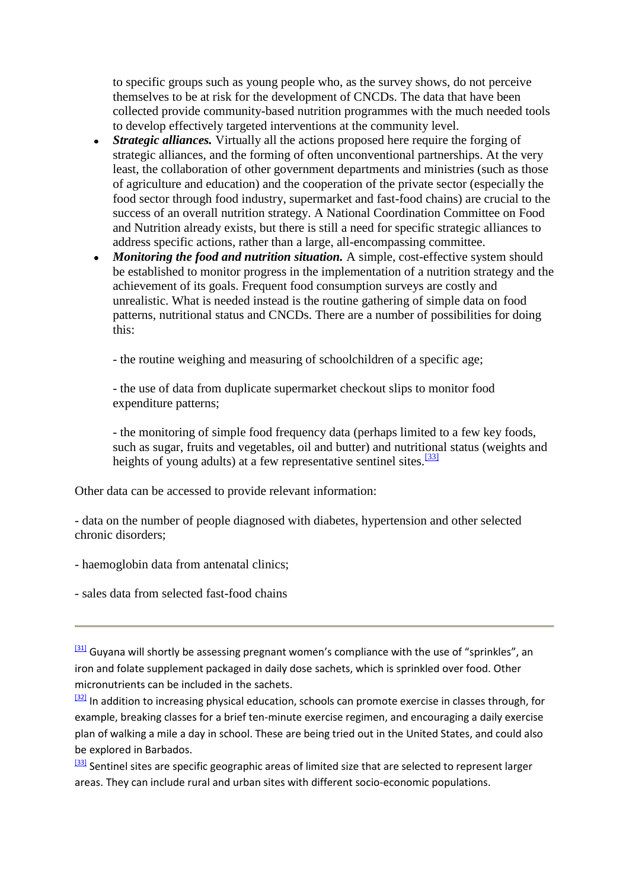to specific groups such as young people who, as the survey shows, do not perceive themselves to be at risk for the development of CNCDs. The data that have been collected provide community-based nutrition programmes with the much needed tools to develop effectively targeted interventions at the community level.

- ***Strategic alliances.*** Virtually all the actions proposed here require the forging of strategic alliances, and the forming of often unconventional partnerships. At the very least, the collaboration of other government departments and ministries (such as those of agriculture and education) and the cooperation of the private sector (especially the food sector through food industry, supermarket and fast-food chains) are crucial to the success of an overall nutrition strategy. A National Coordination Committee on Food and Nutrition already exists, but there is still a need for specific strategic alliances to address specific actions, rather than a large, all-encompassing committee.
- ***Monitoring the food and nutrition situation.*** A simple, cost-effective system should be established to monitor progress in the implementation of a nutrition strategy and the achievement of its goals. Frequent food consumption surveys are costly and unrealistic. What is needed instead is the routine gathering of simple data on food patterns, nutritional status and CNCDs. There are a number of possibilities for doing this:

  - the routine weighing and measuring of schoolchildren of a specific age;

  - the use of data from duplicate supermarket checkout slips to monitor food expenditure patterns;

  - the monitoring of simple food frequency data (perhaps limited to a few key foods, such as sugar, fruits and vegetables, oil and butter) and nutritional status (weights and heights of young adults) at a few representative sentinel sites.[33]

Other data can be accessed to provide relevant information:

- data on the number of people diagnosed with diabetes, hypertension and other selected chronic disorders;

- haemoglobin data from antenatal clinics;

- sales data from selected fast-food chains

---

[31] Guyana will shortly be assessing pregnant women's compliance with the use of "sprinkles", an iron and folate supplement packaged in daily dose sachets, which is sprinkled over food. Other micronutrients can be included in the sachets.

[32] In addition to increasing physical education, schools can promote exercise in classes through, for example, breaking classes for a brief ten-minute exercise regimen, and encouraging a daily exercise plan of walking a mile a day in school. These are being tried out in the United States, and could also be explored in Barbados.

[33] Sentinel sites are specific geographic areas of limited size that are selected to represent larger areas. They can include rural and urban sites with different socio-economic populations.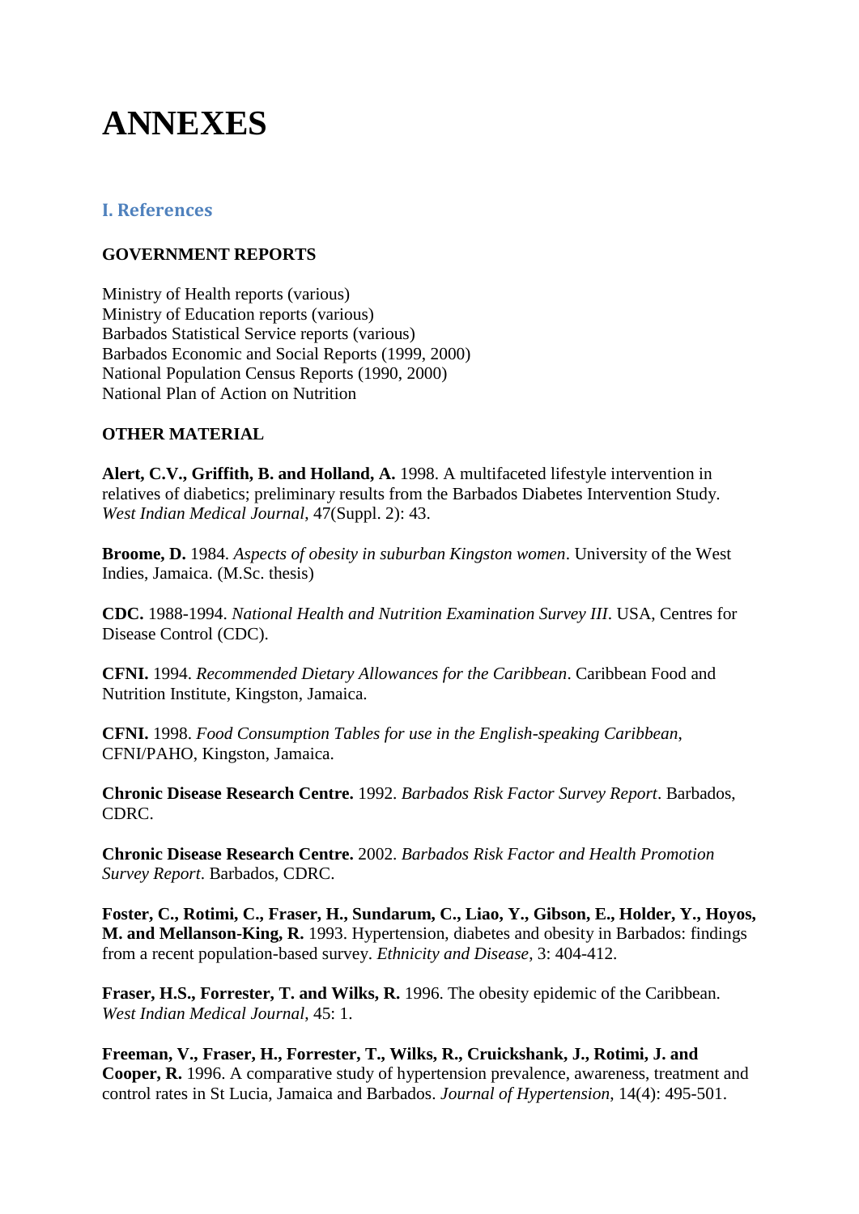# ANNEXES

## I. References

### GOVERNMENT REPORTS

Ministry of Health reports (various)
Ministry of Education reports (various)
Barbados Statistical Service reports (various)
Barbados Economic and Social Reports (1999, 2000)
National Population Census Reports (1990, 2000)
National Plan of Action on Nutrition

### OTHER MATERIAL

**Alert, C.V., Griffith, B. and Holland, A.** 1998. A multifaceted lifestyle intervention in relatives of diabetics; preliminary results from the Barbados Diabetes Intervention Study. *West Indian Medical Journal*, 47(Suppl. 2): 43.

**Broome, D.** 1984. *Aspects of obesity in suburban Kingston women*. University of the West Indies, Jamaica. (M.Sc. thesis)

**CDC.** 1988-1994. *National Health and Nutrition Examination Survey III*. USA, Centres for Disease Control (CDC).

**CFNI.** 1994. *Recommended Dietary Allowances for the Caribbean*. Caribbean Food and Nutrition Institute, Kingston, Jamaica.

**CFNI.** 1998. *Food Consumption Tables for use in the English-speaking Caribbean*, CFNI/PAHO, Kingston, Jamaica.

**Chronic Disease Research Centre.** 1992. *Barbados Risk Factor Survey Report*. Barbados, CDRC.

**Chronic Disease Research Centre.** 2002. *Barbados Risk Factor and Health Promotion Survey Report*. Barbados, CDRC.

**Foster, C., Rotimi, C., Fraser, H., Sundarum, C., Liao, Y., Gibson, E., Holder, Y., Hoyos, M. and Mellanson-King, R.** 1993. Hypertension, diabetes and obesity in Barbados: findings from a recent population-based survey. *Ethnicity and Disease*, 3: 404-412.

**Fraser, H.S., Forrester, T. and Wilks, R.** 1996. The obesity epidemic of the Caribbean. *West Indian Medical Journal*, 45: 1.

**Freeman, V., Fraser, H., Forrester, T., Wilks, R., Cruickshank, J., Rotimi, J. and Cooper, R.** 1996. A comparative study of hypertension prevalence, awareness, treatment and control rates in St Lucia, Jamaica and Barbados. *Journal of Hypertension*, 14(4): 495-501.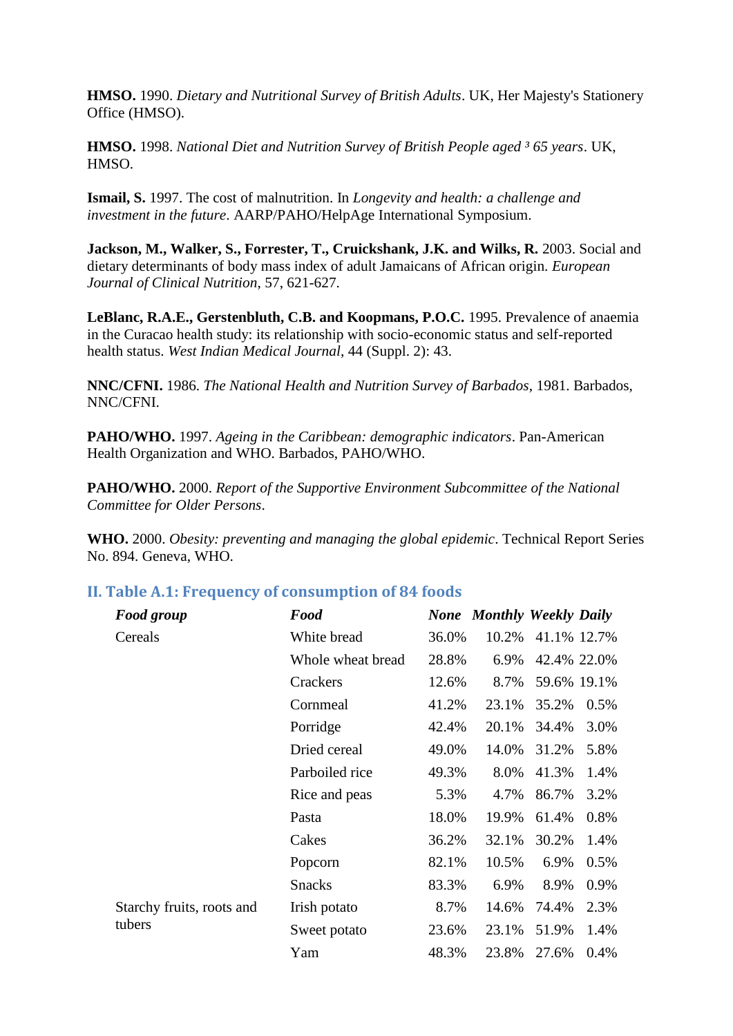**HMSO.** 1990. *Dietary and Nutritional Survey of British Adults*. UK, Her Majesty's Stationery Office (HMSO).

**HMSO.** 1998. *National Diet and Nutrition Survey of British People aged ³ 65 years*. UK, HMSO.

**Ismail, S.** 1997. The cost of malnutrition. In *Longevity and health: a challenge and investment in the future*. AARP/PAHO/HelpAge International Symposium.

**Jackson, M., Walker, S., Forrester, T., Cruickshank, J.K. and Wilks, R.** 2003. Social and dietary determinants of body mass index of adult Jamaicans of African origin. *European Journal of Clinical Nutrition*, 57, 621-627.

**LeBlanc, R.A.E., Gerstenbluth, C.B. and Koopmans, P.O.C.** 1995. Prevalence of anaemia in the Curacao health study: its relationship with socio-economic status and self-reported health status. *West Indian Medical Journal*, 44 (Suppl. 2): 43.

**NNC/CFNI.** 1986. *The National Health and Nutrition Survey of Barbados*, 1981. Barbados, NNC/CFNI.

**PAHO/WHO.** 1997. *Ageing in the Caribbean: demographic indicators*. Pan-American Health Organization and WHO. Barbados, PAHO/WHO.

**PAHO/WHO.** 2000. *Report of the Supportive Environment Subcommittee of the National Committee for Older Persons*.

**WHO.** 2000. *Obesity: preventing and managing the global epidemic*. Technical Report Series No. 894. Geneva, WHO.

## II. Table A.1: Frequency of consumption of 84 foods

| *Food group* | *Food* | *None* | *Monthly* | *Weekly* | *Daily* |
|---|---|---|---|---|---|
| Cereals | White bread | 36.0% | 10.2% | 41.1% | 12.7% |
| | Whole wheat bread | 28.8% | 6.9% | 42.4% | 22.0% |
| | Crackers | 12.6% | 8.7% | 59.6% | 19.1% |
| | Cornmeal | 41.2% | 23.1% | 35.2% | 0.5% |
| | Porridge | 42.4% | 20.1% | 34.4% | 3.0% |
| | Dried cereal | 49.0% | 14.0% | 31.2% | 5.8% |
| | Parboiled rice | 49.3% | 8.0% | 41.3% | 1.4% |
| | Rice and peas | 5.3% | 4.7% | 86.7% | 3.2% |
| | Pasta | 18.0% | 19.9% | 61.4% | 0.8% |
| | Cakes | 36.2% | 32.1% | 30.2% | 1.4% |
| | Popcorn | 82.1% | 10.5% | 6.9% | 0.5% |
| | Snacks | 83.3% | 6.9% | 8.9% | 0.9% |
| Starchy fruits, roots and tubers | Irish potato | 8.7% | 14.6% | 74.4% | 2.3% |
| | Sweet potato | 23.6% | 23.1% | 51.9% | 1.4% |
| | Yam | 48.3% | 23.8% | 27.6% | 0.4% |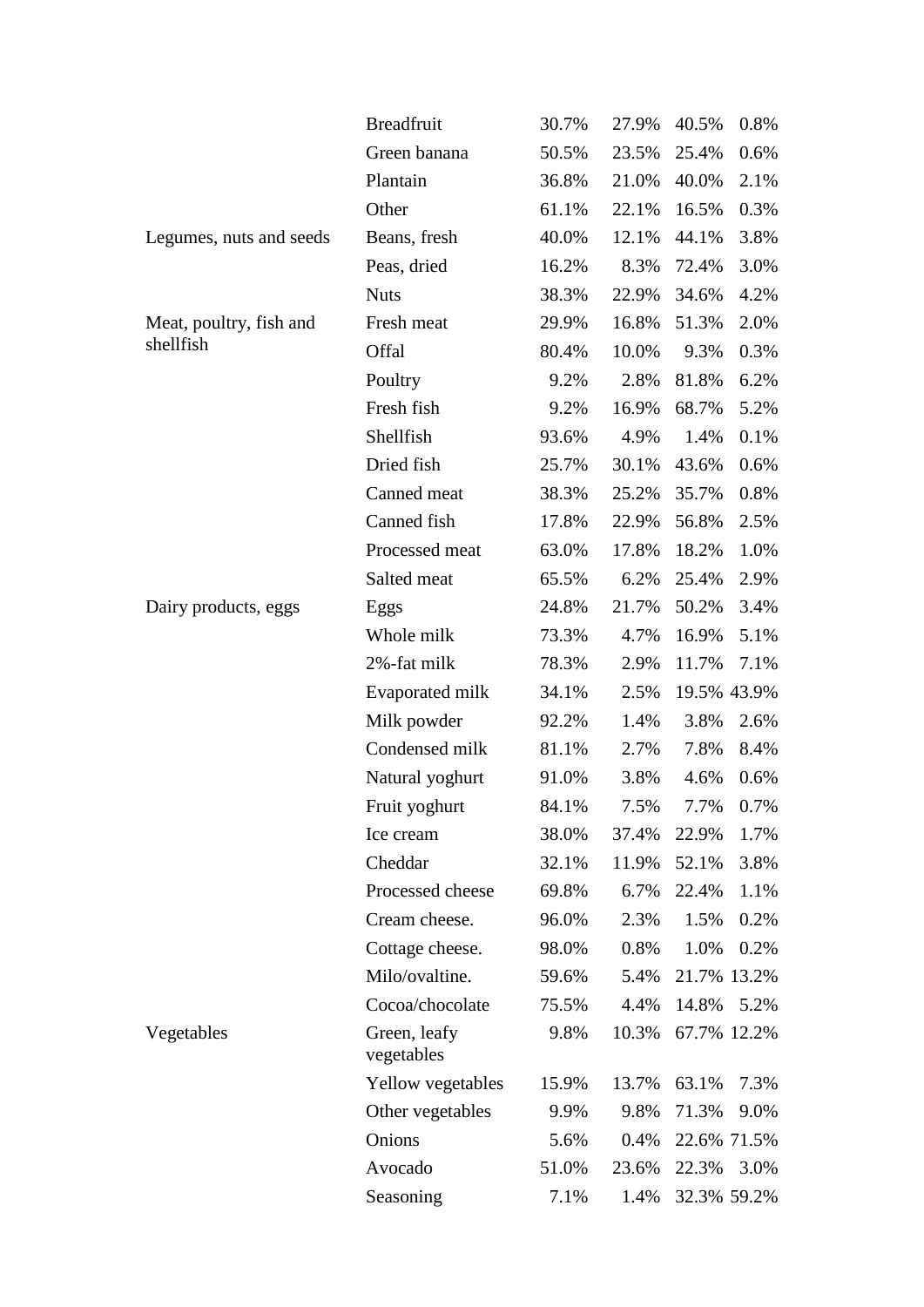| | | | | | |
|---|---|---|---|---|---|
| | Breadfruit | 30.7% | 27.9% | 40.5% | 0.8% |
| | Green banana | 50.5% | 23.5% | 25.4% | 0.6% |
| | Plantain | 36.8% | 21.0% | 40.0% | 2.1% |
| | Other | 61.1% | 22.1% | 16.5% | 0.3% |
| Legumes, nuts and seeds | Beans, fresh | 40.0% | 12.1% | 44.1% | 3.8% |
| | Peas, dried | 16.2% | 8.3% | 72.4% | 3.0% |
| | Nuts | 38.3% | 22.9% | 34.6% | 4.2% |
| Meat, poultry, fish and shellfish | Fresh meat | 29.9% | 16.8% | 51.3% | 2.0% |
| | Offal | 80.4% | 10.0% | 9.3% | 0.3% |
| | Poultry | 9.2% | 2.8% | 81.8% | 6.2% |
| | Fresh fish | 9.2% | 16.9% | 68.7% | 5.2% |
| | Shellfish | 93.6% | 4.9% | 1.4% | 0.1% |
| | Dried fish | 25.7% | 30.1% | 43.6% | 0.6% |
| | Canned meat | 38.3% | 25.2% | 35.7% | 0.8% |
| | Canned fish | 17.8% | 22.9% | 56.8% | 2.5% |
| | Processed meat | 63.0% | 17.8% | 18.2% | 1.0% |
| | Salted meat | 65.5% | 6.2% | 25.4% | 2.9% |
| Dairy products, eggs | Eggs | 24.8% | 21.7% | 50.2% | 3.4% |
| | Whole milk | 73.3% | 4.7% | 16.9% | 5.1% |
| | 2%-fat milk | 78.3% | 2.9% | 11.7% | 7.1% |
| | Evaporated milk | 34.1% | 2.5% | 19.5% | 43.9% |
| | Milk powder | 92.2% | 1.4% | 3.8% | 2.6% |
| | Condensed milk | 81.1% | 2.7% | 7.8% | 8.4% |
| | Natural yoghurt | 91.0% | 3.8% | 4.6% | 0.6% |
| | Fruit yoghurt | 84.1% | 7.5% | 7.7% | 0.7% |
| | Ice cream | 38.0% | 37.4% | 22.9% | 1.7% |
| | Cheddar | 32.1% | 11.9% | 52.1% | 3.8% |
| | Processed cheese | 69.8% | 6.7% | 22.4% | 1.1% |
| | Cream cheese. | 96.0% | 2.3% | 1.5% | 0.2% |
| | Cottage cheese. | 98.0% | 0.8% | 1.0% | 0.2% |
| | Milo/ovaltine. | 59.6% | 5.4% | 21.7% | 13.2% |
| | Cocoa/chocolate | 75.5% | 4.4% | 14.8% | 5.2% |
| Vegetables | Green, leafy vegetables | 9.8% | 10.3% | 67.7% | 12.2% |
| | Yellow vegetables | 15.9% | 13.7% | 63.1% | 7.3% |
| | Other vegetables | 9.9% | 9.8% | 71.3% | 9.0% |
| | Onions | 5.6% | 0.4% | 22.6% | 71.5% |
| | Avocado | 51.0% | 23.6% | 22.3% | 3.0% |
| | Seasoning | 7.1% | 1.4% | 32.3% | 59.2% |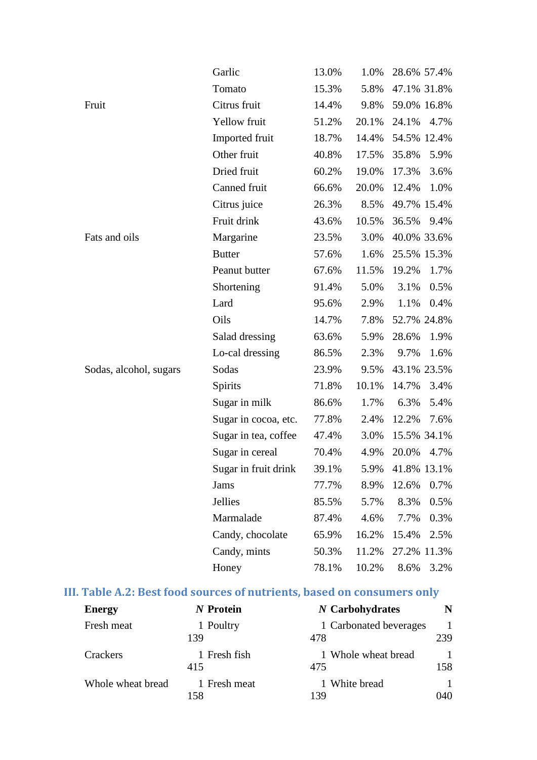| | | | | | |
|---|---|---|---|---|---|
| | Garlic | 13.0% | 1.0% | 28.6% | 57.4% |
| | Tomato | 15.3% | 5.8% | 47.1% | 31.8% |
| Fruit | Citrus fruit | 14.4% | 9.8% | 59.0% | 16.8% |
| | Yellow fruit | 51.2% | 20.1% | 24.1% | 4.7% |
| | Imported fruit | 18.7% | 14.4% | 54.5% | 12.4% |
| | Other fruit | 40.8% | 17.5% | 35.8% | 5.9% |
| | Dried fruit | 60.2% | 19.0% | 17.3% | 3.6% |
| | Canned fruit | 66.6% | 20.0% | 12.4% | 1.0% |
| | Citrus juice | 26.3% | 8.5% | 49.7% | 15.4% |
| | Fruit drink | 43.6% | 10.5% | 36.5% | 9.4% |
| Fats and oils | Margarine | 23.5% | 3.0% | 40.0% | 33.6% |
| | Butter | 57.6% | 1.6% | 25.5% | 15.3% |
| | Peanut butter | 67.6% | 11.5% | 19.2% | 1.7% |
| | Shortening | 91.4% | 5.0% | 3.1% | 0.5% |
| | Lard | 95.6% | 2.9% | 1.1% | 0.4% |
| | Oils | 14.7% | 7.8% | 52.7% | 24.8% |
| | Salad dressing | 63.6% | 5.9% | 28.6% | 1.9% |
| | Lo-cal dressing | 86.5% | 2.3% | 9.7% | 1.6% |
| Sodas, alcohol, sugars | Sodas | 23.9% | 9.5% | 43.1% | 23.5% |
| | Spirits | 71.8% | 10.1% | 14.7% | 3.4% |
| | Sugar in milk | 86.6% | 1.7% | 6.3% | 5.4% |
| | Sugar in cocoa, etc. | 77.8% | 2.4% | 12.2% | 7.6% |
| | Sugar in tea, coffee | 47.4% | 3.0% | 15.5% | 34.1% |
| | Sugar in cereal | 70.4% | 4.9% | 20.0% | 4.7% |
| | Sugar in fruit drink | 39.1% | 5.9% | 41.8% | 13.1% |
| | Jams | 77.7% | 8.9% | 12.6% | 0.7% |
| | Jellies | 85.5% | 5.7% | 8.3% | 0.5% |
| | Marmalade | 87.4% | 4.6% | 7.7% | 0.3% |
| | Candy, chocolate | 65.9% | 16.2% | 15.4% | 2.5% |
| | Candy, mints | 50.3% | 11.2% | 27.2% | 11.3% |
| | Honey | 78.1% | 10.2% | 8.6% | 3.2% |

### III. Table A.2: Best food sources of nutrients, based on consumers only

| Energy | *N* | Protein | *N* | Carbohydrates | N |
|---|---|---|---|---|---|
| Fresh meat | 1 139 | Poultry | 1 478 | Carbonated beverages | 1 239 |
| Crackers | 1 415 | Fresh fish | 1 475 | Whole wheat bread | 1 158 |
| Whole wheat bread | 1 158 | Fresh meat | 1 139 | White bread | 1 040 |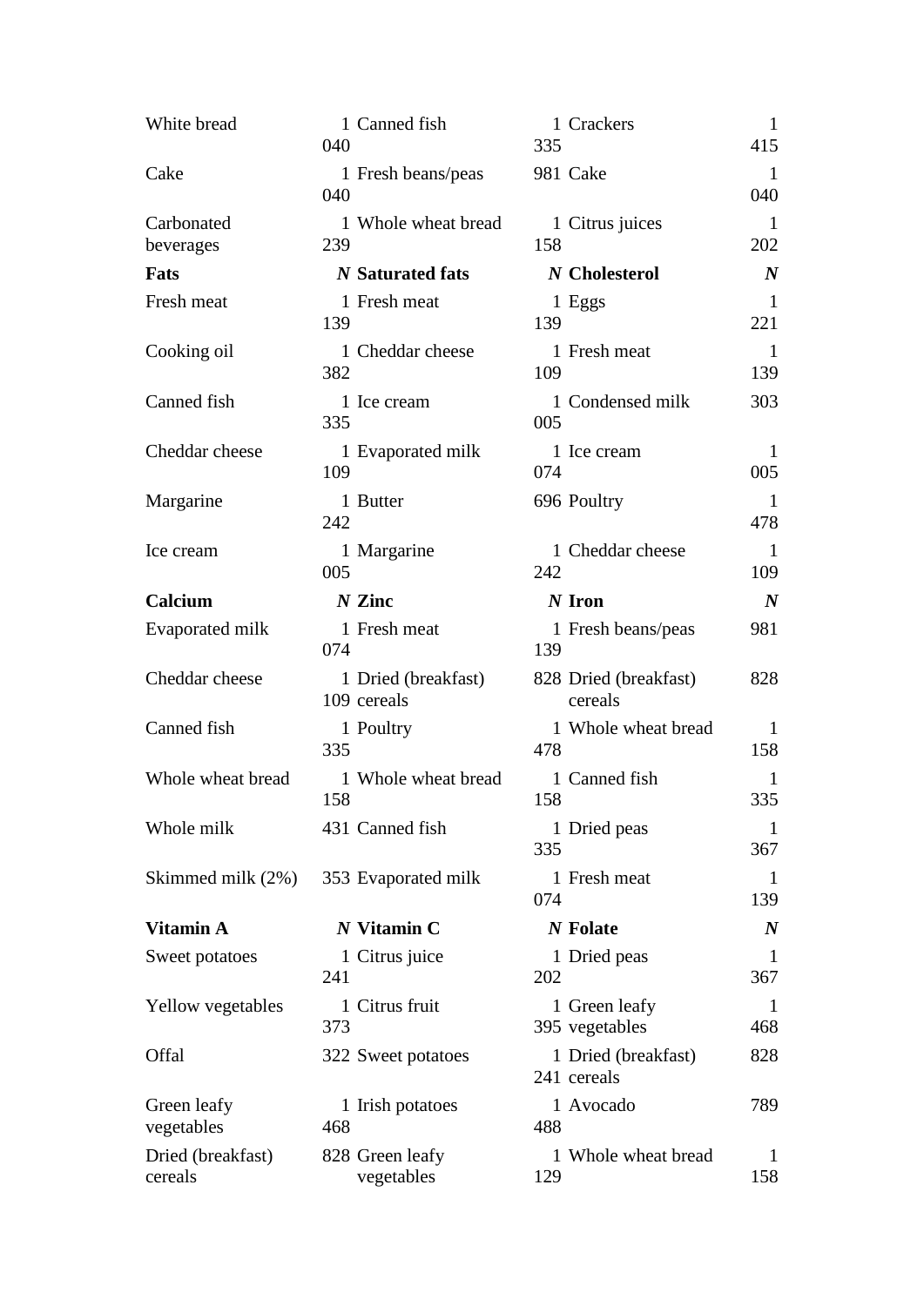| | | | | | |
|---|---|---|---|---|---|
| White bread | 1 040 | Canned fish | 1 335 | Crackers | 1 415 |
| Cake | 1 040 | Fresh beans/peas | 981 | Cake | 1 040 |
| Carbonated beverages | 1 239 | Whole wheat bread | 1 158 | Citrus juices | 1 202 |
| **Fats** | ***N*** | **Saturated fats** | ***N*** | **Cholesterol** | ***N*** |
| Fresh meat | 1 139 | Fresh meat | 1 139 | Eggs | 1 221 |
| Cooking oil | 1 382 | Cheddar cheese | 1 109 | Fresh meat | 1 139 |
| Canned fish | 1 335 | Ice cream | 1 005 | Condensed milk | 303 |
| Cheddar cheese | 1 109 | Evaporated milk | 1 074 | Ice cream | 1 005 |
| Margarine | 1 242 | Butter | 696 | Poultry | 1 478 |
| Ice cream | 1 005 | Margarine | 1 242 | Cheddar cheese | 1 109 |
| **Calcium** | ***N*** | **Zinc** | ***N*** | **Iron** | ***N*** |
| Evaporated milk | 1 074 | Fresh meat | 1 139 | Fresh beans/peas | 981 |
| Cheddar cheese | 1 109 | Dried (breakfast) cereals | 828 | Dried (breakfast) cereals | 828 |
| Canned fish | 1 335 | Poultry | 1 478 | Whole wheat bread | 1 158 |
| Whole wheat bread | 1 158 | Whole wheat bread | 1 158 | Canned fish | 1 335 |
| Whole milk | 431 | Canned fish | 1 335 | Dried peas | 1 367 |
| Skimmed milk (2%) | 353 | Evaporated milk | 1 074 | Fresh meat | 1 139 |
| **Vitamin A** | ***N*** | **Vitamin C** | ***N*** | **Folate** | ***N*** |
| Sweet potatoes | 1 241 | Citrus juice | 1 202 | Dried peas | 1 367 |
| Yellow vegetables | 1 373 | Citrus fruit | 1 395 | Green leafy vegetables | 1 468 |
| Offal | 322 | Sweet potatoes | 1 241 | Dried (breakfast) cereals | 828 |
| Green leafy vegetables | 1 468 | Irish potatoes | 1 488 | Avocado | 789 |
| Dried (breakfast) cereals | 828 | Green leafy vegetables | 1 129 | Whole wheat bread | 1 158 |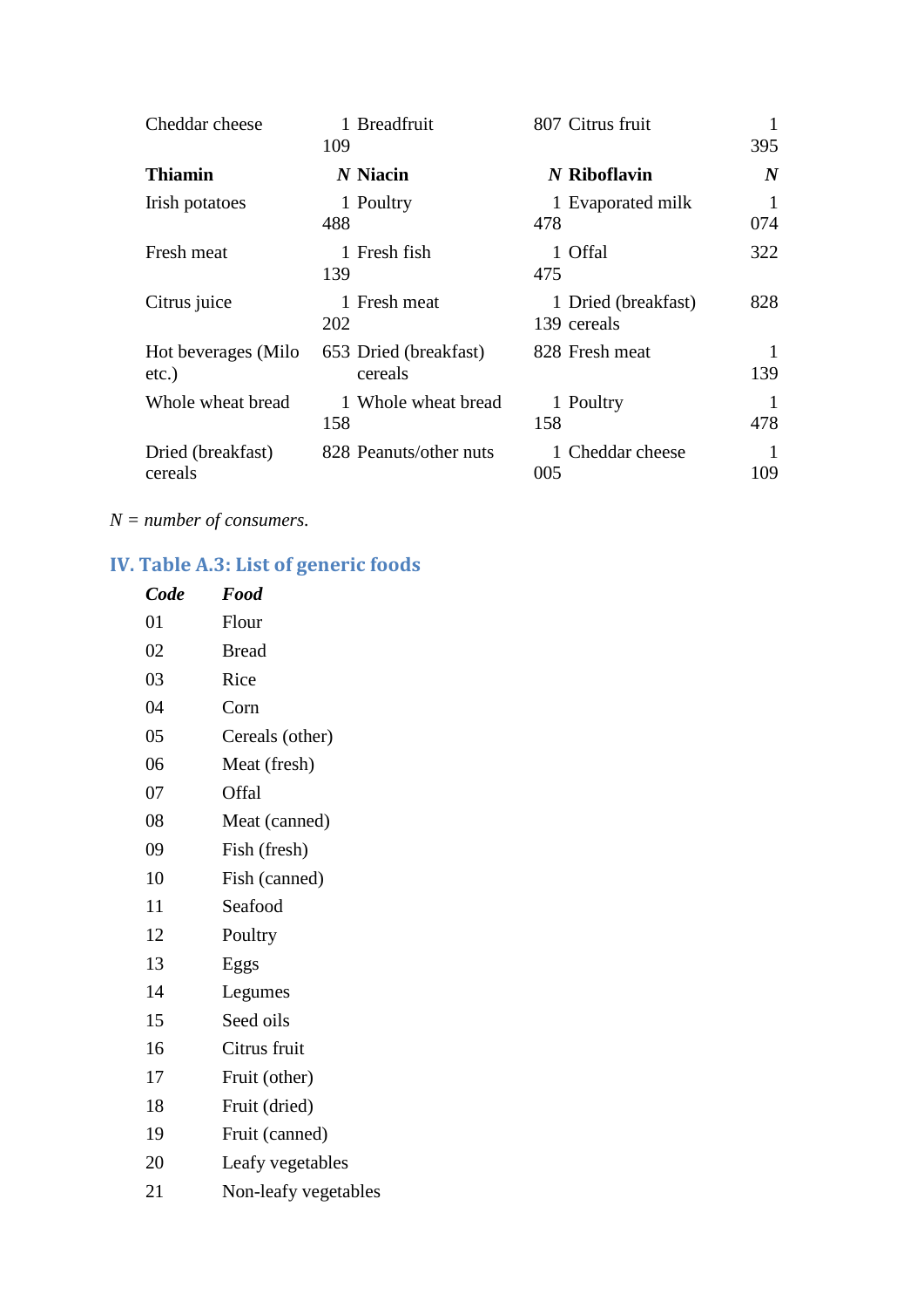| | | | | | |
|---|---|---|---|---|---|
| Cheddar cheese | 1 109 | Breadfruit | 807 | Citrus fruit | 1 395 |
| **Thiamin** | ***N*** | **Niacin** | ***N*** | **Riboflavin** | ***N*** |
| Irish potatoes | 1 488 | Poultry | 1 478 | Evaporated milk | 1 074 |
| Fresh meat | 1 139 | Fresh fish | 1 475 | Offal | 322 |
| Citrus juice | 1 202 | Fresh meat | 1 139 | Dried (breakfast) cereals | 828 |
| Hot beverages (Milo etc.) | 653 | Dried (breakfast) cereals | 828 | Fresh meat | 1 139 |
| Whole wheat bread | 1 158 | Whole wheat bread | 1 158 | Poultry | 1 478 |
| Dried (breakfast) cereals | 828 | Peanuts/other nuts | 1 005 | Cheddar cheese | 1 109 |

*N = number of consumers.*

## IV. Table A.3: List of generic foods

| *Code* | *Food* |
|---|---|
| 01 | Flour |
| 02 | Bread |
| 03 | Rice |
| 04 | Corn |
| 05 | Cereals (other) |
| 06 | Meat (fresh) |
| 07 | Offal |
| 08 | Meat (canned) |
| 09 | Fish (fresh) |
| 10 | Fish (canned) |
| 11 | Seafood |
| 12 | Poultry |
| 13 | Eggs |
| 14 | Legumes |
| 15 | Seed oils |
| 16 | Citrus fruit |
| 17 | Fruit (other) |
| 18 | Fruit (dried) |
| 19 | Fruit (canned) |
| 20 | Leafy vegetables |
| 21 | Non-leafy vegetables |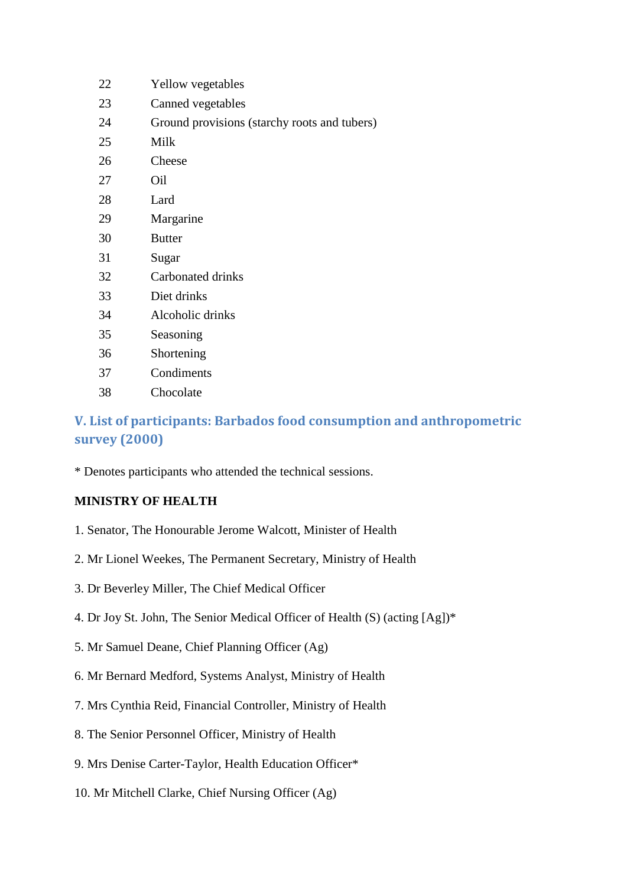22 Yellow vegetables
23 Canned vegetables
24 Ground provisions (starchy roots and tubers)
25 Milk
26 Cheese
27 Oil
28 Lard
29 Margarine
30 Butter
31 Sugar
32 Carbonated drinks
33 Diet drinks
34 Alcoholic drinks
35 Seasoning
36 Shortening
37 Condiments
38 Chocolate

## V. List of participants: Barbados food consumption and anthropometric survey (2000)

\* Denotes participants who attended the technical sessions.

**MINISTRY OF HEALTH**

1. Senator, The Honourable Jerome Walcott, Minister of Health

2. Mr Lionel Weekes, The Permanent Secretary, Ministry of Health

3. Dr Beverley Miller, The Chief Medical Officer

4. Dr Joy St. John, The Senior Medical Officer of Health (S) (acting [Ag])*

5. Mr Samuel Deane, Chief Planning Officer (Ag)

6. Mr Bernard Medford, Systems Analyst, Ministry of Health

7. Mrs Cynthia Reid, Financial Controller, Ministry of Health

8. The Senior Personnel Officer, Ministry of Health

9. Mrs Denise Carter-Taylor, Health Education Officer*

10. Mr Mitchell Clarke, Chief Nursing Officer (Ag)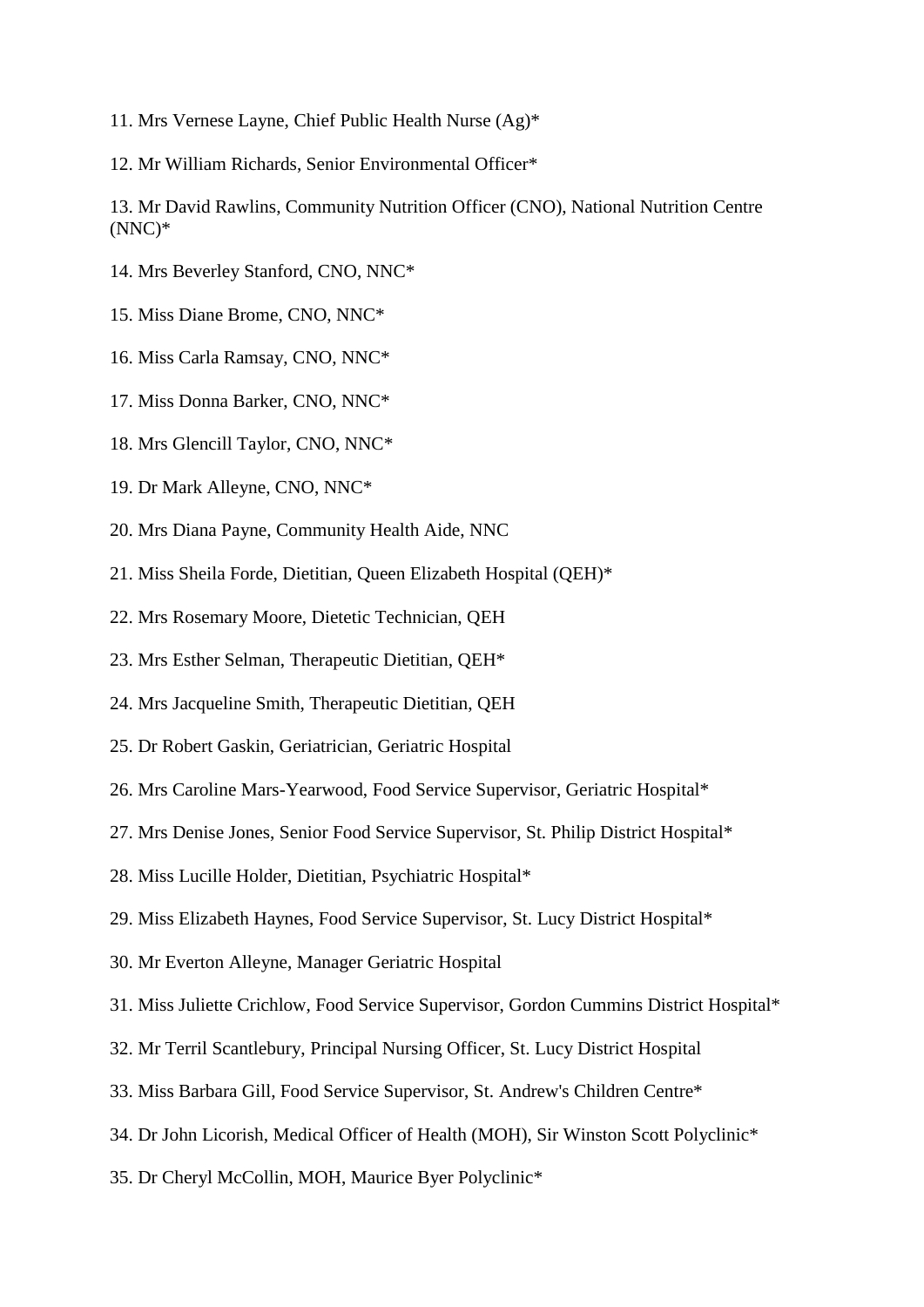11. Mrs Vernese Layne, Chief Public Health Nurse (Ag)*

12. Mr William Richards, Senior Environmental Officer*

13. Mr David Rawlins, Community Nutrition Officer (CNO), National Nutrition Centre (NNC)*

14. Mrs Beverley Stanford, CNO, NNC*

15. Miss Diane Brome, CNO, NNC*

16. Miss Carla Ramsay, CNO, NNC*

17. Miss Donna Barker, CNO, NNC*

18. Mrs Glencill Taylor, CNO, NNC*

19. Dr Mark Alleyne, CNO, NNC*

20. Mrs Diana Payne, Community Health Aide, NNC

21. Miss Sheila Forde, Dietitian, Queen Elizabeth Hospital (QEH)*

22. Mrs Rosemary Moore, Dietetic Technician, QEH

23. Mrs Esther Selman, Therapeutic Dietitian, QEH*

24. Mrs Jacqueline Smith, Therapeutic Dietitian, QEH

25. Dr Robert Gaskin, Geriatrician, Geriatric Hospital

26. Mrs Caroline Mars-Yearwood, Food Service Supervisor, Geriatric Hospital*

27. Mrs Denise Jones, Senior Food Service Supervisor, St. Philip District Hospital*

28. Miss Lucille Holder, Dietitian, Psychiatric Hospital*

29. Miss Elizabeth Haynes, Food Service Supervisor, St. Lucy District Hospital*

30. Mr Everton Alleyne, Manager Geriatric Hospital

31. Miss Juliette Crichlow, Food Service Supervisor, Gordon Cummins District Hospital*

32. Mr Terril Scantlebury, Principal Nursing Officer, St. Lucy District Hospital

33. Miss Barbara Gill, Food Service Supervisor, St. Andrew's Children Centre*

34. Dr John Licorish, Medical Officer of Health (MOH), Sir Winston Scott Polyclinic*

35. Dr Cheryl McCollin, MOH, Maurice Byer Polyclinic*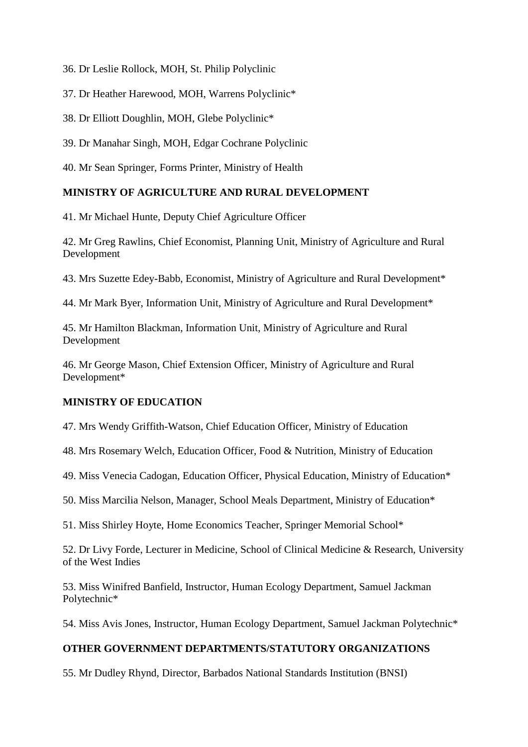36. Dr Leslie Rollock, MOH, St. Philip Polyclinic

37. Dr Heather Harewood, MOH, Warrens Polyclinic*

38. Dr Elliott Doughlin, MOH, Glebe Polyclinic*

39. Dr Manahar Singh, MOH, Edgar Cochrane Polyclinic

40. Mr Sean Springer, Forms Printer, Ministry of Health

**MINISTRY OF AGRICULTURE AND RURAL DEVELOPMENT**

41. Mr Michael Hunte, Deputy Chief Agriculture Officer

42. Mr Greg Rawlins, Chief Economist, Planning Unit, Ministry of Agriculture and Rural Development

43. Mrs Suzette Edey-Babb, Economist, Ministry of Agriculture and Rural Development*

44. Mr Mark Byer, Information Unit, Ministry of Agriculture and Rural Development*

45. Mr Hamilton Blackman, Information Unit, Ministry of Agriculture and Rural Development

46. Mr George Mason, Chief Extension Officer, Ministry of Agriculture and Rural Development*

**MINISTRY OF EDUCATION**

47. Mrs Wendy Griffith-Watson, Chief Education Officer, Ministry of Education

48. Mrs Rosemary Welch, Education Officer, Food & Nutrition, Ministry of Education

49. Miss Venecia Cadogan, Education Officer, Physical Education, Ministry of Education*

50. Miss Marcilia Nelson, Manager, School Meals Department, Ministry of Education*

51. Miss Shirley Hoyte, Home Economics Teacher, Springer Memorial School*

52. Dr Livy Forde, Lecturer in Medicine, School of Clinical Medicine & Research, University of the West Indies

53. Miss Winifred Banfield, Instructor, Human Ecology Department, Samuel Jackman Polytechnic*

54. Miss Avis Jones, Instructor, Human Ecology Department, Samuel Jackman Polytechnic*

**OTHER GOVERNMENT DEPARTMENTS/STATUTORY ORGANIZATIONS**

55. Mr Dudley Rhynd, Director, Barbados National Standards Institution (BNSI)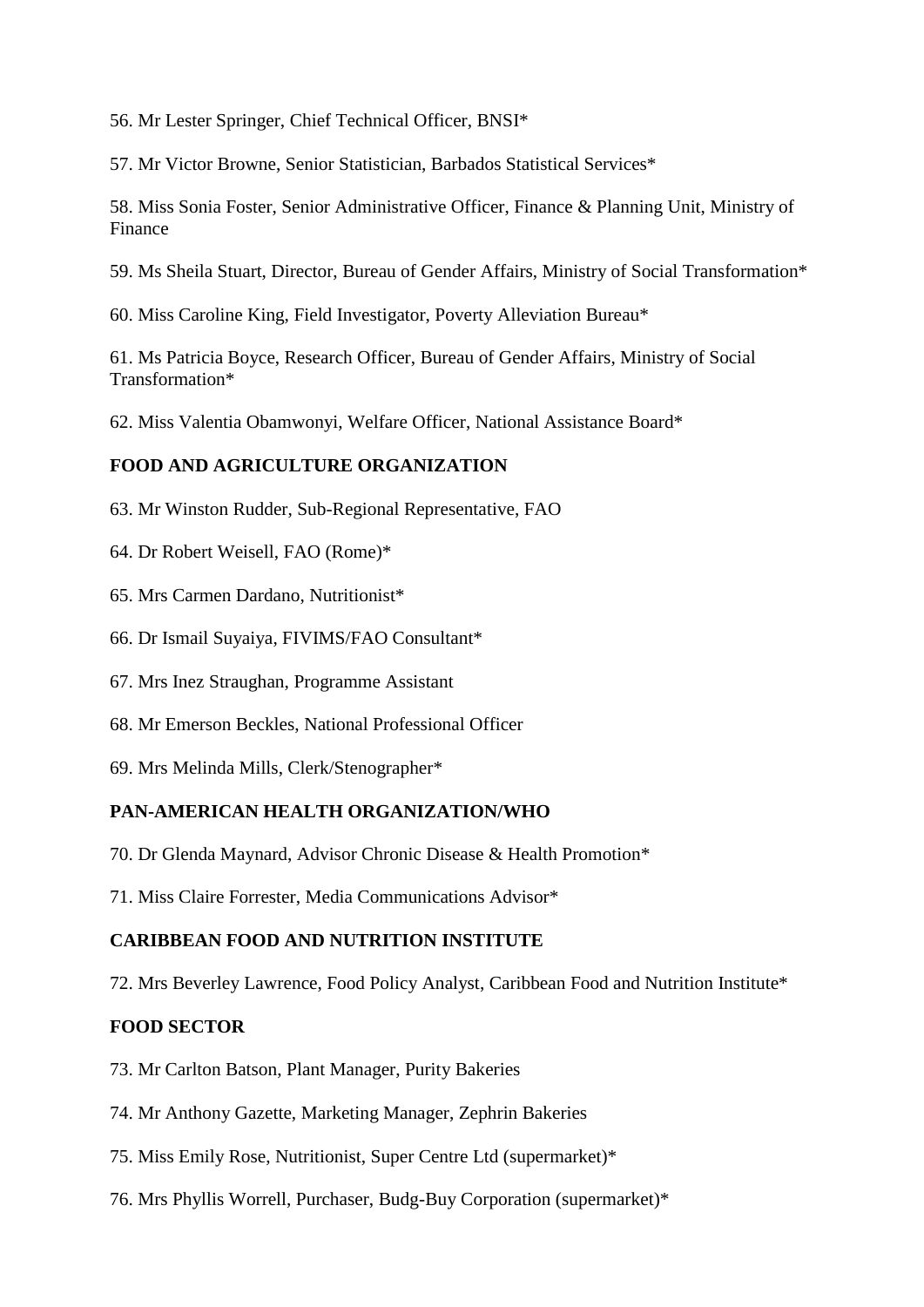56. Mr Lester Springer, Chief Technical Officer, BNSI*

57. Mr Victor Browne, Senior Statistician, Barbados Statistical Services*

58. Miss Sonia Foster, Senior Administrative Officer, Finance & Planning Unit, Ministry of Finance

59. Ms Sheila Stuart, Director, Bureau of Gender Affairs, Ministry of Social Transformation*

60. Miss Caroline King, Field Investigator, Poverty Alleviation Bureau*

61. Ms Patricia Boyce, Research Officer, Bureau of Gender Affairs, Ministry of Social Transformation*

62. Miss Valentia Obamwonyi, Welfare Officer, National Assistance Board*

**FOOD AND AGRICULTURE ORGANIZATION**

63. Mr Winston Rudder, Sub-Regional Representative, FAO

64. Dr Robert Weisell, FAO (Rome)*

65. Mrs Carmen Dardano, Nutritionist*

66. Dr Ismail Suyaiya, FIVIMS/FAO Consultant*

67. Mrs Inez Straughan, Programme Assistant

68. Mr Emerson Beckles, National Professional Officer

69. Mrs Melinda Mills, Clerk/Stenographer*

**PAN-AMERICAN HEALTH ORGANIZATION/WHO**

70. Dr Glenda Maynard, Advisor Chronic Disease & Health Promotion*

71. Miss Claire Forrester, Media Communications Advisor*

**CARIBBEAN FOOD AND NUTRITION INSTITUTE**

72. Mrs Beverley Lawrence, Food Policy Analyst, Caribbean Food and Nutrition Institute*

**FOOD SECTOR**

73. Mr Carlton Batson, Plant Manager, Purity Bakeries

74. Mr Anthony Gazette, Marketing Manager, Zephrin Bakeries

75. Miss Emily Rose, Nutritionist, Super Centre Ltd (supermarket)*

76. Mrs Phyllis Worrell, Purchaser, Budg-Buy Corporation (supermarket)*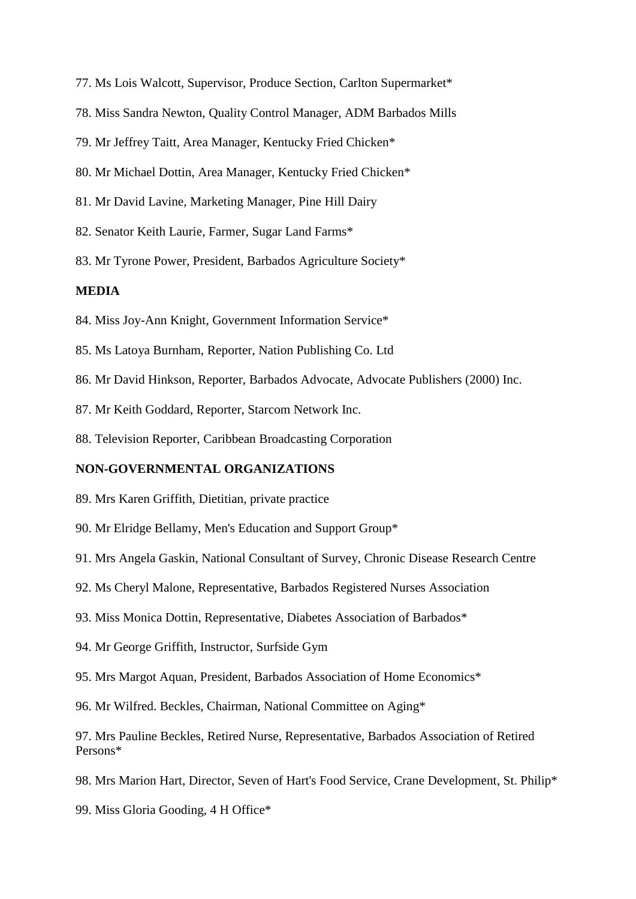77. Ms Lois Walcott, Supervisor, Produce Section, Carlton Supermarket*

78. Miss Sandra Newton, Quality Control Manager, ADM Barbados Mills

79. Mr Jeffrey Taitt, Area Manager, Kentucky Fried Chicken*

80. Mr Michael Dottin, Area Manager, Kentucky Fried Chicken*

81. Mr David Lavine, Marketing Manager, Pine Hill Dairy

82. Senator Keith Laurie, Farmer, Sugar Land Farms*

83. Mr Tyrone Power, President, Barbados Agriculture Society*

**MEDIA**

84. Miss Joy-Ann Knight, Government Information Service*

85. Ms Latoya Burnham, Reporter, Nation Publishing Co. Ltd

86. Mr David Hinkson, Reporter, Barbados Advocate, Advocate Publishers (2000) Inc.

87. Mr Keith Goddard, Reporter, Starcom Network Inc.

88. Television Reporter, Caribbean Broadcasting Corporation

**NON-GOVERNMENTAL ORGANIZATIONS**

89. Mrs Karen Griffith, Dietitian, private practice

90. Mr Elridge Bellamy, Men's Education and Support Group*

91. Mrs Angela Gaskin, National Consultant of Survey, Chronic Disease Research Centre

92. Ms Cheryl Malone, Representative, Barbados Registered Nurses Association

93. Miss Monica Dottin, Representative, Diabetes Association of Barbados*

94. Mr George Griffith, Instructor, Surfside Gym

95. Mrs Margot Aquan, President, Barbados Association of Home Economics*

96. Mr Wilfred. Beckles, Chairman, National Committee on Aging*

97. Mrs Pauline Beckles, Retired Nurse, Representative, Barbados Association of Retired Persons*

98. Mrs Marion Hart, Director, Seven of Hart's Food Service, Crane Development, St. Philip*

99. Miss Gloria Gooding, 4 H Office*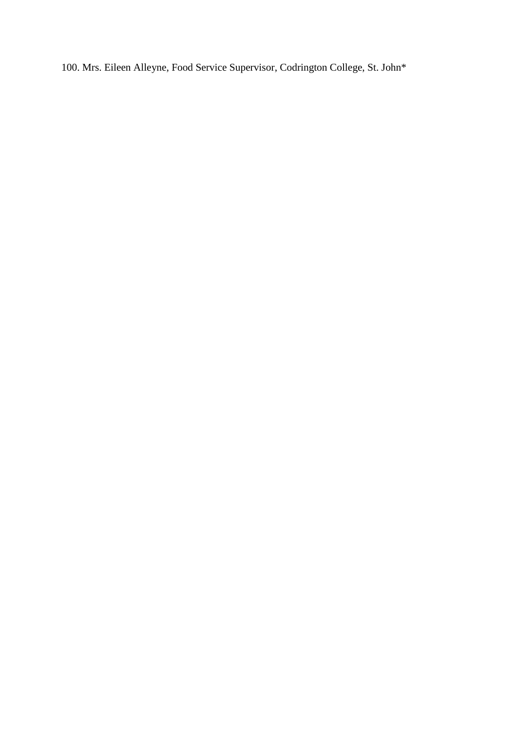100. Mrs. Eileen Alleyne, Food Service Supervisor, Codrington College, St. John*